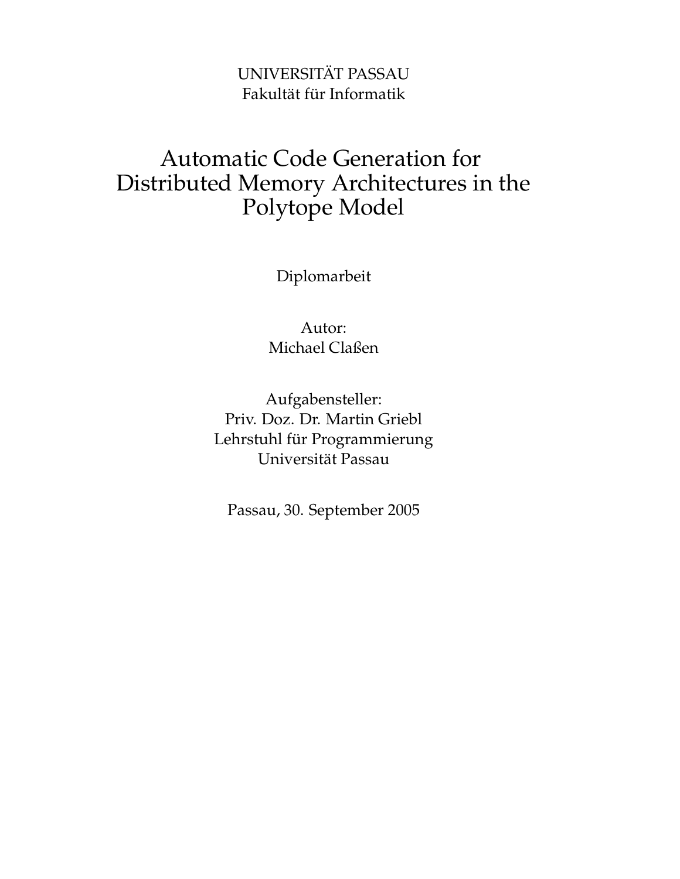UNIVERSITÄT PASSAU
Fakultät für Informatik

# Automatic Code Generation for Distributed Memory Architectures in the Polytope Model

Diplomarbeit

Autor:
Michael Claßen

Aufgabensteller:
Priv. Doz. Dr. Martin Griebl
Lehrstuhl für Programmierung
Universität Passau

Passau, 30. September 2005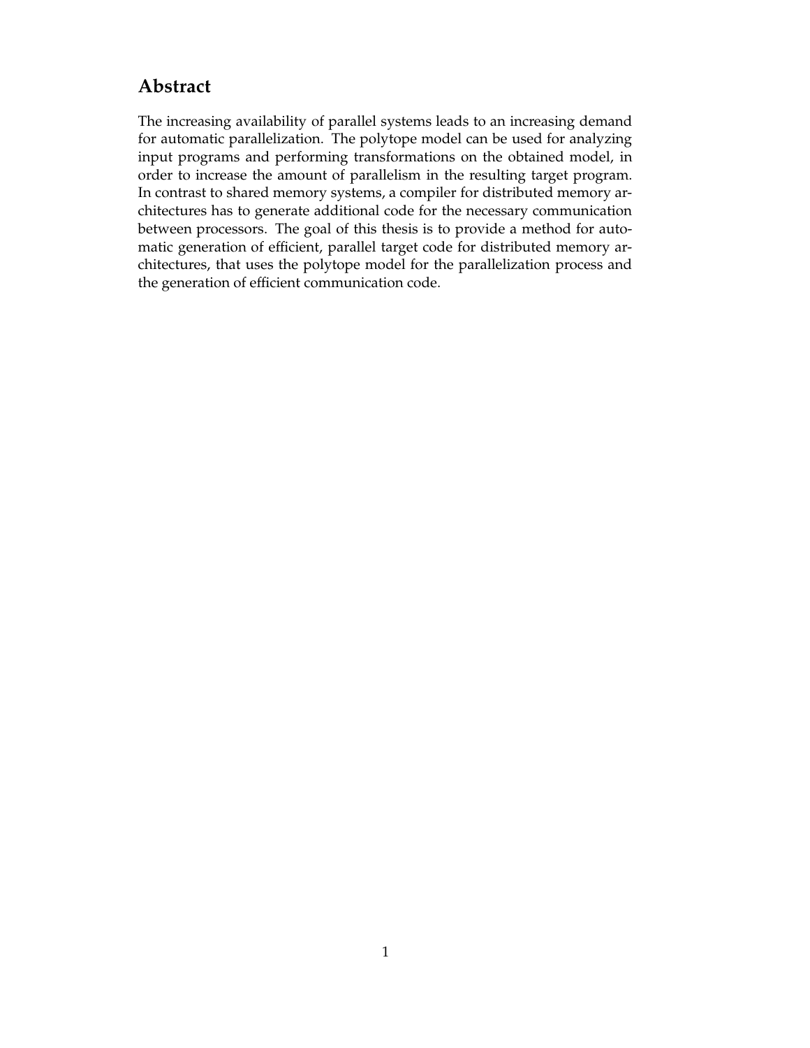## Abstract

The increasing availability of parallel systems leads to an increasing demand for automatic parallelization. The polytope model can be used for analyzing input programs and performing transformations on the obtained model, in order to increase the amount of parallelism in the resulting target program. In contrast to shared memory systems, a compiler for distributed memory architectures has to generate additional code for the necessary communication between processors. The goal of this thesis is to provide a method for automatic generation of efficient, parallel target code for distributed memory architectures, that uses the polytope model for the parallelization process and the generation of efficient communication code.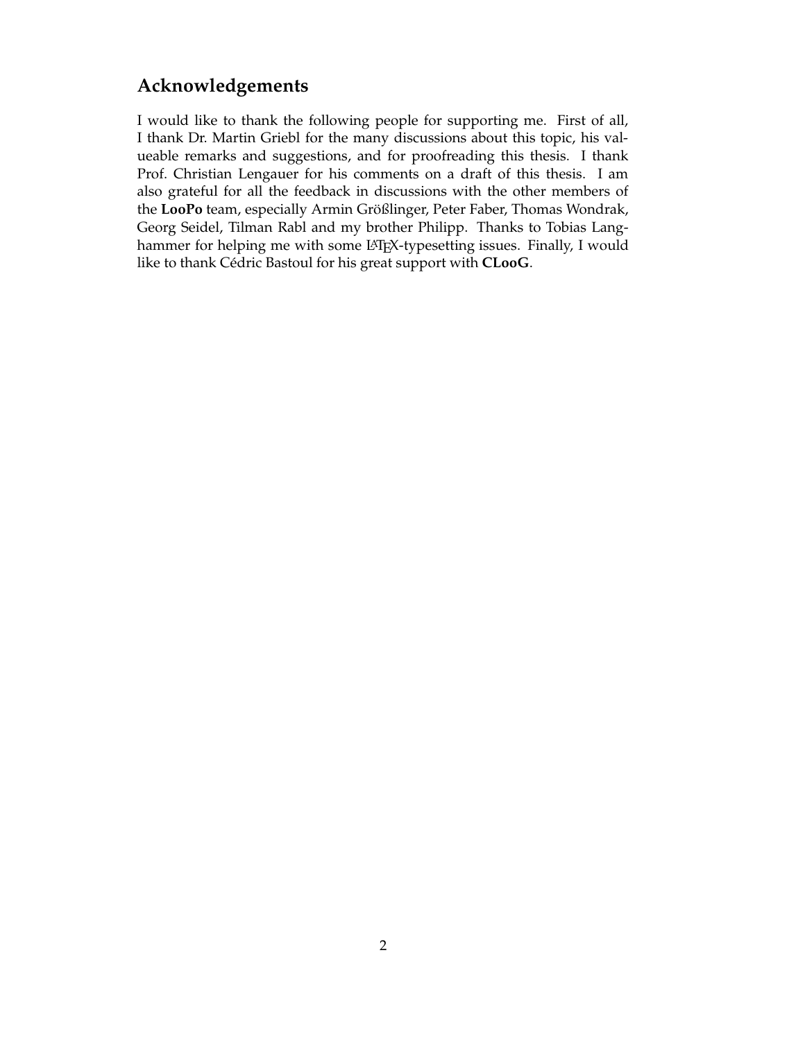## Acknowledgements

I would like to thank the following people for supporting me. First of all, I thank Dr. Martin Griebl for the many discussions about this topic, his valueable remarks and suggestions, and for proofreading this thesis. I thank Prof. Christian Lengauer for his comments on a draft of this thesis. I am also grateful for all the feedback in discussions with the other members of the **LooPo** team, especially Armin Größlinger, Peter Faber, Thomas Wondrak, Georg Seidel, Tilman Rabl and my brother Philipp. Thanks to Tobias Langhammer for helping me with some LaTeX-typesetting issues. Finally, I would like to thank Cédric Bastoul for his great support with **CLooG**.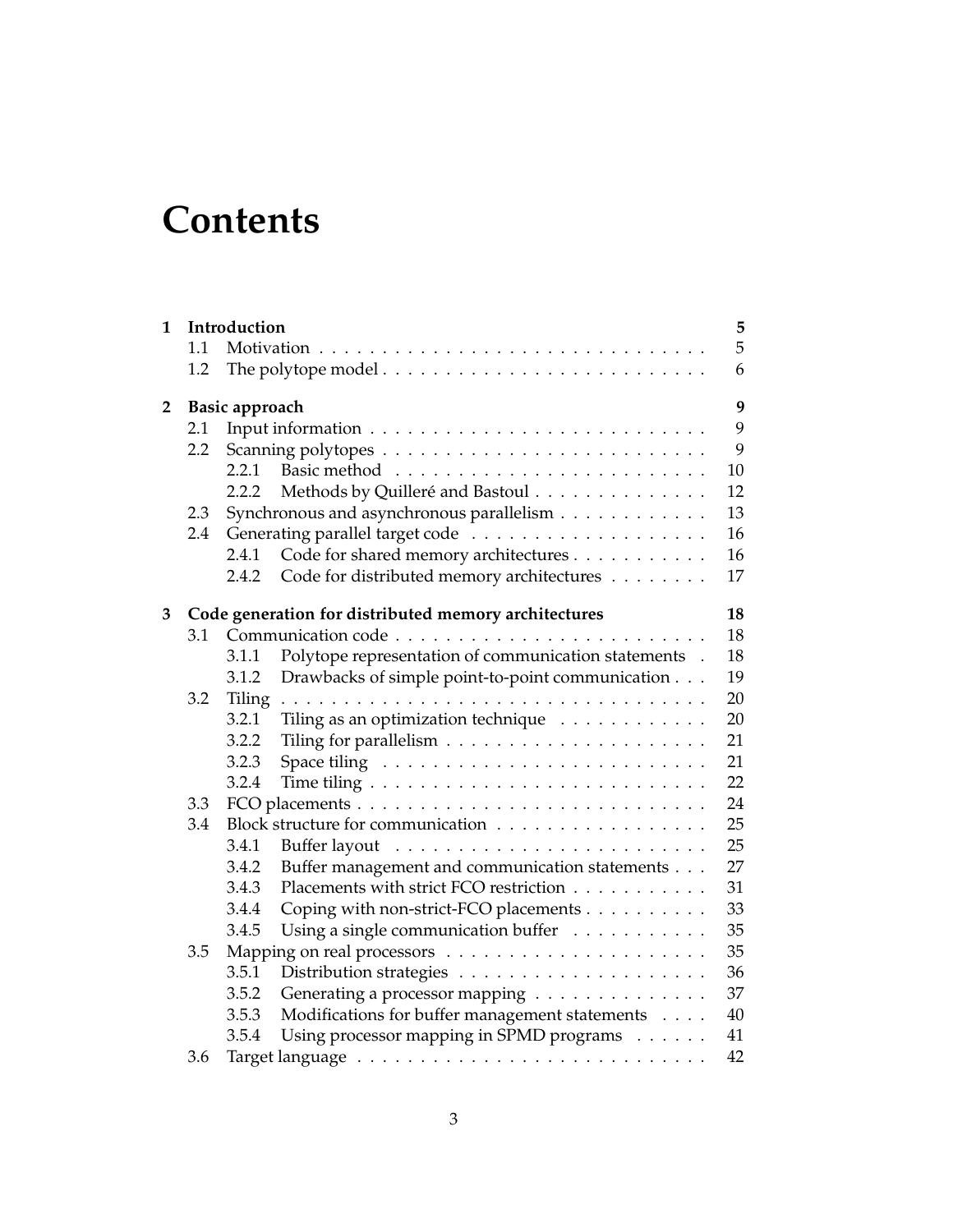# Contents

| | | | |
|---|---|---|---|
| **1** | **Introduction** | | **5** |
| | 1.1 | Motivation | 5 |
| | 1.2 | The polytope model | 6 |
| **2** | **Basic approach** | | **9** |
| | 2.1 | Input information | 9 |
| | 2.2 | Scanning polytopes | 9 |
| | 2.2.1 | Basic method | 10 |
| | 2.2.2 | Methods by Quilleré and Bastoul | 12 |
| | 2.3 | Synchronous and asynchronous parallelism | 13 |
| | 2.4 | Generating parallel target code | 16 |
| | 2.4.1 | Code for shared memory architectures | 16 |
| | 2.4.2 | Code for distributed memory architectures | 17 |
| **3** | **Code generation for distributed memory architectures** | | **18** |
| | 3.1 | Communication code | 18 |
| | 3.1.1 | Polytope representation of communication statements | 18 |
| | 3.1.2 | Drawbacks of simple point-to-point communication | 19 |
| | 3.2 | Tiling | 20 |
| | 3.2.1 | Tiling as an optimization technique | 20 |
| | 3.2.2 | Tiling for parallelism | 21 |
| | 3.2.3 | Space tiling | 21 |
| | 3.2.4 | Time tiling | 22 |
| | 3.3 | FCO placements | 24 |
| | 3.4 | Block structure for communication | 25 |
| | 3.4.1 | Buffer layout | 25 |
| | 3.4.2 | Buffer management and communication statements | 27 |
| | 3.4.3 | Placements with strict FCO restriction | 31 |
| | 3.4.4 | Coping with non-strict-FCO placements | 33 |
| | 3.4.5 | Using a single communication buffer | 35 |
| | 3.5 | Mapping on real processors | 35 |
| | 3.5.1 | Distribution strategies | 36 |
| | 3.5.2 | Generating a processor mapping | 37 |
| | 3.5.3 | Modifications for buffer management statements | 40 |
| | 3.5.4 | Using processor mapping in SPMD programs | 41 |
| | 3.6 | Target language | 42 |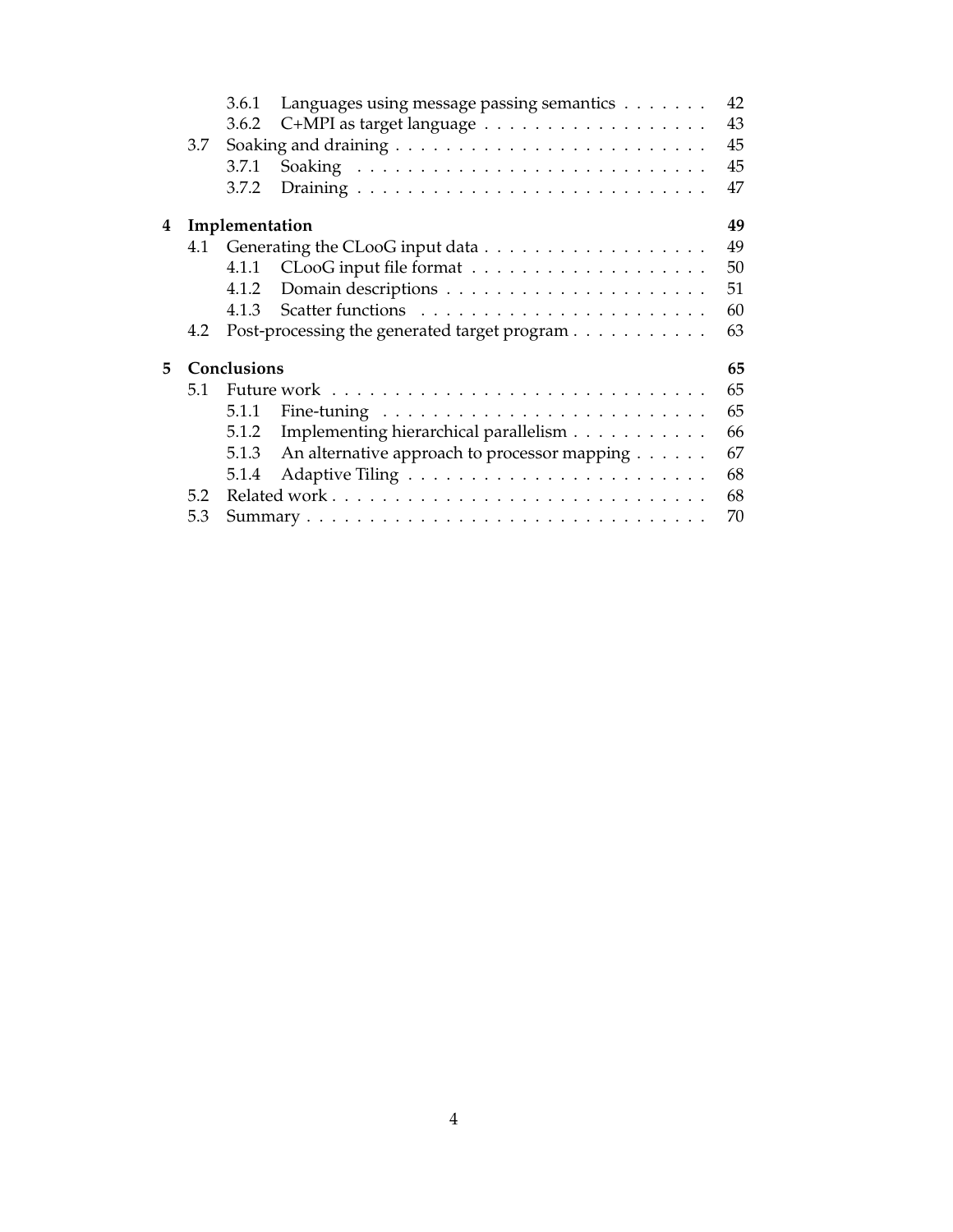3.6.1 Languages using message passing semantics . . . . . . . 42
3.6.2 C+MPI as target language . . . . . . . . . . . . . . . . . . 43
3.7 Soaking and draining . . . . . . . . . . . . . . . . . . . . . . . . 45
3.7.1 Soaking . . . . . . . . . . . . . . . . . . . . . . . . . . . . 45
3.7.2 Draining . . . . . . . . . . . . . . . . . . . . . . . . . . . 47

**4 Implementation** **49**
4.1 Generating the CLooG input data . . . . . . . . . . . . . . . . . . 49
4.1.1 CLooG input file format . . . . . . . . . . . . . . . . . . . 50
4.1.2 Domain descriptions . . . . . . . . . . . . . . . . . . . . . 51
4.1.3 Scatter functions . . . . . . . . . . . . . . . . . . . . . . . 60
4.2 Post-processing the generated target program . . . . . . . . . . . 63

**5 Conclusions** **65**
5.1 Future work . . . . . . . . . . . . . . . . . . . . . . . . . . . . . 65
5.1.1 Fine-tuning . . . . . . . . . . . . . . . . . . . . . . . . . . 65
5.1.2 Implementing hierarchical parallelism . . . . . . . . . . . 66
5.1.3 An alternative approach to processor mapping . . . . . . 67
5.1.4 Adaptive Tiling . . . . . . . . . . . . . . . . . . . . . . . . 68
5.2 Related work . . . . . . . . . . . . . . . . . . . . . . . . . . . . . 68
5.3 Summary . . . . . . . . . . . . . . . . . . . . . . . . . . . . . . . 70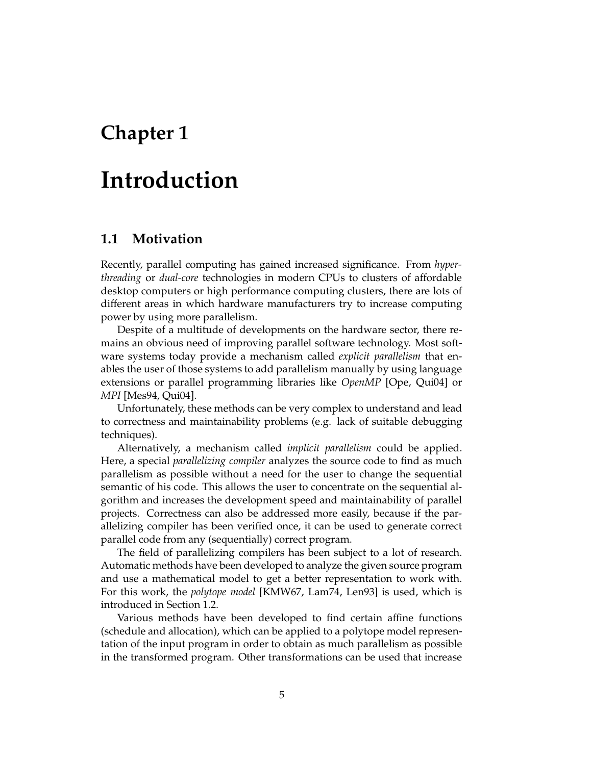# Chapter 1

# Introduction

## 1.1 Motivation

Recently, parallel computing has gained increased significance. From *hyper-threading* or *dual-core* technologies in modern CPUs to clusters of affordable desktop computers or high performance computing clusters, there are lots of different areas in which hardware manufacturers try to increase computing power by using more parallelism.

Despite of a multitude of developments on the hardware sector, there remains an obvious need of improving parallel software technology. Most software systems today provide a mechanism called *explicit parallelism* that enables the user of those systems to add parallelism manually by using language extensions or parallel programming libraries like *OpenMP* [Ope, Qui04] or *MPI* [Mes94, Qui04].

Unfortunately, these methods can be very complex to understand and lead to correctness and maintainability problems (e.g. lack of suitable debugging techniques).

Alternatively, a mechanism called *implicit parallelism* could be applied. Here, a special *parallelizing compiler* analyzes the source code to find as much parallelism as possible without a need for the user to change the sequential semantic of his code. This allows the user to concentrate on the sequential algorithm and increases the development speed and maintainability of parallel projects. Correctness can also be addressed more easily, because if the parallelizing compiler has been verified once, it can be used to generate correct parallel code from any (sequentially) correct program.

The field of parallelizing compilers has been subject to a lot of research. Automatic methods have been developed to analyze the given source program and use a mathematical model to get a better representation to work with. For this work, the *polytope model* [KMW67, Lam74, Len93] is used, which is introduced in Section 1.2.

Various methods have been developed to find certain affine functions (schedule and allocation), which can be applied to a polytope model representation of the input program in order to obtain as much parallelism as possible in the transformed program. Other transformations can be used that increase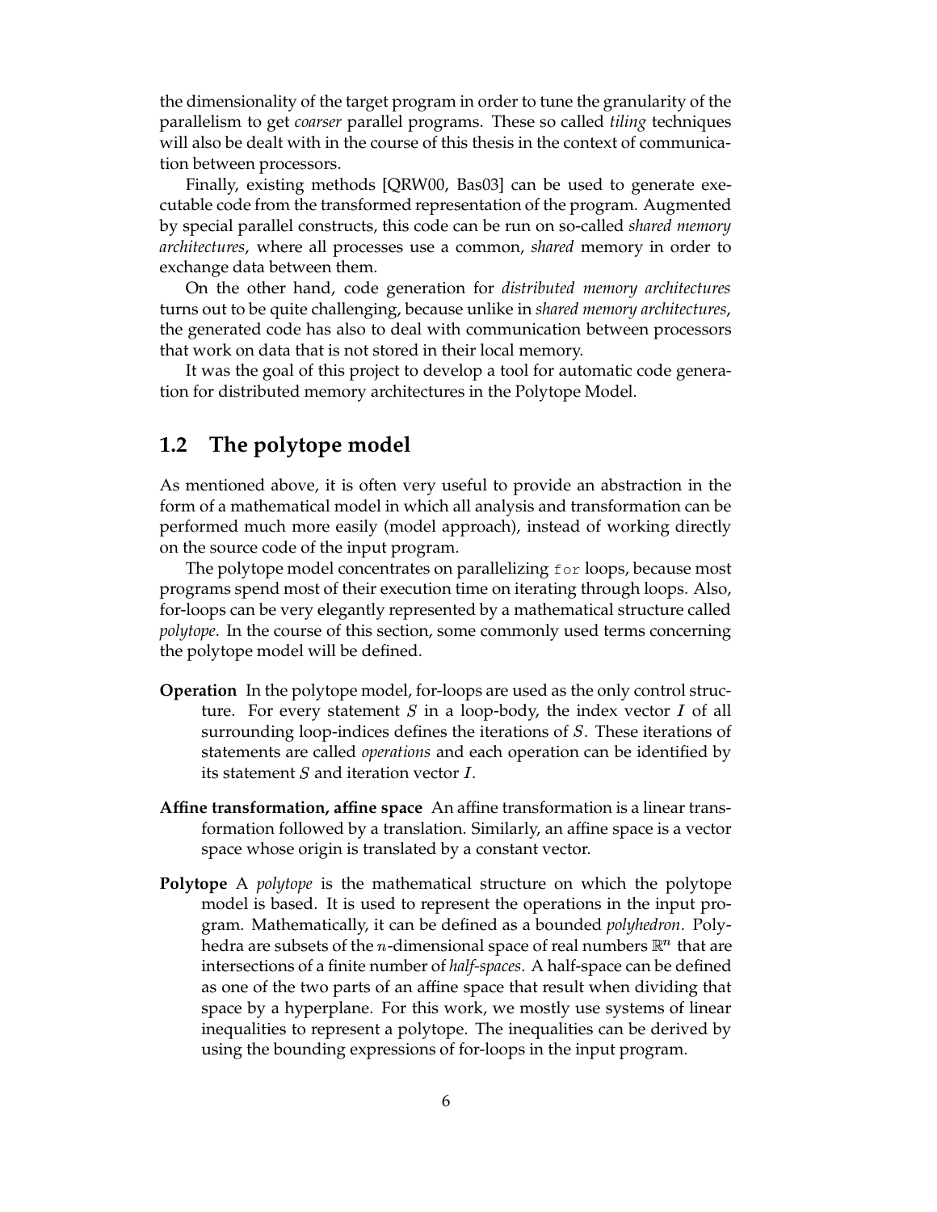the dimensionality of the target program in order to tune the granularity of the parallelism to get *coarser* parallel programs. These so called *tiling* techniques will also be dealt with in the course of this thesis in the context of communication between processors.

Finally, existing methods [QRW00, Bas03] can be used to generate executable code from the transformed representation of the program. Augmented by special parallel constructs, this code can be run on so-called *shared memory architectures*, where all processes use a common, *shared* memory in order to exchange data between them.

On the other hand, code generation for *distributed memory architectures* turns out to be quite challenging, because unlike in *shared memory architectures*, the generated code has also to deal with communication between processors that work on data that is not stored in their local memory.

It was the goal of this project to develop a tool for automatic code generation for distributed memory architectures in the Polytope Model.

## 1.2 The polytope model

As mentioned above, it is often very useful to provide an abstraction in the form of a mathematical model in which all analysis and transformation can be performed much more easily (model approach), instead of working directly on the source code of the input program.

The polytope model concentrates on parallelizing `for` loops, because most programs spend most of their execution time on iterating through loops. Also, for-loops can be very elegantly represented by a mathematical structure called *polytope*. In the course of this section, some commonly used terms concerning the polytope model will be defined.

**Operation** In the polytope model, for-loops are used as the only control structure. For every statement $S$ in a loop-body, the index vector $I$ of all surrounding loop-indices defines the iterations of $S$. These iterations of statements are called *operations* and each operation can be identified by its statement $S$ and iteration vector $I$.

**Affine transformation, affine space** An affine transformation is a linear transformation followed by a translation. Similarly, an affine space is a vector space whose origin is translated by a constant vector.

**Polytope** A *polytope* is the mathematical structure on which the polytope model is based. It is used to represent the operations in the input program. Mathematically, it can be defined as a bounded *polyhedron*. Polyhedra are subsets of the $n$-dimensional space of real numbers $\mathbb{R}^n$ that are intersections of a finite number of *half-spaces*. A half-space can be defined as one of the two parts of an affine space that result when dividing that space by a hyperplane. For this work, we mostly use systems of linear inequalities to represent a polytope. The inequalities can be derived by using the bounding expressions of for-loops in the input program.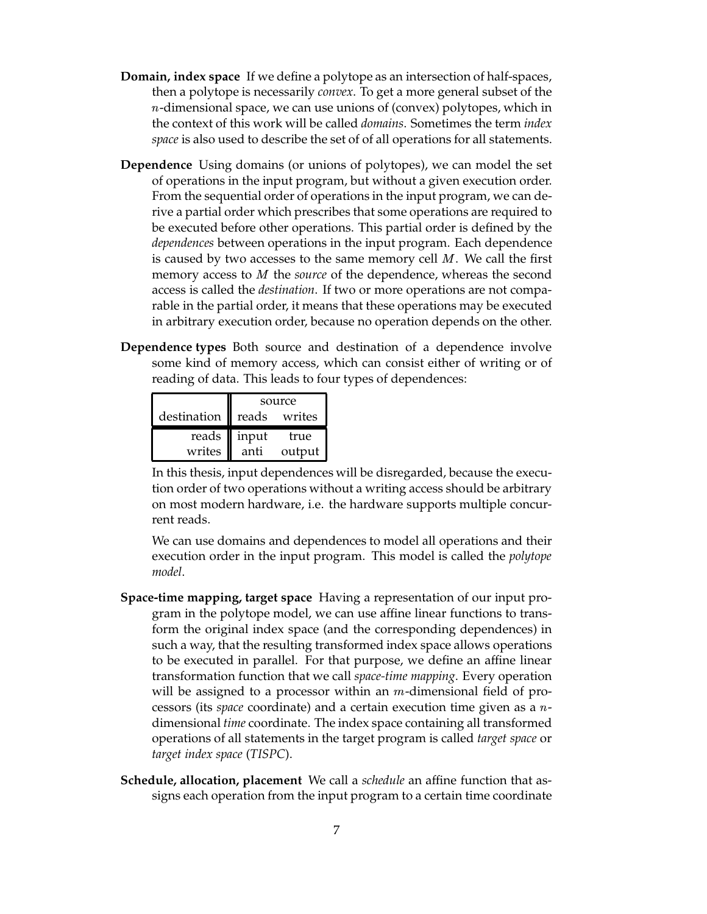**Domain, index space** If we define a polytope as an intersection of half-spaces, then a polytope is necessarily *convex*. To get a more general subset of the $n$-dimensional space, we can use unions of (convex) polytopes, which in the context of this work will be called *domains*. Sometimes the term *index space* is also used to describe the set of of all operations for all statements.

**Dependence** Using domains (or unions of polytopes), we can model the set of operations in the input program, but without a given execution order. From the sequential order of operations in the input program, we can derive a partial order which prescribes that some operations are required to be executed before other operations. This partial order is defined by the *dependences* between operations in the input program. Each dependence is caused by two accesses to the same memory cell $M$. We call the first memory access to $M$ the *source* of the dependence, whereas the second access is called the *destination*. If two or more operations are not comparable in the partial order, it means that these operations may be executed in arbitrary execution order, because no operation depends on the other.

**Dependence types** Both source and destination of a dependence involve some kind of memory access, which can consist either of writing or of reading of data. This leads to four types of dependences:

| | source | |
|---|---|---|
| destination | reads | writes |
| reads | input | true |
| writes | anti | output |

In this thesis, input dependences will be disregarded, because the execution order of two operations without a writing access should be arbitrary on most modern hardware, i.e. the hardware supports multiple concurrent reads.

We can use domains and dependences to model all operations and their execution order in the input program. This model is called the *polytope model*.

**Space-time mapping, target space** Having a representation of our input program in the polytope model, we can use affine linear functions to transform the original index space (and the corresponding dependences) in such a way, that the resulting transformed index space allows operations to be executed in parallel. For that purpose, we define an affine linear transformation function that we call *space-time mapping*. Every operation will be assigned to a processor within an $m$-dimensional field of processors (its *space* coordinate) and a certain execution time given as a $n$-dimensional *time* coordinate. The index space containing all transformed operations of all statements in the target program is called *target space* or *target index space* (*TISPC*).

**Schedule, allocation, placement** We call a *schedule* an affine function that assigns each operation from the input program to a certain time coordinate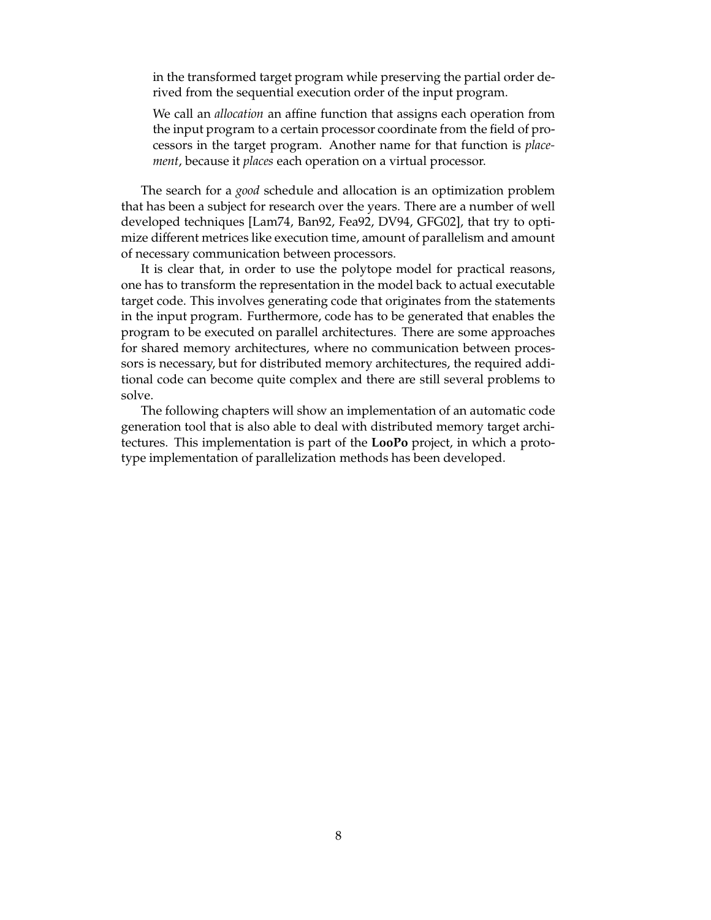in the transformed target program while preserving the partial order derived from the sequential execution order of the input program.

We call an *allocation* an affine function that assigns each operation from the input program to a certain processor coordinate from the field of processors in the target program. Another name for that function is *placement*, because it *places* each operation on a virtual processor.

The search for a *good* schedule and allocation is an optimization problem that has been a subject for research over the years. There are a number of well developed techniques [Lam74, Ban92, Fea92, DV94, GFG02], that try to optimize different metrices like execution time, amount of parallelism and amount of necessary communication between processors.

It is clear that, in order to use the polytope model for practical reasons, one has to transform the representation in the model back to actual executable target code. This involves generating code that originates from the statements in the input program. Furthermore, code has to be generated that enables the program to be executed on parallel architectures. There are some approaches for shared memory architectures, where no communication between processors is necessary, but for distributed memory architectures, the required additional code can become quite complex and there are still several problems to solve.

The following chapters will show an implementation of an automatic code generation tool that is also able to deal with distributed memory target architectures. This implementation is part of the **LooPo** project, in which a prototype implementation of parallelization methods has been developed.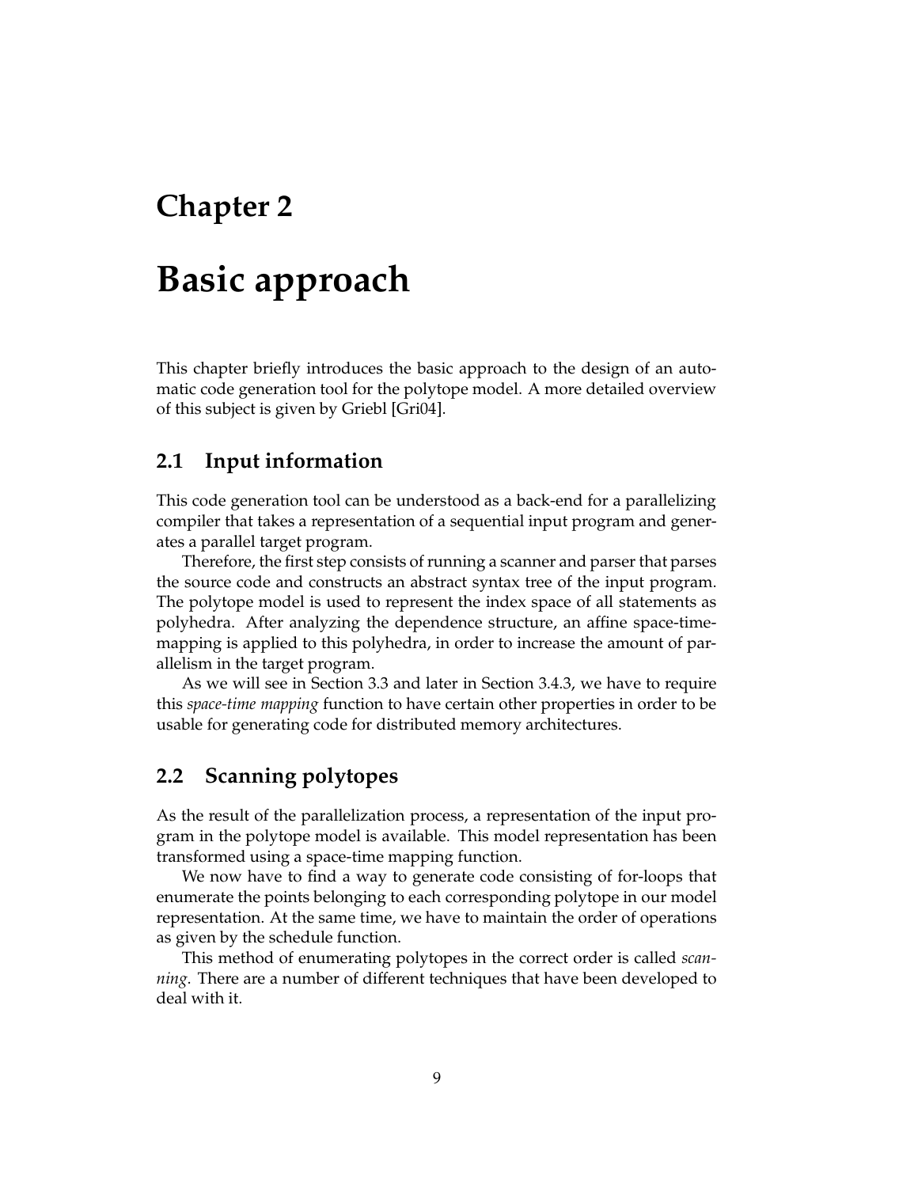# Chapter 2

# Basic approach

This chapter briefly introduces the basic approach to the design of an automatic code generation tool for the polytope model. A more detailed overview of this subject is given by Griebl [Gri04].

## 2.1 Input information

This code generation tool can be understood as a back-end for a parallelizing compiler that takes a representation of a sequential input program and generates a parallel target program.

Therefore, the first step consists of running a scanner and parser that parses the source code and constructs an abstract syntax tree of the input program. The polytope model is used to represent the index space of all statements as polyhedra. After analyzing the dependence structure, an affine space-time-mapping is applied to this polyhedra, in order to increase the amount of parallelism in the target program.

As we will see in Section 3.3 and later in Section 3.4.3, we have to require this *space-time mapping* function to have certain other properties in order to be usable for generating code for distributed memory architectures.

## 2.2 Scanning polytopes

As the result of the parallelization process, a representation of the input program in the polytope model is available. This model representation has been transformed using a space-time mapping function.

We now have to find a way to generate code consisting of for-loops that enumerate the points belonging to each corresponding polytope in our model representation. At the same time, we have to maintain the order of operations as given by the schedule function.

This method of enumerating polytopes in the correct order is called *scanning*. There are a number of different techniques that have been developed to deal with it.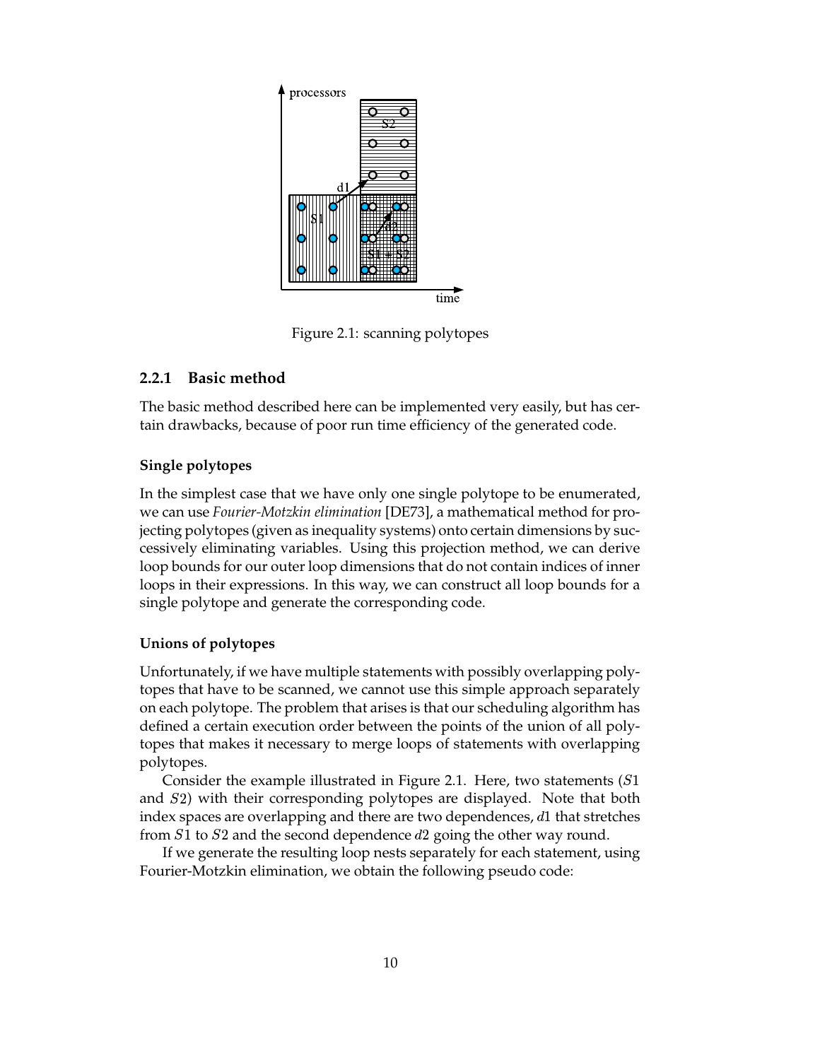Figure 2.1: scanning polytopes

### 2.2.1 Basic method

The basic method described here can be implemented very easily, but has certain drawbacks, because of poor run time efficiency of the generated code.

#### Single polytopes

In the simplest case that we have only one single polytope to be enumerated, we can use *Fourier-Motzkin elimination* [DE73], a mathematical method for projecting polytopes (given as inequality systems) onto certain dimensions by successively eliminating variables. Using this projection method, we can derive loop bounds for our outer loop dimensions that do not contain indices of inner loops in their expressions. In this way, we can construct all loop bounds for a single polytope and generate the corresponding code.

#### Unions of polytopes

Unfortunately, if we have multiple statements with possibly overlapping polytopes that have to be scanned, we cannot use this simple approach separately on each polytope. The problem that arises is that our scheduling algorithm has defined a certain execution order between the points of the union of all polytopes that makes it necessary to merge loops of statements with overlapping polytopes.

Consider the example illustrated in Figure 2.1. Here, two statements ($S1$ and $S2$) with their corresponding polytopes are displayed. Note that both index spaces are overlapping and there are two dependences, $d1$ that stretches from $S1$ to $S2$ and the second dependence $d2$ going the other way round.

If we generate the resulting loop nests separately for each statement, using Fourier-Motzkin elimination, we obtain the following pseudo code: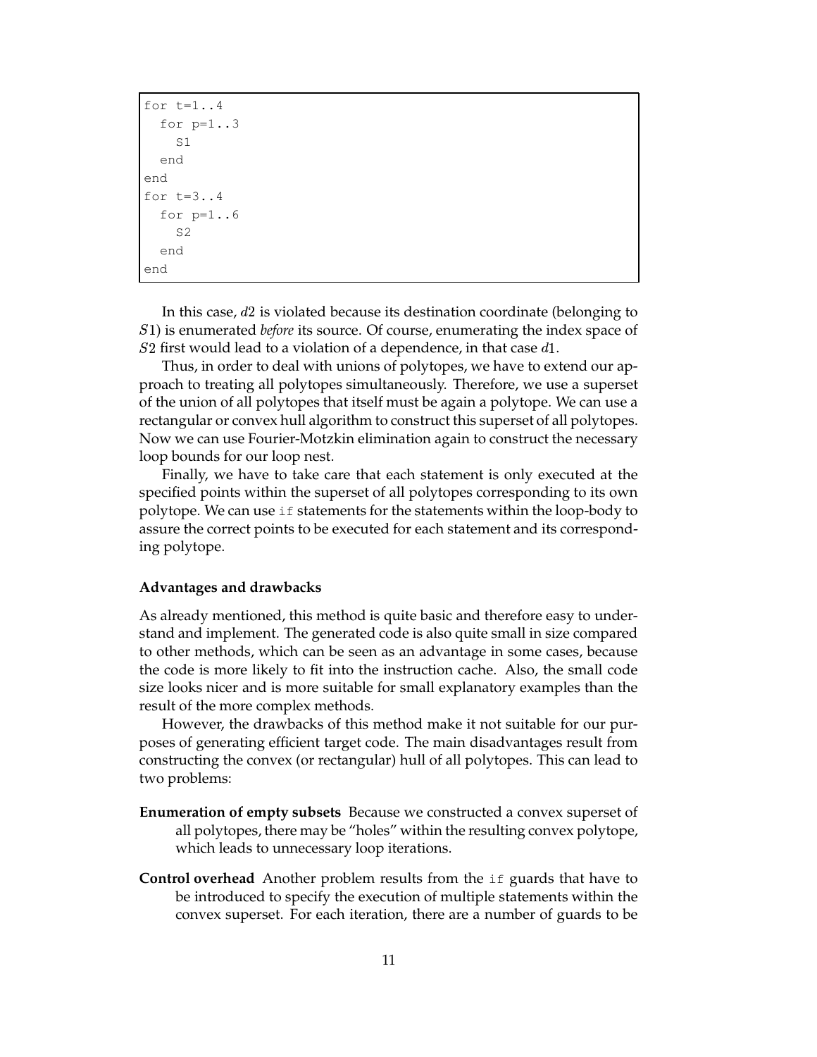```
for t=1..4
  for p=1..3
    S1
  end
end
for t=3..4
  for p=1..6
    S2
  end
end
```

In this case, $d2$ is violated because its destination coordinate (belonging to $S1$) is enumerated *before* its source. Of course, enumerating the index space of $S2$ first would lead to a violation of a dependence, in that case $d1$.

Thus, in order to deal with unions of polytopes, we have to extend our approach to treating all polytopes simultaneously. Therefore, we use a superset of the union of all polytopes that itself must be again a polytope. We can use a rectangular or convex hull algorithm to construct this superset of all polytopes. Now we can use Fourier-Motzkin elimination again to construct the necessary loop bounds for our loop nest.

Finally, we have to take care that each statement is only executed at the specified points within the superset of all polytopes corresponding to its own polytope. We can use `if` statements for the statements within the loop-body to assure the correct points to be executed for each statement and its corresponding polytope.

**Advantages and drawbacks**

As already mentioned, this method is quite basic and therefore easy to understand and implement. The generated code is also quite small in size compared to other methods, which can be seen as an advantage in some cases, because the code is more likely to fit into the instruction cache. Also, the small code size looks nicer and is more suitable for small explanatory examples than the result of the more complex methods.

However, the drawbacks of this method make it not suitable for our purposes of generating efficient target code. The main disadvantages result from constructing the convex (or rectangular) hull of all polytopes. This can lead to two problems:

**Enumeration of empty subsets** Because we constructed a convex superset of all polytopes, there may be "holes" within the resulting convex polytope, which leads to unnecessary loop iterations.

**Control overhead** Another problem results from the `if` guards that have to be introduced to specify the execution of multiple statements within the convex superset. For each iteration, there are a number of guards to be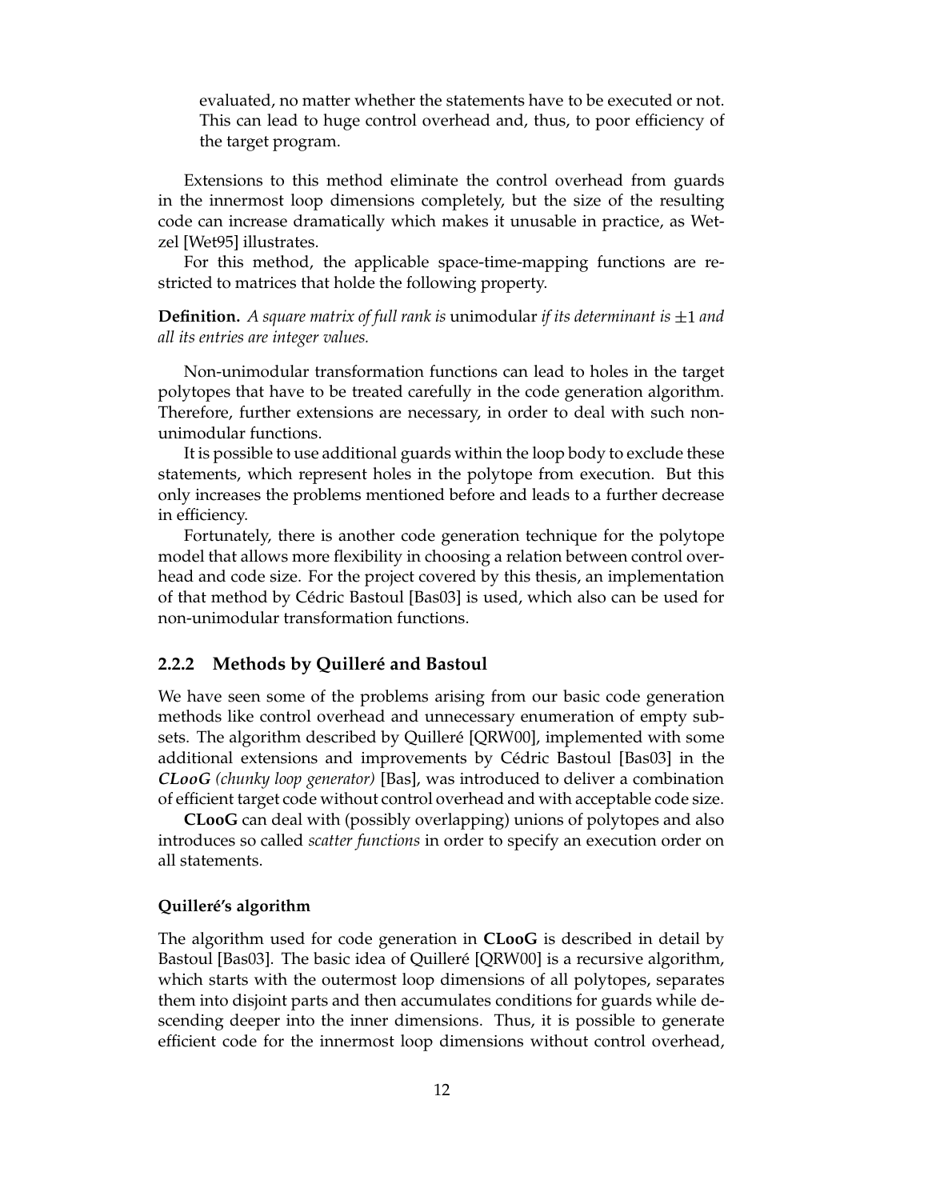evaluated, no matter whether the statements have to be executed or not. This can lead to huge control overhead and, thus, to poor efficiency of the target program.

Extensions to this method eliminate the control overhead from guards in the innermost loop dimensions completely, but the size of the resulting code can increase dramatically which makes it unusable in practice, as Wetzel [Wet95] illustrates.

For this method, the applicable space-time-mapping functions are restricted to matrices that holde the following property.

**Definition.** *A square matrix of full rank is* unimodular *if its determinant is* $\pm 1$ *and all its entries are integer values.*

Non-unimodular transformation functions can lead to holes in the target polytopes that have to be treated carefully in the code generation algorithm. Therefore, further extensions are necessary, in order to deal with such non-unimodular functions.

It is possible to use additional guards within the loop body to exclude these statements, which represent holes in the polytope from execution. But this only increases the problems mentioned before and leads to a further decrease in efficiency.

Fortunately, there is another code generation technique for the polytope model that allows more flexibility in choosing a relation between control overhead and code size. For the project covered by this thesis, an implementation of that method by Cédric Bastoul [Bas03] is used, which also can be used for non-unimodular transformation functions.

### 2.2.2 Methods by Quilleré and Bastoul

We have seen some of the problems arising from our basic code generation methods like control overhead and unnecessary enumeration of empty subsets. The algorithm described by Quilleré [QRW00], implemented with some additional extensions and improvements by Cédric Bastoul [Bas03] in the ***CLooG*** *(chunky loop generator)* [Bas], was introduced to deliver a combination of efficient target code without control overhead and with acceptable code size.

**CLooG** can deal with (possibly overlapping) unions of polytopes and also introduces so called *scatter functions* in order to specify an execution order on all statements.

#### Quilleré's algorithm

The algorithm used for code generation in **CLooG** is described in detail by Bastoul [Bas03]. The basic idea of Quilleré [QRW00] is a recursive algorithm, which starts with the outermost loop dimensions of all polytopes, separates them into disjoint parts and then accumulates conditions for guards while descending deeper into the inner dimensions. Thus, it is possible to generate efficient code for the innermost loop dimensions without control overhead,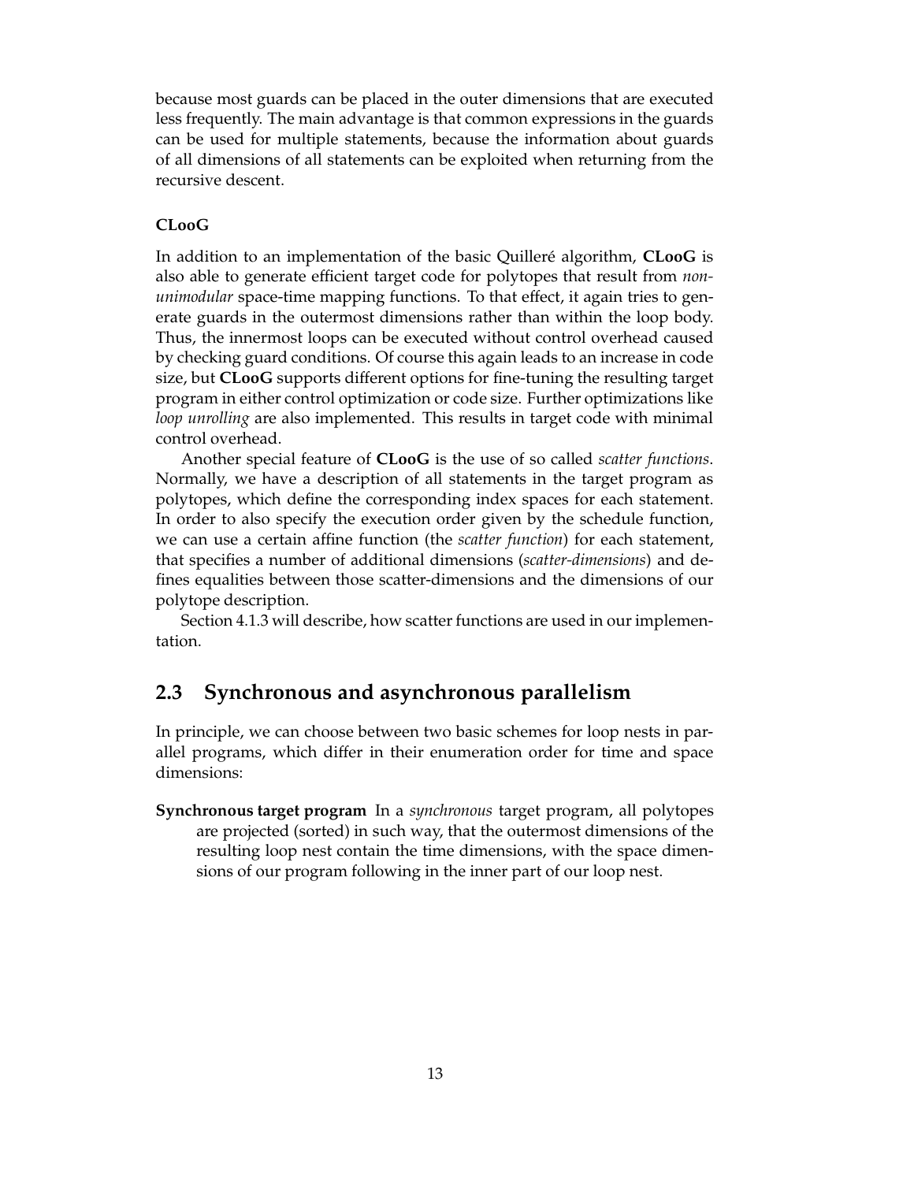because most guards can be placed in the outer dimensions that are executed less frequently. The main advantage is that common expressions in the guards can be used for multiple statements, because the information about guards of all dimensions of all statements can be exploited when returning from the recursive descent.

#### CLooG

In addition to an implementation of the basic Quilleré algorithm, **CLooG** is also able to generate efficient target code for polytopes that result from *non-unimodular* space-time mapping functions. To that effect, it again tries to generate guards in the outermost dimensions rather than within the loop body. Thus, the innermost loops can be executed without control overhead caused by checking guard conditions. Of course this again leads to an increase in code size, but **CLooG** supports different options for fine-tuning the resulting target program in either control optimization or code size. Further optimizations like *loop unrolling* are also implemented. This results in target code with minimal control overhead.

Another special feature of **CLooG** is the use of so called *scatter functions*. Normally, we have a description of all statements in the target program as polytopes, which define the corresponding index spaces for each statement. In order to also specify the execution order given by the schedule function, we can use a certain affine function (the *scatter function*) for each statement, that specifies a number of additional dimensions (*scatter-dimensions*) and defines equalities between those scatter-dimensions and the dimensions of our polytope description.

Section 4.1.3 will describe, how scatter functions are used in our implementation.

## 2.3 Synchronous and asynchronous parallelism

In principle, we can choose between two basic schemes for loop nests in parallel programs, which differ in their enumeration order for time and space dimensions:

**Synchronous target program** In a *synchronous* target program, all polytopes are projected (sorted) in such way, that the outermost dimensions of the resulting loop nest contain the time dimensions, with the space dimensions of our program following in the inner part of our loop nest.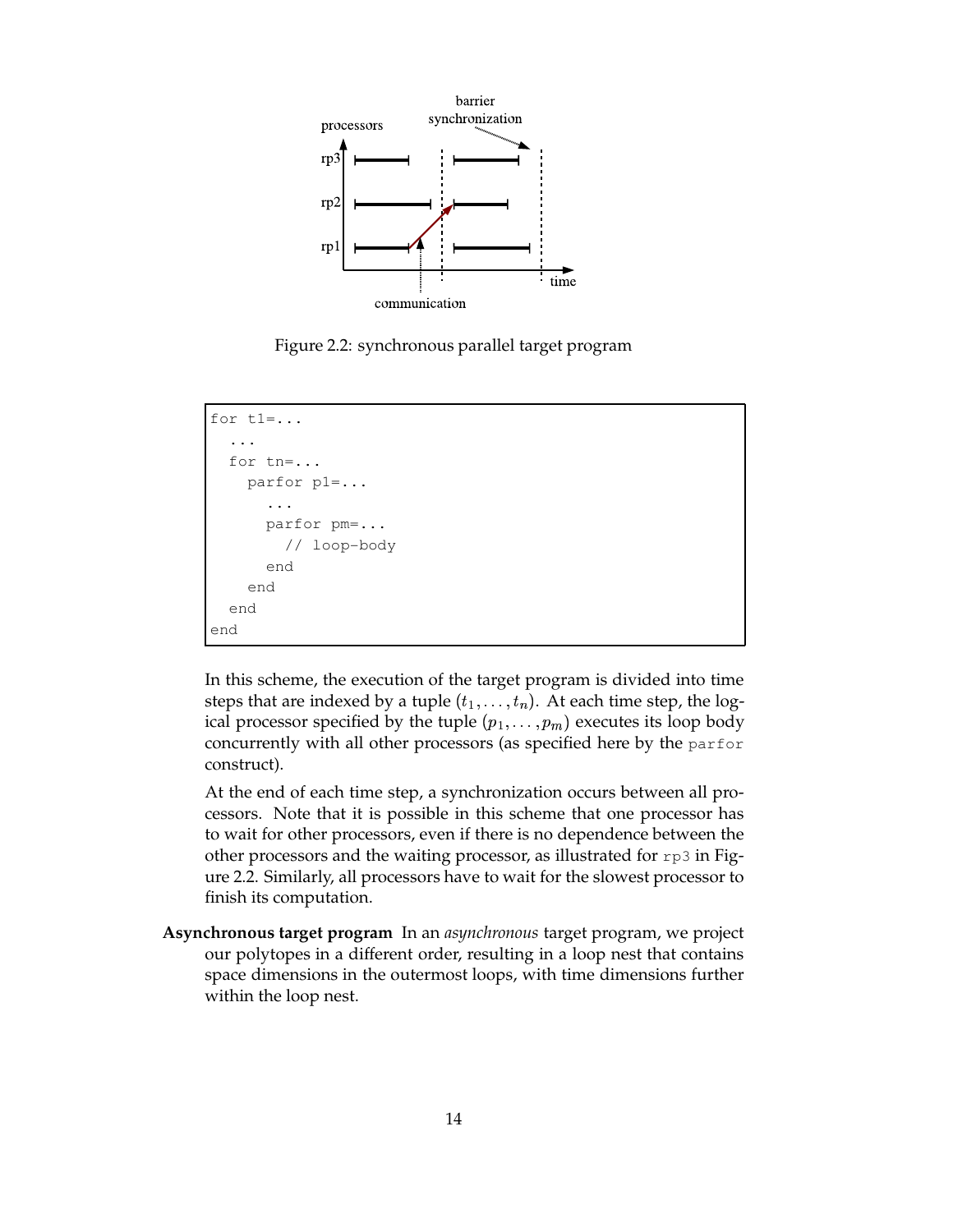Figure 2.2: synchronous parallel target program

```
for t1=...
  ...
  for tn=...
    parfor p1=...
      ...
      parfor pm=...
        // loop-body
      end
    end
  end
end
```

In this scheme, the execution of the target program is divided into time steps that are indexed by a tuple $(t_1, \ldots, t_n)$. At each time step, the logical processor specified by the tuple $(p_1, \ldots, p_m)$ executes its loop body concurrently with all other processors (as specified here by the `parfor` construct).

At the end of each time step, a synchronization occurs between all processors. Note that it is possible in this scheme that one processor has to wait for other processors, even if there is no dependence between the other processors and the waiting processor, as illustrated for `rp3` in Figure 2.2. Similarly, all processors have to wait for the slowest processor to finish its computation.

**Asynchronous target program** In an *asynchronous* target program, we project our polytopes in a different order, resulting in a loop nest that contains space dimensions in the outermost loops, with time dimensions further within the loop nest.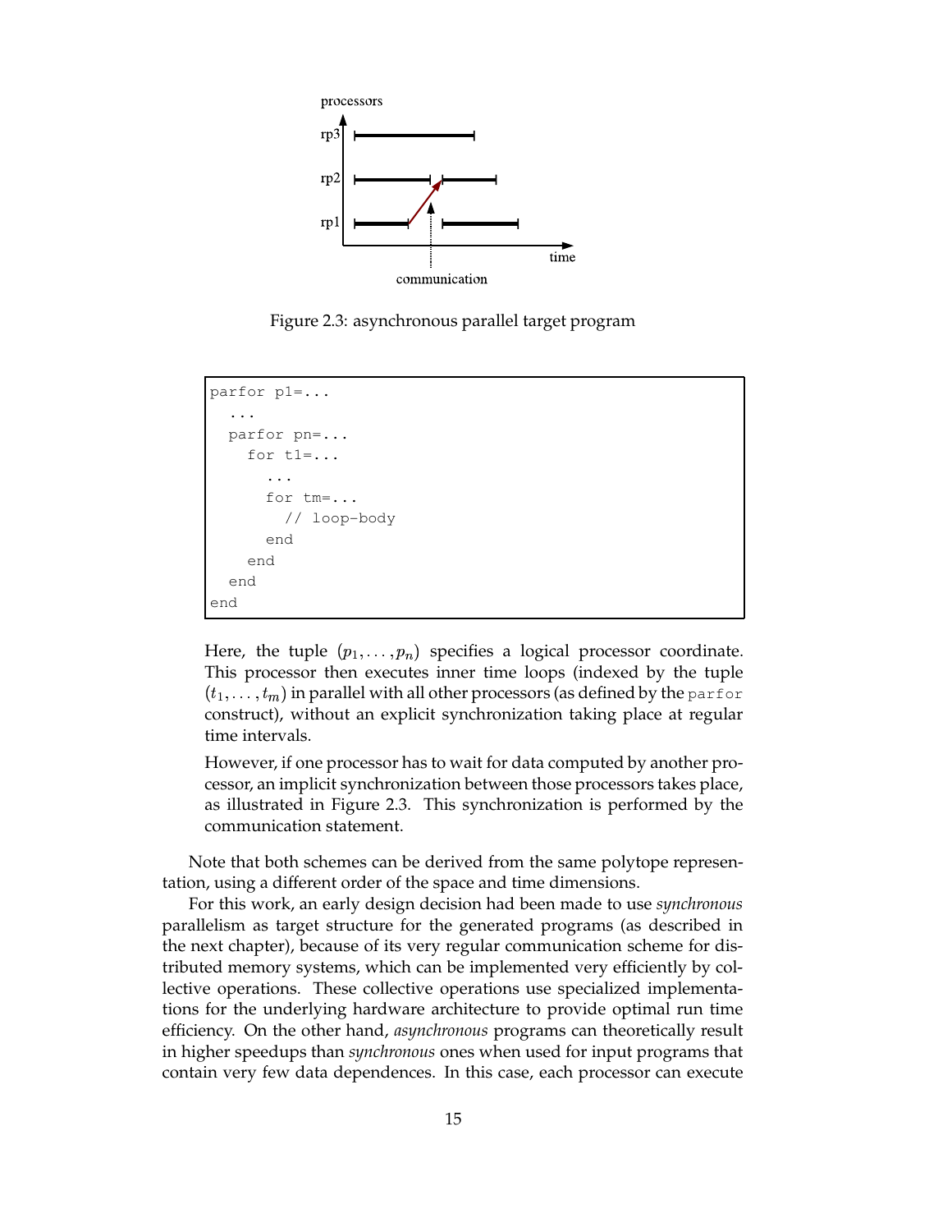Figure 2.3: asynchronous parallel target program

```
parfor p1=...
  ...
  parfor pn=...
    for t1=...
      ...
      for tm=...
        // loop-body
      end
    end
  end
end
```

Here, the tuple $(p_1, \ldots, p_n)$ specifies a logical processor coordinate. This processor then executes inner time loops (indexed by the tuple $(t_1, \ldots, t_m)$ in parallel with all other processors (as defined by the `parfor` construct), without an explicit synchronization taking place at regular time intervals.

However, if one processor has to wait for data computed by another processor, an implicit synchronization between those processors takes place, as illustrated in Figure 2.3. This synchronization is performed by the communication statement.

Note that both schemes can be derived from the same polytope representation, using a different order of the space and time dimensions.

For this work, an early design decision had been made to use *synchronous* parallelism as target structure for the generated programs (as described in the next chapter), because of its very regular communication scheme for distributed memory systems, which can be implemented very efficiently by collective operations. These collective operations use specialized implementations for the underlying hardware architecture to provide optimal run time efficiency. On the other hand, *asynchronous* programs can theoretically result in higher speedups than *synchronous* ones when used for input programs that contain very few data dependences. In this case, each processor can execute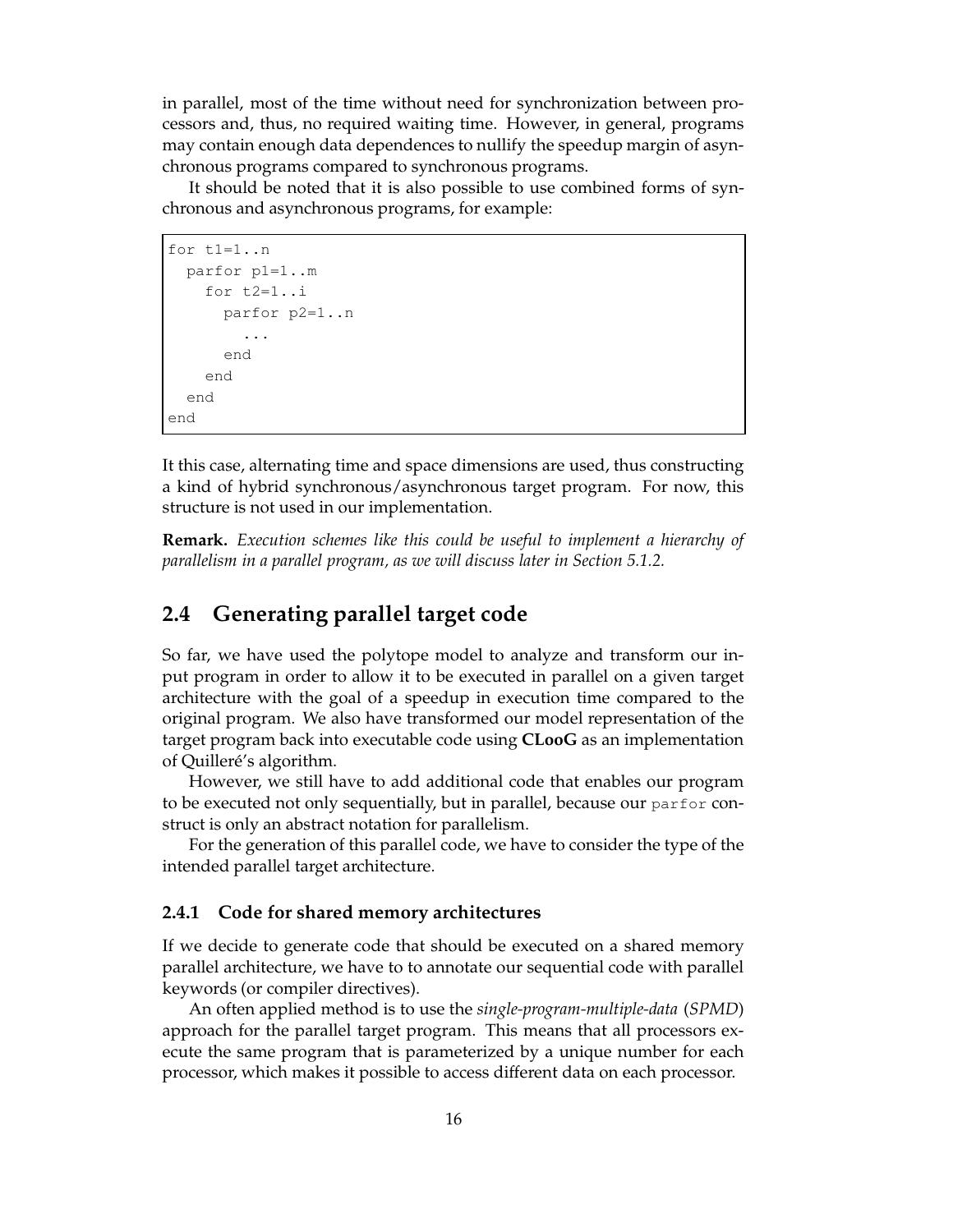in parallel, most of the time without need for synchronization between processors and, thus, no required waiting time. However, in general, programs may contain enough data dependences to nullify the speedup margin of asynchronous programs compared to synchronous programs.

It should be noted that it is also possible to use combined forms of synchronous and asynchronous programs, for example:

```
for t1=1..n
  parfor p1=1..m
    for t2=1..i
      parfor p2=1..n
        ...
      end
    end
  end
end
```

It this case, alternating time and space dimensions are used, thus constructing a kind of hybrid synchronous/asynchronous target program. For now, this structure is not used in our implementation.

**Remark.** *Execution schemes like this could be useful to implement a hierarchy of parallelism in a parallel program, as we will discuss later in Section 5.1.2.*

## 2.4 Generating parallel target code

So far, we have used the polytope model to analyze and transform our input program in order to allow it to be executed in parallel on a given target architecture with the goal of a speedup in execution time compared to the original program. We also have transformed our model representation of the target program back into executable code using **CLooG** as an implementation of Quilleré's algorithm.

However, we still have to add additional code that enables our program to be executed not only sequentially, but in parallel, because our `parfor` construct is only an abstract notation for parallelism.

For the generation of this parallel code, we have to consider the type of the intended parallel target architecture.

### 2.4.1 Code for shared memory architectures

If we decide to generate code that should be executed on a shared memory parallel architecture, we have to to annotate our sequential code with parallel keywords (or compiler directives).

An often applied method is to use the *single-program-multiple-data* (*SPMD*) approach for the parallel target program. This means that all processors execute the same program that is parameterized by a unique number for each processor, which makes it possible to access different data on each processor.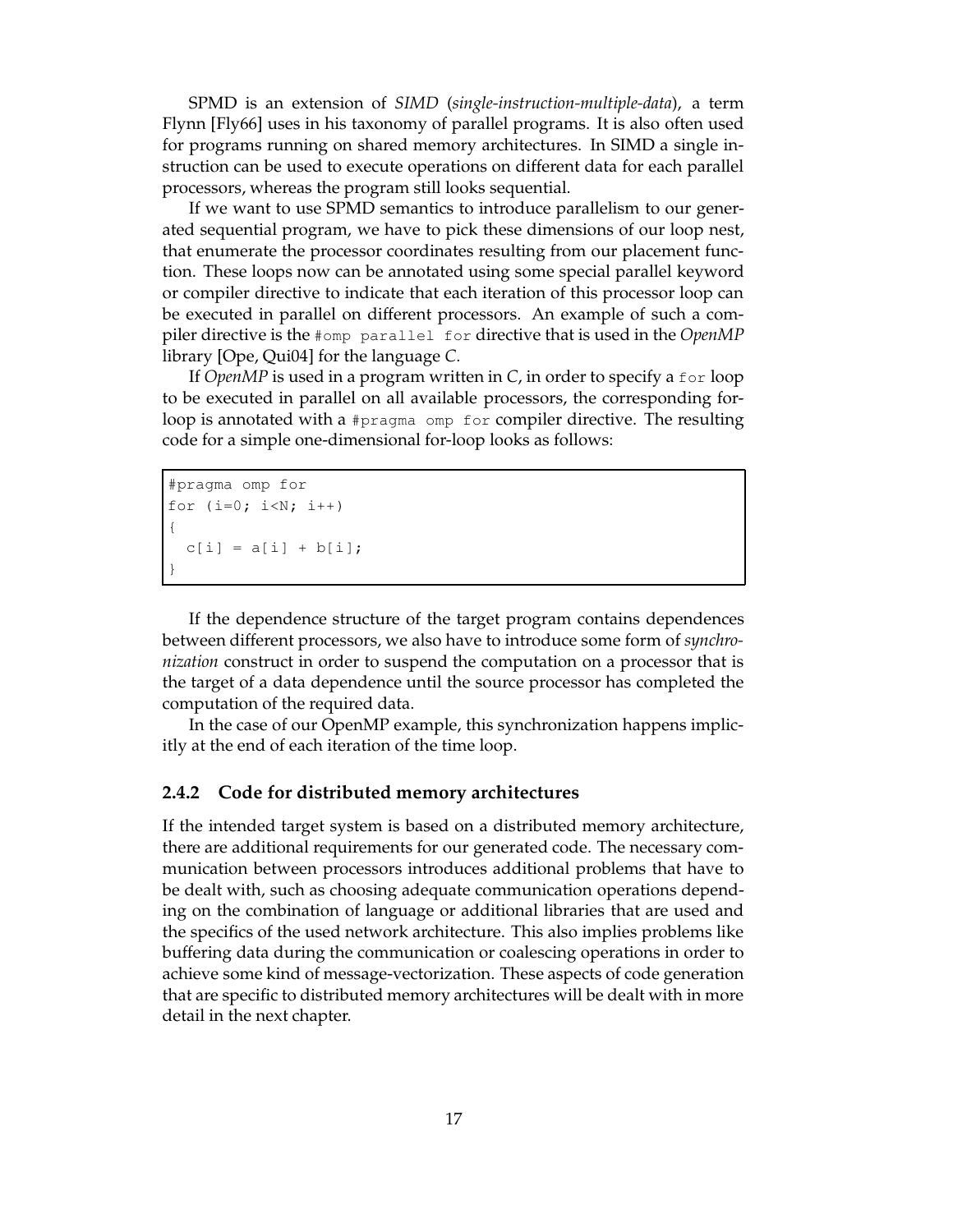SPMD is an extension of *SIMD* (*single-instruction-multiple-data*), a term Flynn [Fly66] uses in his taxonomy of parallel programs. It is also often used for programs running on shared memory architectures. In SIMD a single instruction can be used to execute operations on different data for each parallel processors, whereas the program still looks sequential.

If we want to use SPMD semantics to introduce parallelism to our generated sequential program, we have to pick these dimensions of our loop nest, that enumerate the processor coordinates resulting from our placement function. These loops now can be annotated using some special parallel keyword or compiler directive to indicate that each iteration of this processor loop can be executed in parallel on different processors. An example of such a compiler directive is the `#omp parallel for` directive that is used in the *OpenMP* library [Ope, Qui04] for the language *C*.

If *OpenMP* is used in a program written in *C*, in order to specify a `for` loop to be executed in parallel on all available processors, the corresponding for-loop is annotated with a `#pragma omp for` compiler directive. The resulting code for a simple one-dimensional for-loop looks as follows:

```
#pragma omp for
for (i=0; i<N; i++)
{
  c[i] = a[i] + b[i];
}
```

If the dependence structure of the target program contains dependences between different processors, we also have to introduce some form of *synchronization* construct in order to suspend the computation on a processor that is the target of a data dependence until the source processor has completed the computation of the required data.

In the case of our OpenMP example, this synchronization happens implicitly at the end of each iteration of the time loop.

### 2.4.2 Code for distributed memory architectures

If the intended target system is based on a distributed memory architecture, there are additional requirements for our generated code. The necessary communication between processors introduces additional problems that have to be dealt with, such as choosing adequate communication operations depending on the combination of language or additional libraries that are used and the specifics of the used network architecture. This also implies problems like buffering data during the communication or coalescing operations in order to achieve some kind of message-vectorization. These aspects of code generation that are specific to distributed memory architectures will be dealt with in more detail in the next chapter.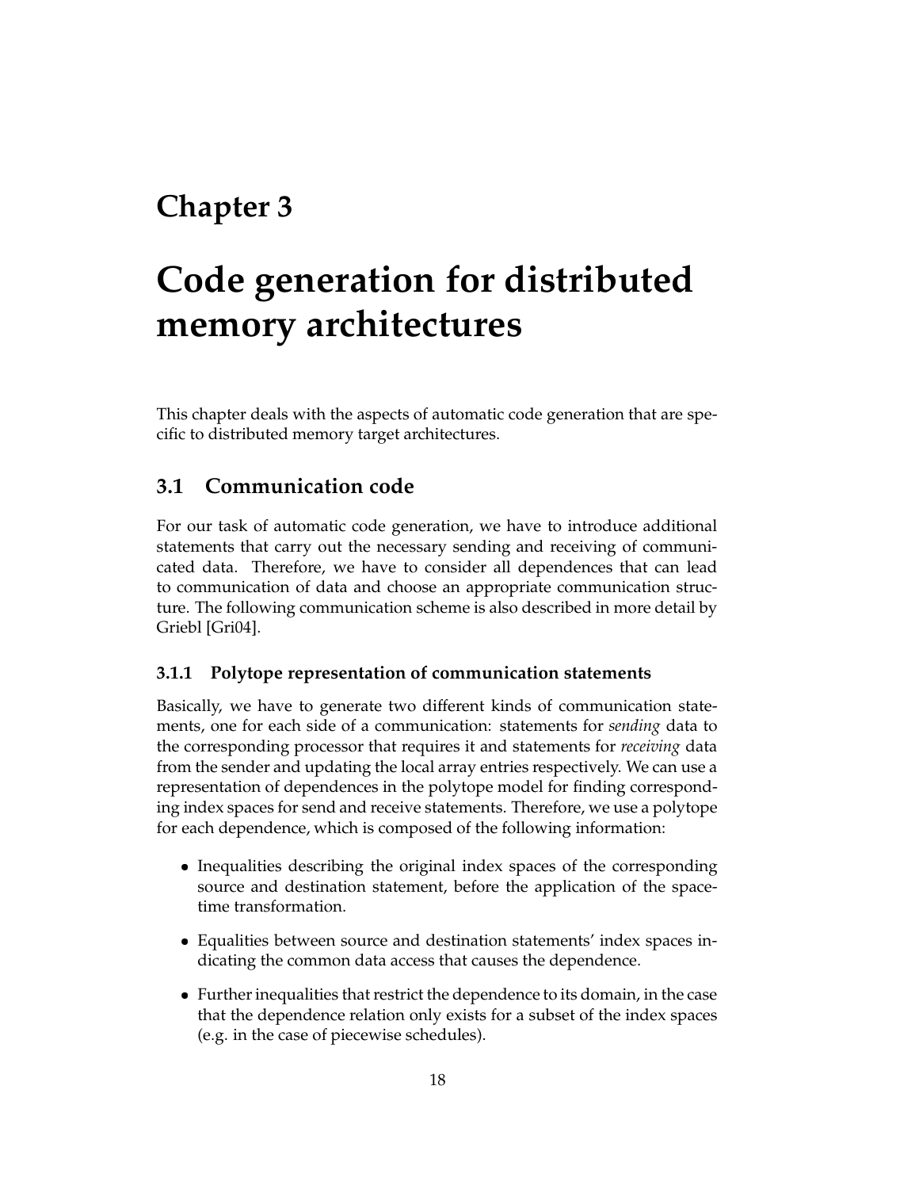# Chapter 3

# Code generation for distributed memory architectures

This chapter deals with the aspects of automatic code generation that are specific to distributed memory target architectures.

## 3.1 Communication code

For our task of automatic code generation, we have to introduce additional statements that carry out the necessary sending and receiving of communicated data. Therefore, we have to consider all dependences that can lead to communication of data and choose an appropriate communication structure. The following communication scheme is also described in more detail by Griebl [Gri04].

### 3.1.1 Polytope representation of communication statements

Basically, we have to generate two different kinds of communication statements, one for each side of a communication: statements for *sending* data to the corresponding processor that requires it and statements for *receiving* data from the sender and updating the local array entries respectively. We can use a representation of dependences in the polytope model for finding corresponding index spaces for send and receive statements. Therefore, we use a polytope for each dependence, which is composed of the following information:

- Inequalities describing the original index spaces of the corresponding source and destination statement, before the application of the space-time transformation.
- Equalities between source and destination statements' index spaces indicating the common data access that causes the dependence.
- Further inequalities that restrict the dependence to its domain, in the case that the dependence relation only exists for a subset of the index spaces (e.g. in the case of piecewise schedules).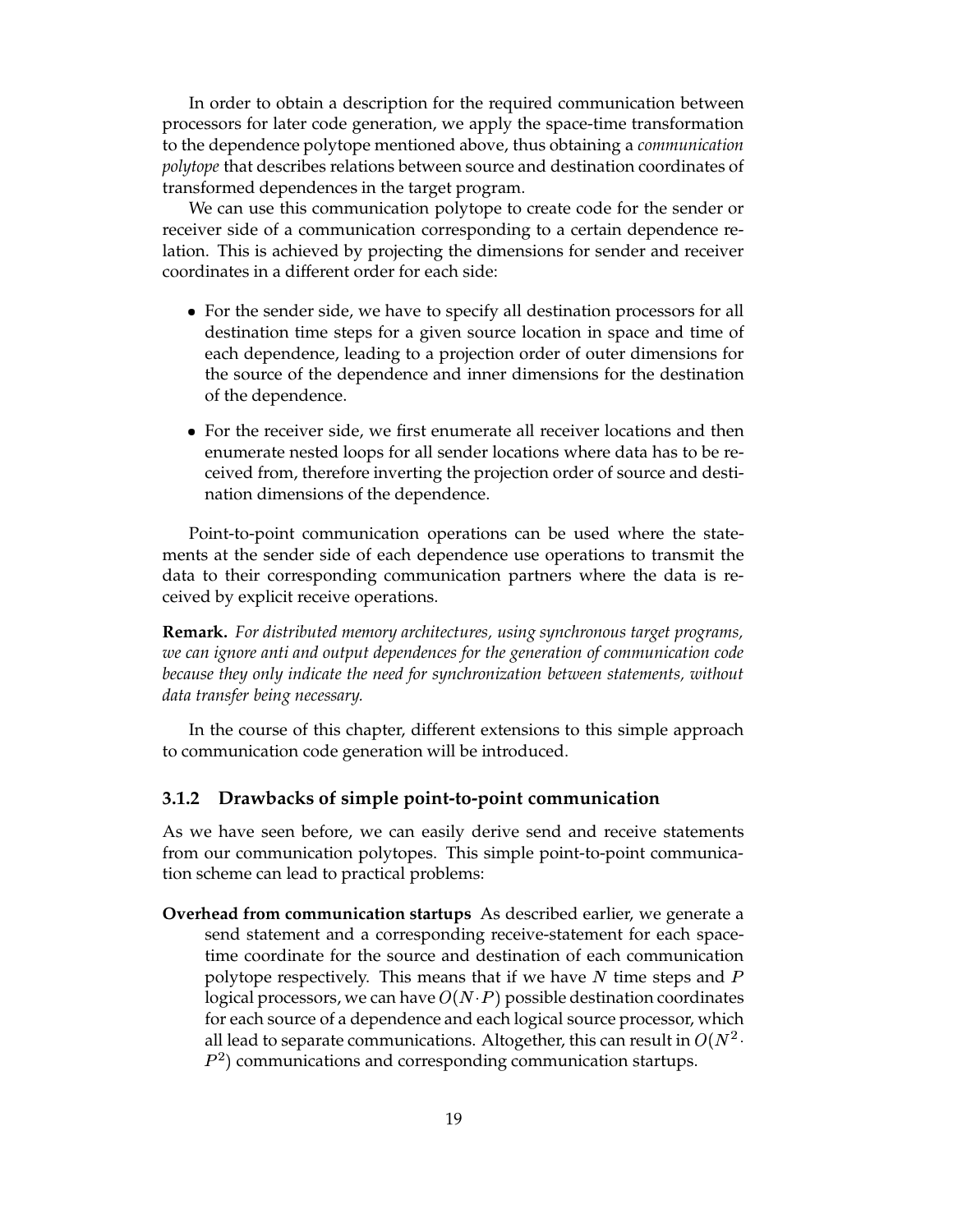In order to obtain a description for the required communication between processors for later code generation, we apply the space-time transformation to the dependence polytope mentioned above, thus obtaining a *communication polytope* that describes relations between source and destination coordinates of transformed dependences in the target program.

We can use this communication polytope to create code for the sender or receiver side of a communication corresponding to a certain dependence relation. This is achieved by projecting the dimensions for sender and receiver coordinates in a different order for each side:

- For the sender side, we have to specify all destination processors for all destination time steps for a given source location in space and time of each dependence, leading to a projection order of outer dimensions for the source of the dependence and inner dimensions for the destination of the dependence.
- For the receiver side, we first enumerate all receiver locations and then enumerate nested loops for all sender locations where data has to be received from, therefore inverting the projection order of source and destination dimensions of the dependence.

Point-to-point communication operations can be used where the statements at the sender side of each dependence use operations to transmit the data to their corresponding communication partners where the data is received by explicit receive operations.

**Remark.** *For distributed memory architectures, using synchronous target programs, we can ignore anti and output dependences for the generation of communication code because they only indicate the need for synchronization between statements, without data transfer being necessary.*

In the course of this chapter, different extensions to this simple approach to communication code generation will be introduced.

### 3.1.2 Drawbacks of simple point-to-point communication

As we have seen before, we can easily derive send and receive statements from our communication polytopes. This simple point-to-point communication scheme can lead to practical problems:

**Overhead from communication startups** As described earlier, we generate a send statement and a corresponding receive-statement for each space-time coordinate for the source and destination of each communication polytope respectively. This means that if we have $N$ time steps and $P$ logical processors, we can have $O(N \cdot P)$ possible destination coordinates for each source of a dependence and each logical source processor, which all lead to separate communications. Altogether, this can result in $O(N^2 \cdot P^2)$ communications and corresponding communication startups.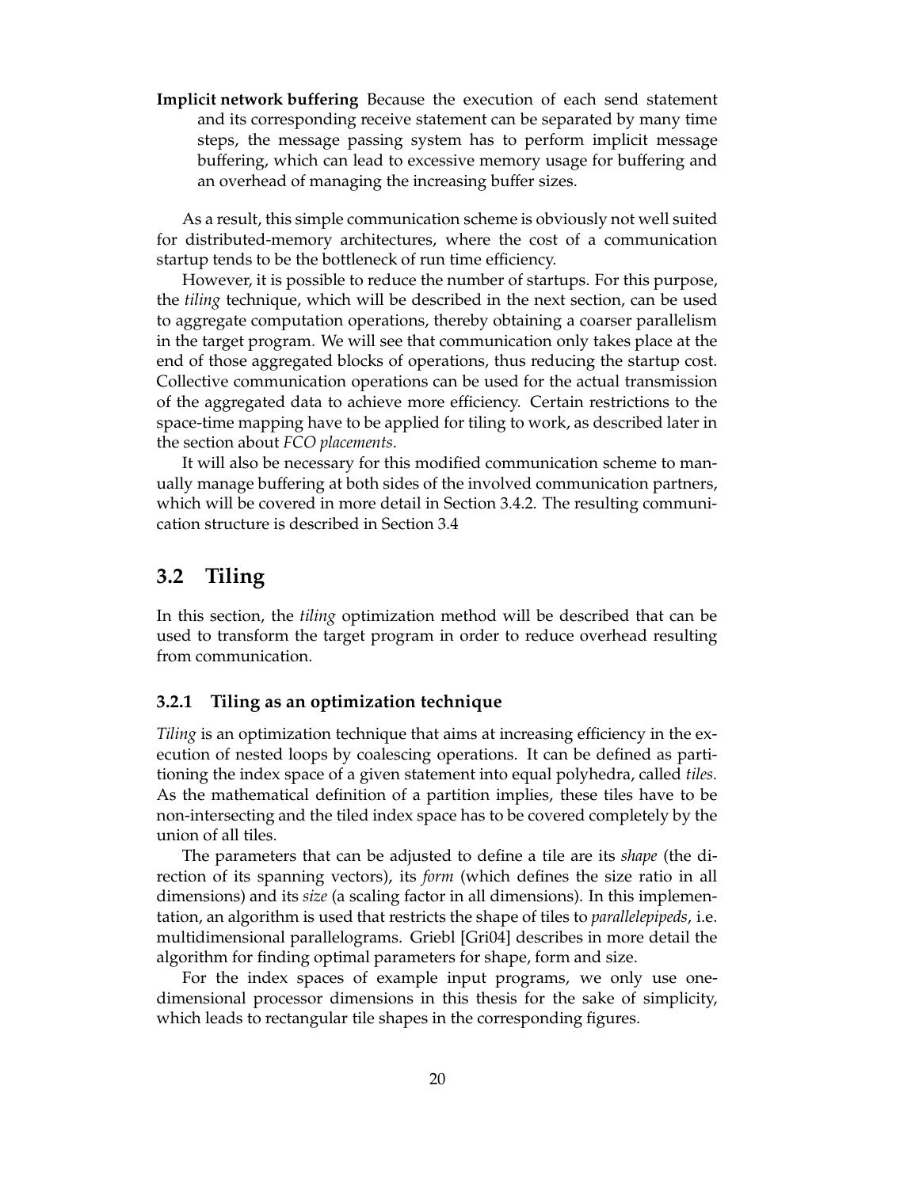**Implicit network buffering** Because the execution of each send statement and its corresponding receive statement can be separated by many time steps, the message passing system has to perform implicit message buffering, which can lead to excessive memory usage for buffering and an overhead of managing the increasing buffer sizes.

As a result, this simple communication scheme is obviously not well suited for distributed-memory architectures, where the cost of a communication startup tends to be the bottleneck of run time efficiency.

However, it is possible to reduce the number of startups. For this purpose, the *tiling* technique, which will be described in the next section, can be used to aggregate computation operations, thereby obtaining a coarser parallelism in the target program. We will see that communication only takes place at the end of those aggregated blocks of operations, thus reducing the startup cost. Collective communication operations can be used for the actual transmission of the aggregated data to achieve more efficiency. Certain restrictions to the space-time mapping have to be applied for tiling to work, as described later in the section about *FCO placements*.

It will also be necessary for this modified communication scheme to manually manage buffering at both sides of the involved communication partners, which will be covered in more detail in Section 3.4.2. The resulting communication structure is described in Section 3.4

## 3.2 Tiling

In this section, the *tiling* optimization method will be described that can be used to transform the target program in order to reduce overhead resulting from communication.

### 3.2.1 Tiling as an optimization technique

*Tiling* is an optimization technique that aims at increasing efficiency in the execution of nested loops by coalescing operations. It can be defined as partitioning the index space of a given statement into equal polyhedra, called *tiles*. As the mathematical definition of a partition implies, these tiles have to be non-intersecting and the tiled index space has to be covered completely by the union of all tiles.

The parameters that can be adjusted to define a tile are its *shape* (the direction of its spanning vectors), its *form* (which defines the size ratio in all dimensions) and its *size* (a scaling factor in all dimensions). In this implementation, an algorithm is used that restricts the shape of tiles to *parallelepipeds*, i.e. multidimensional parallelograms. Griebl [Gri04] describes in more detail the algorithm for finding optimal parameters for shape, form and size.

For the index spaces of example input programs, we only use one-dimensional processor dimensions in this thesis for the sake of simplicity, which leads to rectangular tile shapes in the corresponding figures.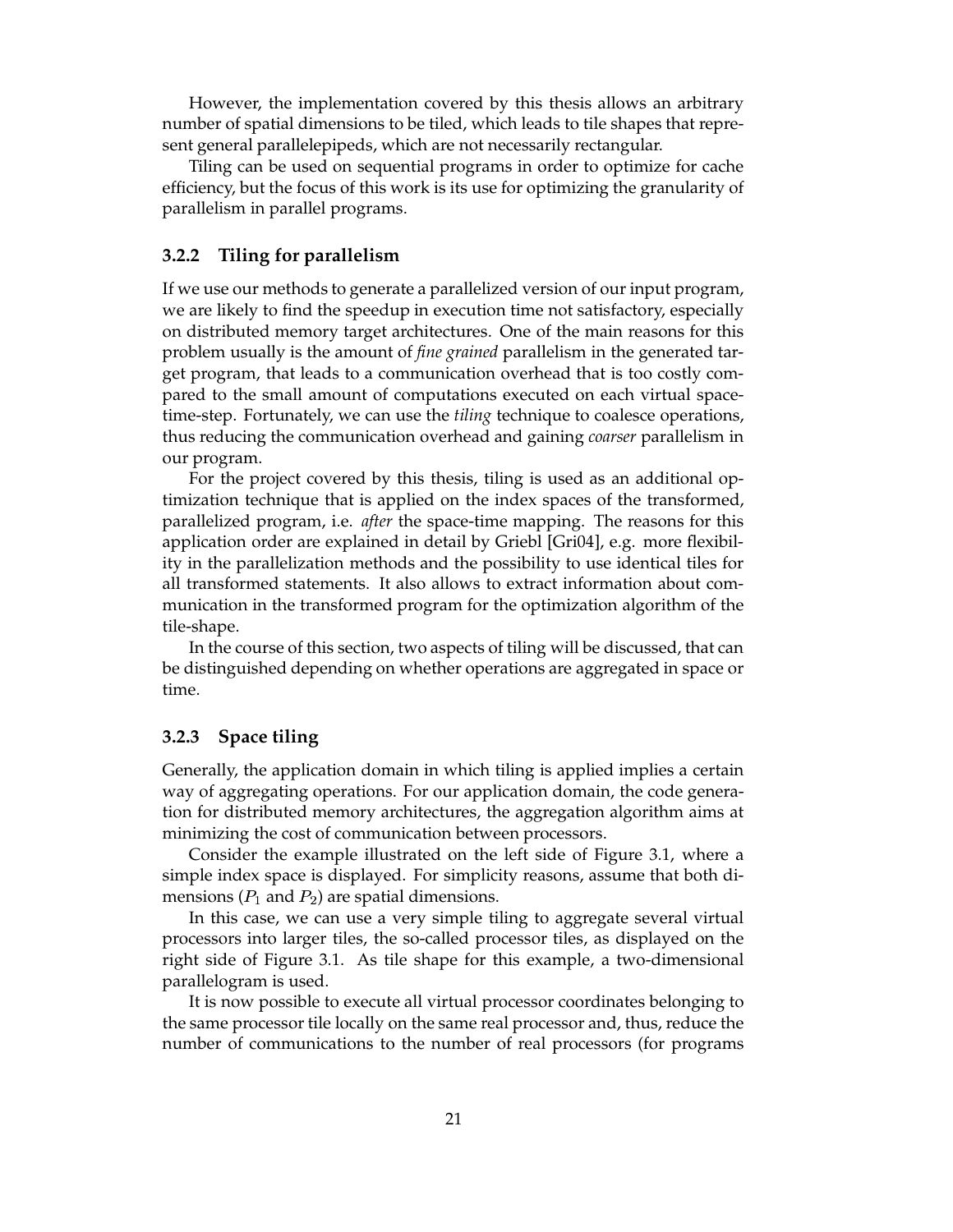However, the implementation covered by this thesis allows an arbitrary number of spatial dimensions to be tiled, which leads to tile shapes that represent general parallelepipeds, which are not necessarily rectangular.

Tiling can be used on sequential programs in order to optimize for cache efficiency, but the focus of this work is its use for optimizing the granularity of parallelism in parallel programs.

### 3.2.2 Tiling for parallelism

If we use our methods to generate a parallelized version of our input program, we are likely to find the speedup in execution time not satisfactory, especially on distributed memory target architectures. One of the main reasons for this problem usually is the amount of *fine grained* parallelism in the generated target program, that leads to a communication overhead that is too costly compared to the small amount of computations executed on each virtual space-time-step. Fortunately, we can use the *tiling* technique to coalesce operations, thus reducing the communication overhead and gaining *coarser* parallelism in our program.

For the project covered by this thesis, tiling is used as an additional optimization technique that is applied on the index spaces of the transformed, parallelized program, i.e. *after* the space-time mapping. The reasons for this application order are explained in detail by Griebl [Gri04], e.g. more flexibility in the parallelization methods and the possibility to use identical tiles for all transformed statements. It also allows to extract information about communication in the transformed program for the optimization algorithm of the tile-shape.

In the course of this section, two aspects of tiling will be discussed, that can be distinguished depending on whether operations are aggregated in space or time.

### 3.2.3 Space tiling

Generally, the application domain in which tiling is applied implies a certain way of aggregating operations. For our application domain, the code generation for distributed memory architectures, the aggregation algorithm aims at minimizing the cost of communication between processors.

Consider the example illustrated on the left side of Figure 3.1, where a simple index space is displayed. For simplicity reasons, assume that both dimensions ($P_1$ and $P_2$) are spatial dimensions.

In this case, we can use a very simple tiling to aggregate several virtual processors into larger tiles, the so-called processor tiles, as displayed on the right side of Figure 3.1. As tile shape for this example, a two-dimensional parallelogram is used.

It is now possible to execute all virtual processor coordinates belonging to the same processor tile locally on the same real processor and, thus, reduce the number of communications to the number of real processors (for programs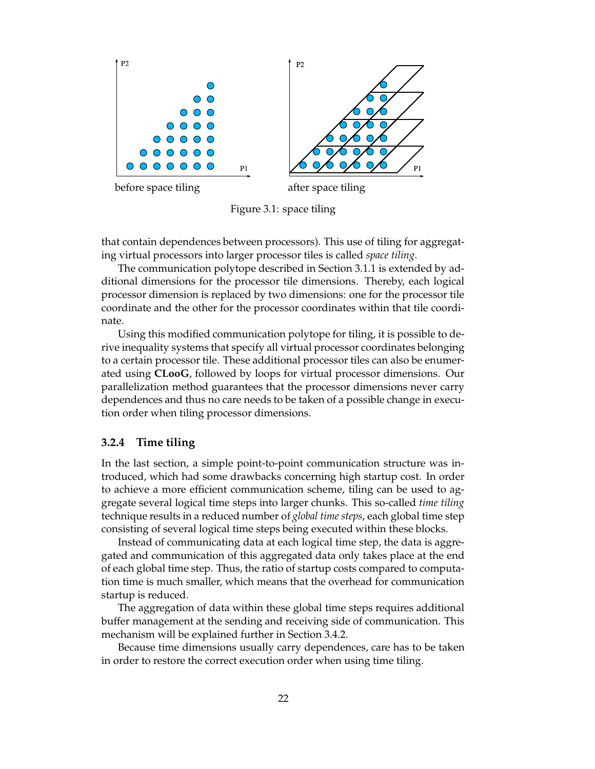before space tiling    after space tiling

Figure 3.1: space tiling

that contain dependences between processors). This use of tiling for aggregating virtual processors into larger processor tiles is called *space tiling*.

The communication polytope described in Section 3.1.1 is extended by additional dimensions for the processor tile dimensions. Thereby, each logical processor dimension is replaced by two dimensions: one for the processor tile coordinate and the other for the processor coordinates within that tile coordinate.

Using this modified communication polytope for tiling, it is possible to derive inequality systems that specify all virtual processor coordinates belonging to a certain processor tile. These additional processor tiles can also be enumerated using **CLooG**, followed by loops for virtual processor dimensions. Our parallelization method guarantees that the processor dimensions never carry dependences and thus no care needs to be taken of a possible change in execution order when tiling processor dimensions.

### 3.2.4 Time tiling

In the last section, a simple point-to-point communication structure was introduced, which had some drawbacks concerning high startup cost. In order to achieve a more efficient communication scheme, tiling can be used to aggregate several logical time steps into larger chunks. This so-called *time tiling* technique results in a reduced number of *global time steps*, each global time step consisting of several logical time steps being executed within these blocks.

Instead of communicating data at each logical time step, the data is aggregated and communication of this aggregated data only takes place at the end of each global time step. Thus, the ratio of startup costs compared to computation time is much smaller, which means that the overhead for communication startup is reduced.

The aggregation of data within these global time steps requires additional buffer management at the sending and receiving side of communication. This mechanism will be explained further in Section 3.4.2.

Because time dimensions usually carry dependences, care has to be taken in order to restore the correct execution order when using time tiling.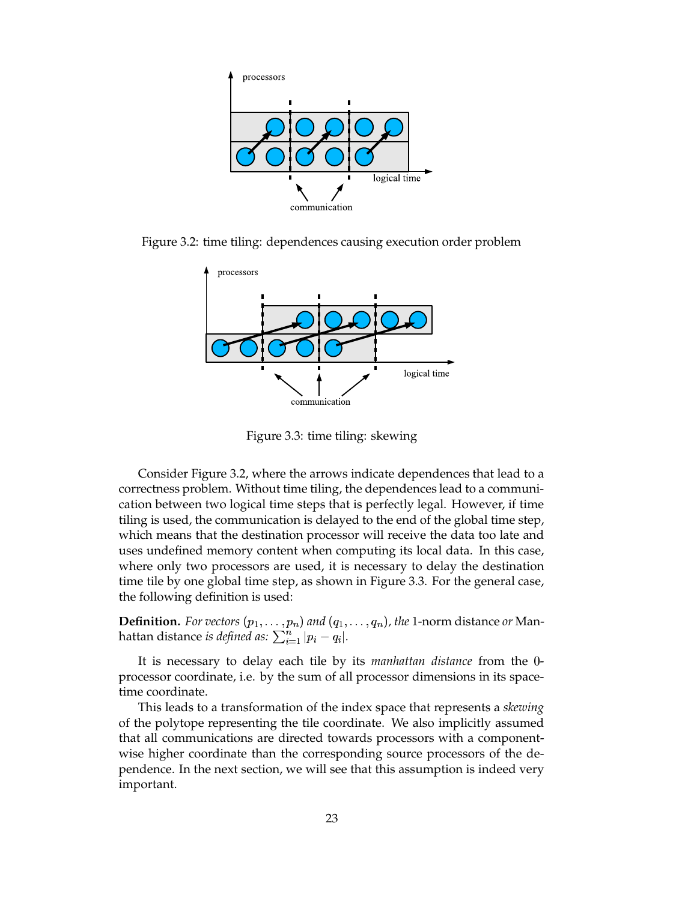Figure 3.2: time tiling: dependences causing execution order problem

Figure 3.3: time tiling: skewing

Consider Figure 3.2, where the arrows indicate dependences that lead to a correctness problem. Without time tiling, the dependences lead to a communication between two logical time steps that is perfectly legal. However, if time tiling is used, the communication is delayed to the end of the global time step, which means that the destination processor will receive the data too late and uses undefined memory content when computing its local data. In this case, where only two processors are used, it is necessary to delay the destination time tile by one global time step, as shown in Figure 3.3. For the general case, the following definition is used:

**Definition.** *For vectors* $(p_1, \ldots, p_n)$ *and* $(q_1, \ldots, q_n)$*, the* 1-norm distance *or* Manhattan distance *is defined as:* $\sum_{i=1}^{n} |p_i - q_i|$.

It is necessary to delay each tile by its *manhattan distance* from the 0-processor coordinate, i.e. by the sum of all processor dimensions in its space-time coordinate.

This leads to a transformation of the index space that represents a *skewing* of the polytope representing the tile coordinate. We also implicitly assumed that all communications are directed towards processors with a component-wise higher coordinate than the corresponding source processors of the dependence. In the next section, we will see that this assumption is indeed very important.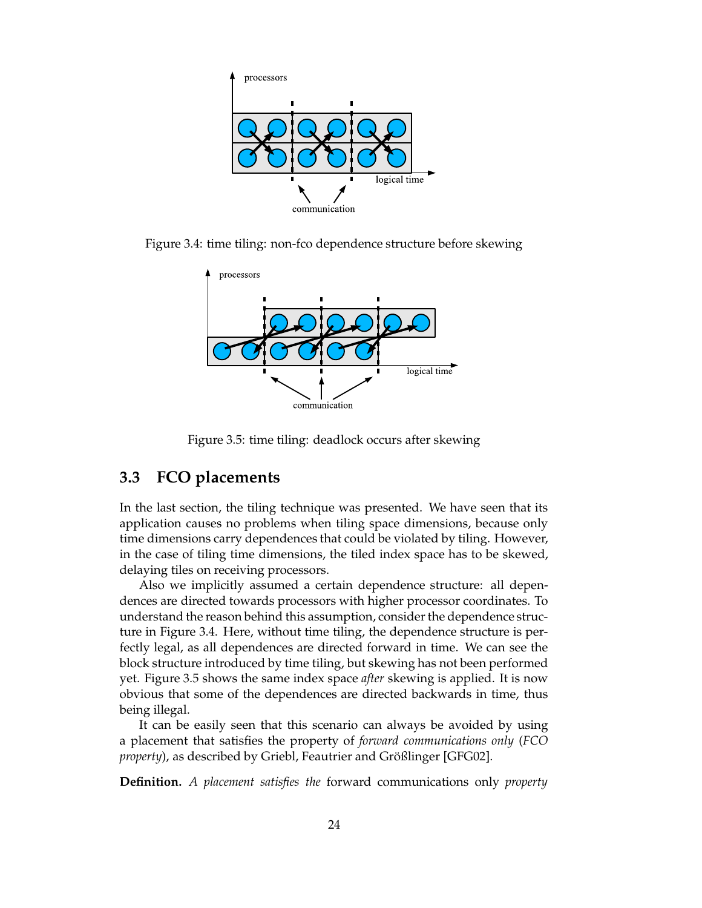Figure 3.4: time tiling: non-fco dependence structure before skewing

Figure 3.5: time tiling: deadlock occurs after skewing

## 3.3 FCO placements

In the last section, the tiling technique was presented. We have seen that its application causes no problems when tiling space dimensions, because only time dimensions carry dependences that could be violated by tiling. However, in the case of tiling time dimensions, the tiled index space has to be skewed, delaying tiles on receiving processors.

Also we implicitly assumed a certain dependence structure: all dependences are directed towards processors with higher processor coordinates. To understand the reason behind this assumption, consider the dependence structure in Figure 3.4. Here, without time tiling, the dependence structure is perfectly legal, as all dependences are directed forward in time. We can see the block structure introduced by time tiling, but skewing has not been performed yet. Figure 3.5 shows the same index space *after* skewing is applied. It is now obvious that some of the dependences are directed backwards in time, thus being illegal.

It can be easily seen that this scenario can always be avoided by using a placement that satisfies the property of *forward communications only* (*FCO property*), as described by Griebl, Feautrier and Größlinger [GFG02].

**Definition.** *A placement satisfies the* forward communications only *property*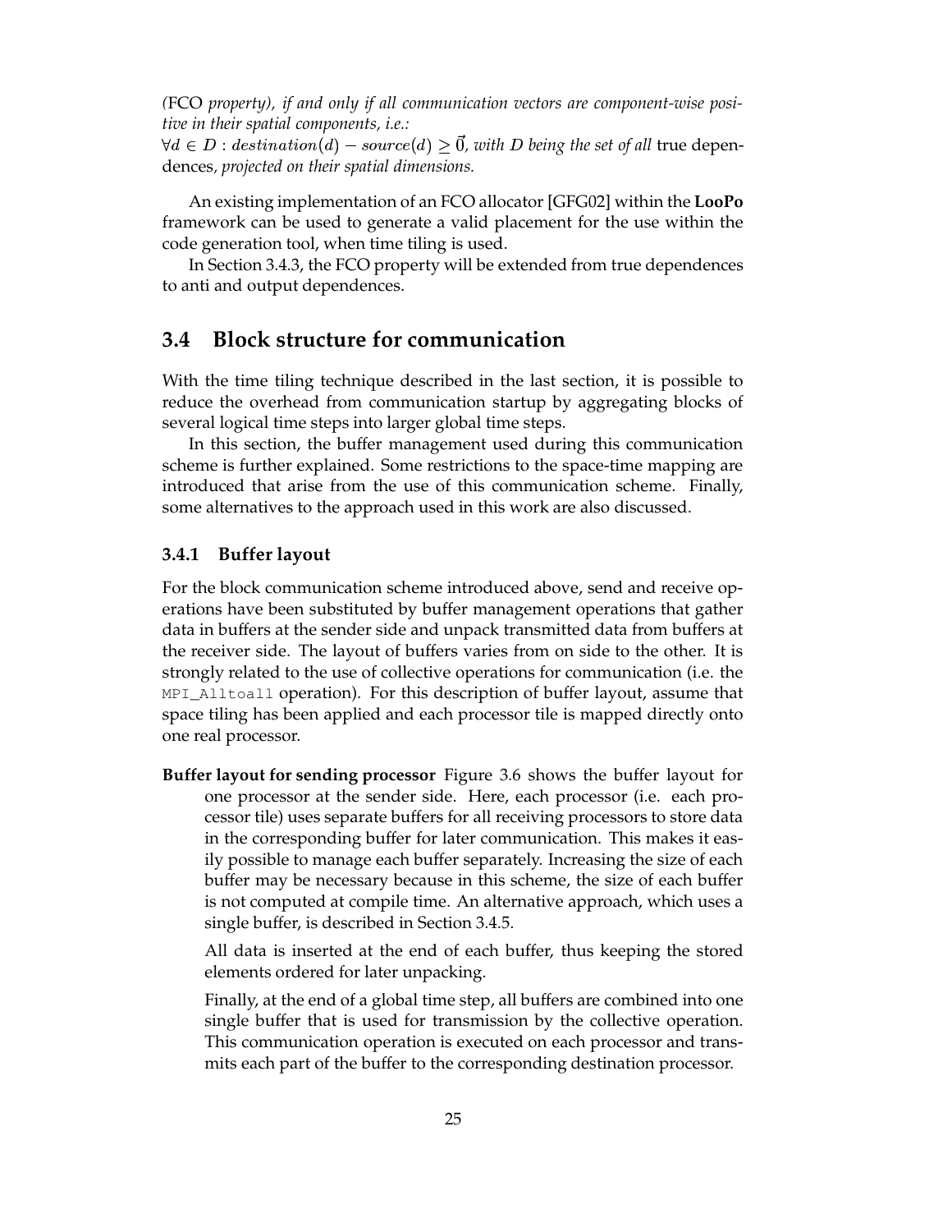*(FCO property), if and only if all communication vectors are component-wise positive in their spatial components, i.e.:*
$\forall d \in D : destination(d) - source(d) \geq \vec{0}$*, with $D$ being the set of all* true dependences*, projected on their spatial dimensions.*

An existing implementation of an FCO allocator [GFG02] within the **LooPo** framework can be used to generate a valid placement for the use within the code generation tool, when time tiling is used.

In Section 3.4.3, the FCO property will be extended from true dependences to anti and output dependences.

## 3.4 Block structure for communication

With the time tiling technique described in the last section, it is possible to reduce the overhead from communication startup by aggregating blocks of several logical time steps into larger global time steps.

In this section, the buffer management used during this communication scheme is further explained. Some restrictions to the space-time mapping are introduced that arise from the use of this communication scheme. Finally, some alternatives to the approach used in this work are also discussed.

### 3.4.1 Buffer layout

For the block communication scheme introduced above, send and receive operations have been substituted by buffer management operations that gather data in buffers at the sender side and unpack transmitted data from buffers at the receiver side. The layout of buffers varies from on side to the other. It is strongly related to the use of collective operations for communication (i.e. the `MPI_Alltoall` operation). For this description of buffer layout, assume that space tiling has been applied and each processor tile is mapped directly onto one real processor.

**Buffer layout for sending processor** Figure 3.6 shows the buffer layout for one processor at the sender side. Here, each processor (i.e. each processor tile) uses separate buffers for all receiving processors to store data in the corresponding buffer for later communication. This makes it easily possible to manage each buffer separately. Increasing the size of each buffer may be necessary because in this scheme, the size of each buffer is not computed at compile time. An alternative approach, which uses a single buffer, is described in Section 3.4.5.

All data is inserted at the end of each buffer, thus keeping the stored elements ordered for later unpacking.

Finally, at the end of a global time step, all buffers are combined into one single buffer that is used for transmission by the collective operation. This communication operation is executed on each processor and transmits each part of the buffer to the corresponding destination processor.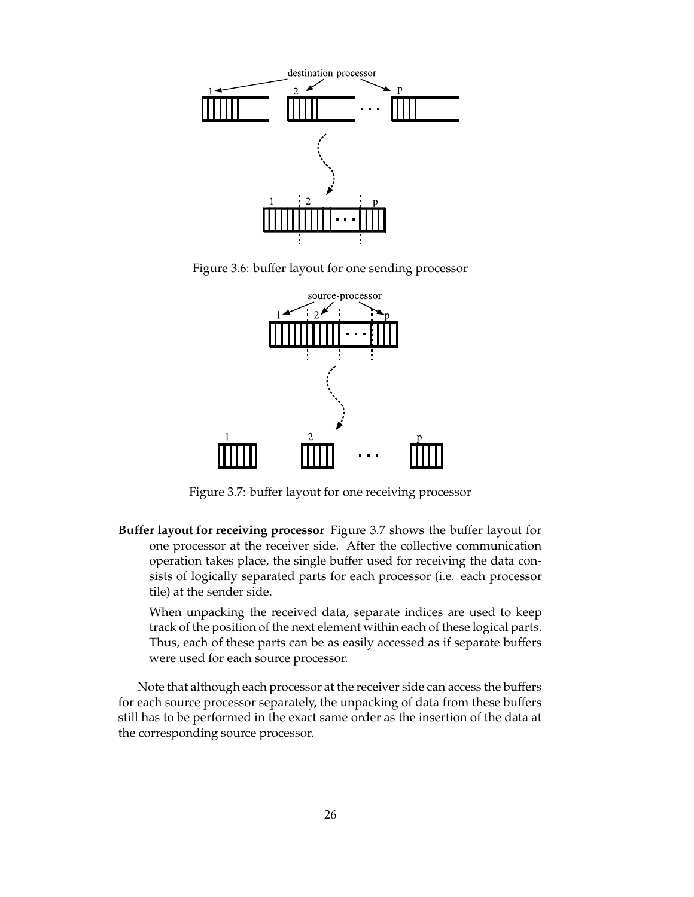Figure 3.6: buffer layout for one sending processor

Figure 3.7: buffer layout for one receiving processor

**Buffer layout for receiving processor** Figure 3.7 shows the buffer layout for one processor at the receiver side. After the collective communication operation takes place, the single buffer used for receiving the data consists of logically separated parts for each processor (i.e. each processor tile) at the sender side.

When unpacking the received data, separate indices are used to keep track of the position of the next element within each of these logical parts. Thus, each of these parts can be as easily accessed as if separate buffers were used for each source processor.

Note that although each processor at the receiver side can access the buffers for each source processor separately, the unpacking of data from these buffers still has to be performed in the exact same order as the insertion of the data at the corresponding source processor.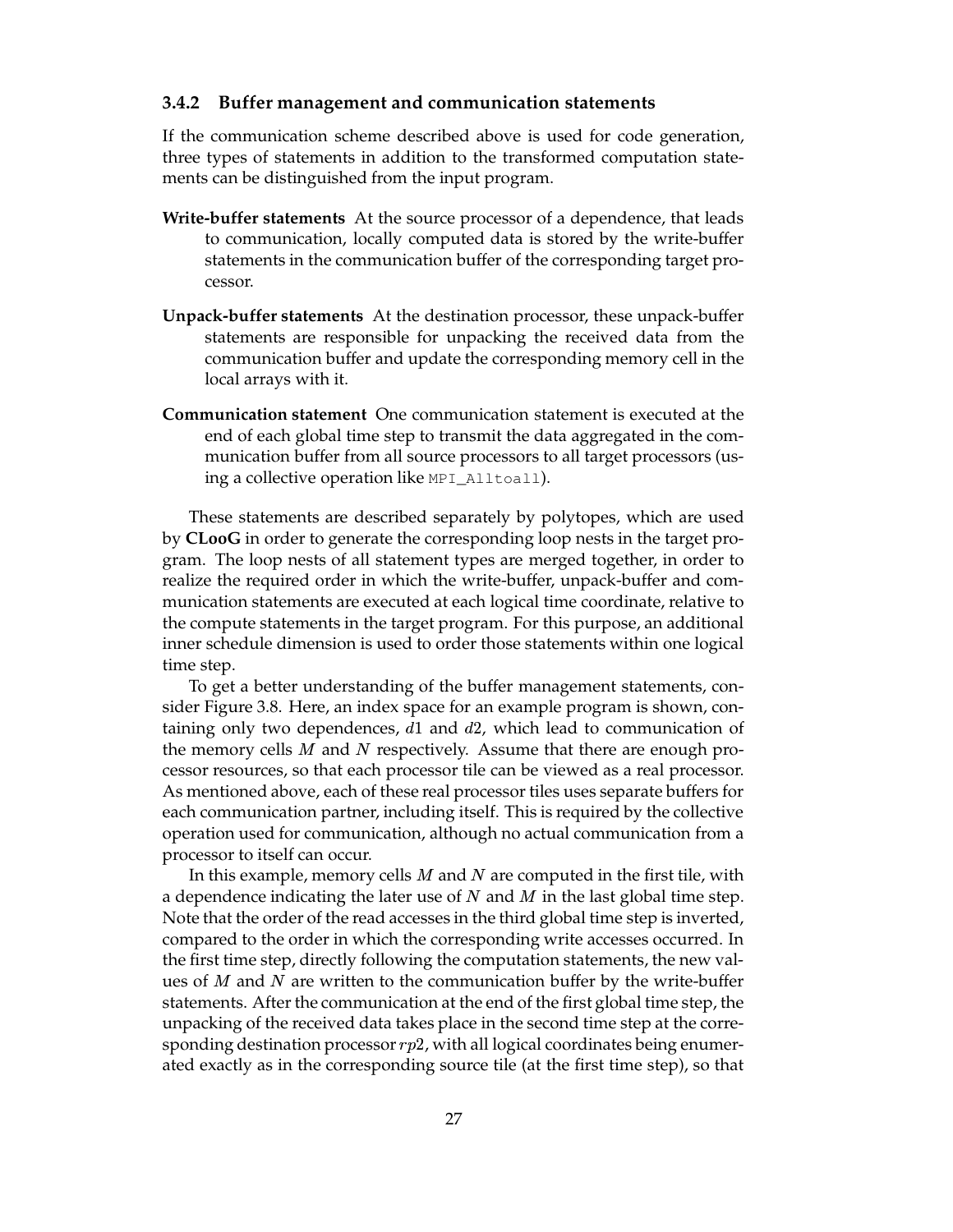### 3.4.2 Buffer management and communication statements

If the communication scheme described above is used for code generation, three types of statements in addition to the transformed computation statements can be distinguished from the input program.

**Write-buffer statements** At the source processor of a dependence, that leads to communication, locally computed data is stored by the write-buffer statements in the communication buffer of the corresponding target processor.

**Unpack-buffer statements** At the destination processor, these unpack-buffer statements are responsible for unpacking the received data from the communication buffer and update the corresponding memory cell in the local arrays with it.

**Communication statement** One communication statement is executed at the end of each global time step to transmit the data aggregated in the communication buffer from all source processors to all target processors (using a collective operation like `MPI_Alltoall`).

These statements are described separately by polytopes, which are used by **CLooG** in order to generate the corresponding loop nests in the target program. The loop nests of all statement types are merged together, in order to realize the required order in which the write-buffer, unpack-buffer and communication statements are executed at each logical time coordinate, relative to the compute statements in the target program. For this purpose, an additional inner schedule dimension is used to order those statements within one logical time step.

To get a better understanding of the buffer management statements, consider Figure 3.8. Here, an index space for an example program is shown, containing only two dependences, $d1$ and $d2$, which lead to communication of the memory cells $M$ and $N$ respectively. Assume that there are enough processor resources, so that each processor tile can be viewed as a real processor. As mentioned above, each of these real processor tiles uses separate buffers for each communication partner, including itself. This is required by the collective operation used for communication, although no actual communication from a processor to itself can occur.

In this example, memory cells $M$ and $N$ are computed in the first tile, with a dependence indicating the later use of $N$ and $M$ in the last global time step. Note that the order of the read accesses in the third global time step is inverted, compared to the order in which the corresponding write accesses occurred. In the first time step, directly following the computation statements, the new values of $M$ and $N$ are written to the communication buffer by the write-buffer statements. After the communication at the end of the first global time step, the unpacking of the received data takes place in the second time step at the corresponding destination processor $rp2$, with all logical coordinates being enumerated exactly as in the corresponding source tile (at the first time step), so that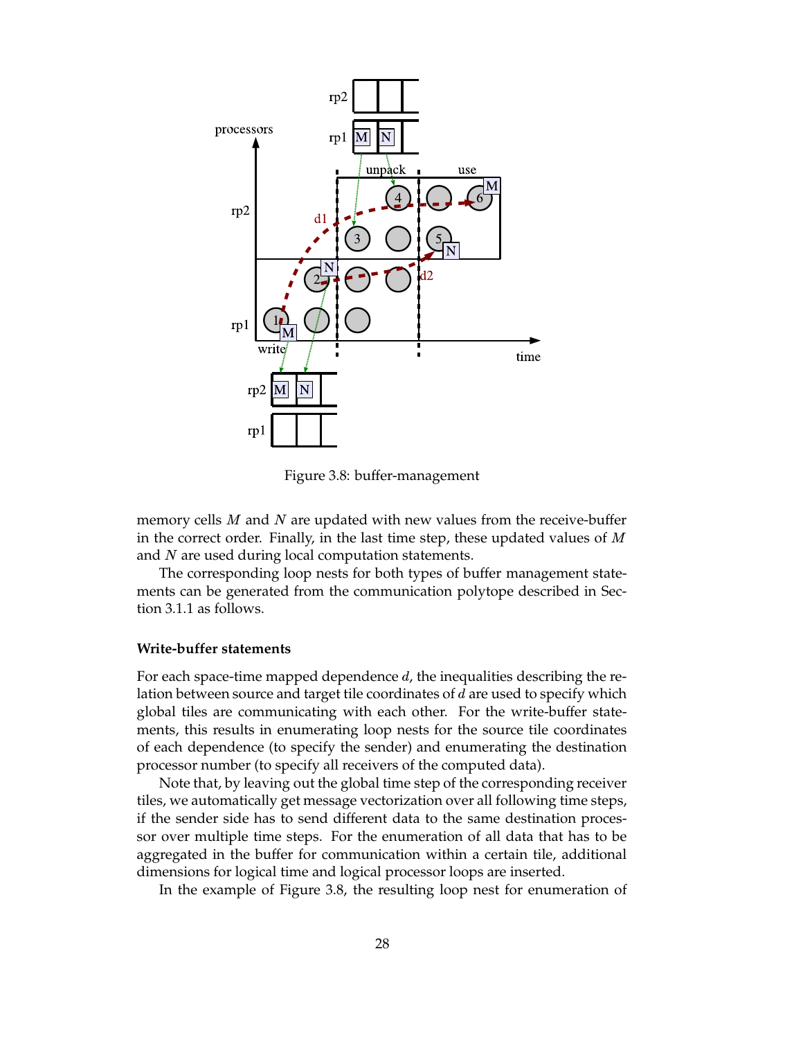Figure 3.8: buffer-management

memory cells $M$ and $N$ are updated with new values from the receive-buffer in the correct order. Finally, in the last time step, these updated values of $M$ and $N$ are used during local computation statements.

The corresponding loop nests for both types of buffer management statements can be generated from the communication polytope described in Section 3.1.1 as follows.

### Write-buffer statements

For each space-time mapped dependence $d$, the inequalities describing the relation between source and target tile coordinates of $d$ are used to specify which global tiles are communicating with each other. For the write-buffer statements, this results in enumerating loop nests for the source tile coordinates of each dependence (to specify the sender) and enumerating the destination processor number (to specify all receivers of the computed data).

Note that, by leaving out the global time step of the corresponding receiver tiles, we automatically get message vectorization over all following time steps, if the sender side has to send different data to the same destination processor over multiple time steps. For the enumeration of all data that has to be aggregated in the buffer for communication within a certain tile, additional dimensions for logical time and logical processor loops are inserted.

In the example of Figure 3.8, the resulting loop nest for enumeration of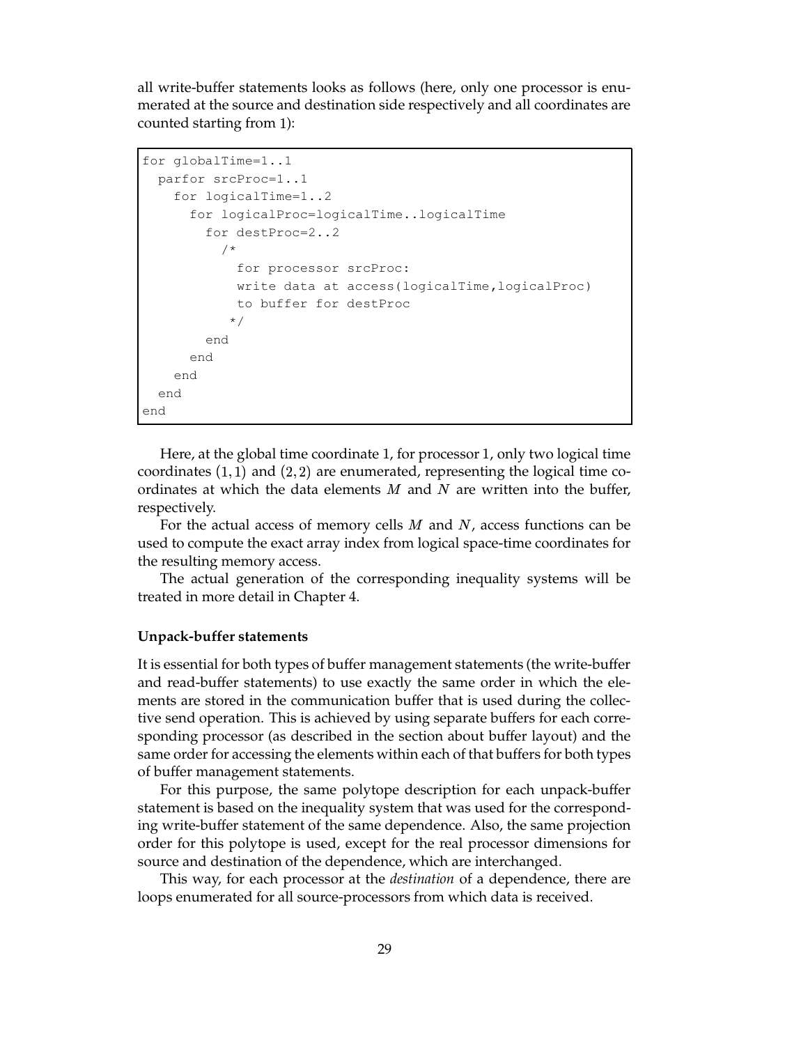all write-buffer statements looks as follows (here, only one processor is enumerated at the source and destination side respectively and all coordinates are counted starting from 1):

```
for globalTime=1..1
  parfor srcProc=1..1
    for logicalTime=1..2
      for logicalProc=logicalTime..logicalTime
        for destProc=2..2
          /*
            for processor srcProc:
            write data at access(logicalTime,logicalProc)
            to buffer for destProc
           */
        end
      end
    end
  end
end
```

Here, at the global time coordinate 1, for processor 1, only two logical time coordinates $(1, 1)$ and $(2, 2)$ are enumerated, representing the logical time coordinates at which the data elements $M$ and $N$ are written into the buffer, respectively.

For the actual access of memory cells $M$ and $N$, access functions can be used to compute the exact array index from logical space-time coordinates for the resulting memory access.

The actual generation of the corresponding inequality systems will be treated in more detail in Chapter 4.

**Unpack-buffer statements**

It is essential for both types of buffer management statements (the write-buffer and read-buffer statements) to use exactly the same order in which the elements are stored in the communication buffer that is used during the collective send operation. This is achieved by using separate buffers for each corresponding processor (as described in the section about buffer layout) and the same order for accessing the elements within each of that buffers for both types of buffer management statements.

For this purpose, the same polytope description for each unpack-buffer statement is based on the inequality system that was used for the corresponding write-buffer statement of the same dependence. Also, the same projection order for this polytope is used, except for the real processor dimensions for source and destination of the dependence, which are interchanged.

This way, for each processor at the *destination* of a dependence, there are loops enumerated for all source-processors from which data is received.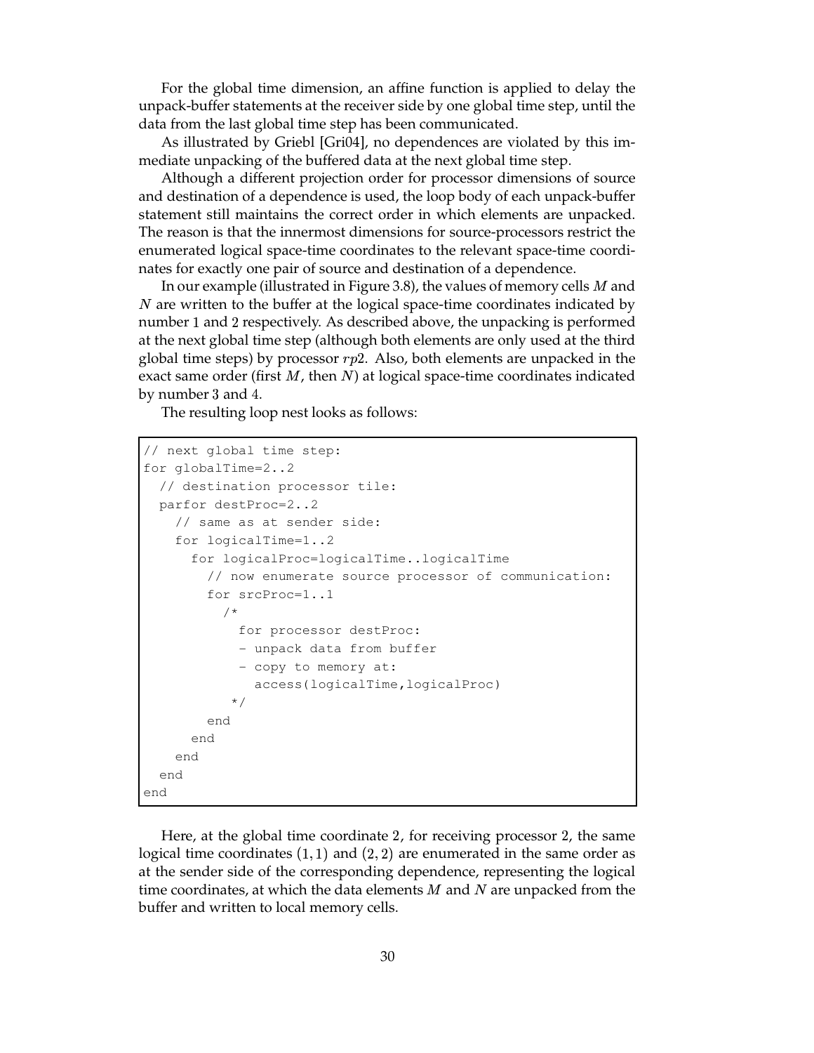For the global time dimension, an affine function is applied to delay the unpack-buffer statements at the receiver side by one global time step, until the data from the last global time step has been communicated.

As illustrated by Griebl [Gri04], no dependences are violated by this immediate unpacking of the buffered data at the next global time step.

Although a different projection order for processor dimensions of source and destination of a dependence is used, the loop body of each unpack-buffer statement still maintains the correct order in which elements are unpacked. The reason is that the innermost dimensions for source-processors restrict the enumerated logical space-time coordinates to the relevant space-time coordinates for exactly one pair of source and destination of a dependence.

In our example (illustrated in Figure 3.8), the values of memory cells $M$ and $N$ are written to the buffer at the logical space-time coordinates indicated by number 1 and 2 respectively. As described above, the unpacking is performed at the next global time step (although both elements are only used at the third global time steps) by processor $rp2$. Also, both elements are unpacked in the exact same order (first $M$, then $N$) at logical space-time coordinates indicated by number 3 and 4.

The resulting loop nest looks as follows:

```
// next global time step:
for globalTime=2..2
  // destination processor tile:
  parfor destProc=2..2
    // same as at sender side:
    for logicalTime=1..2
      for logicalProc=logicalTime..logicalTime
        // now enumerate source processor of communication:
        for srcProc=1..1
          /*
            for processor destProc:
            - unpack data from buffer
            - copy to memory at:
              access(logicalTime,logicalProc)
          */
        end
      end
    end
  end
end
```

Here, at the global time coordinate 2, for receiving processor 2, the same logical time coordinates $(1, 1)$ and $(2, 2)$ are enumerated in the same order as at the sender side of the corresponding dependence, representing the logical time coordinates, at which the data elements $M$ and $N$ are unpacked from the buffer and written to local memory cells.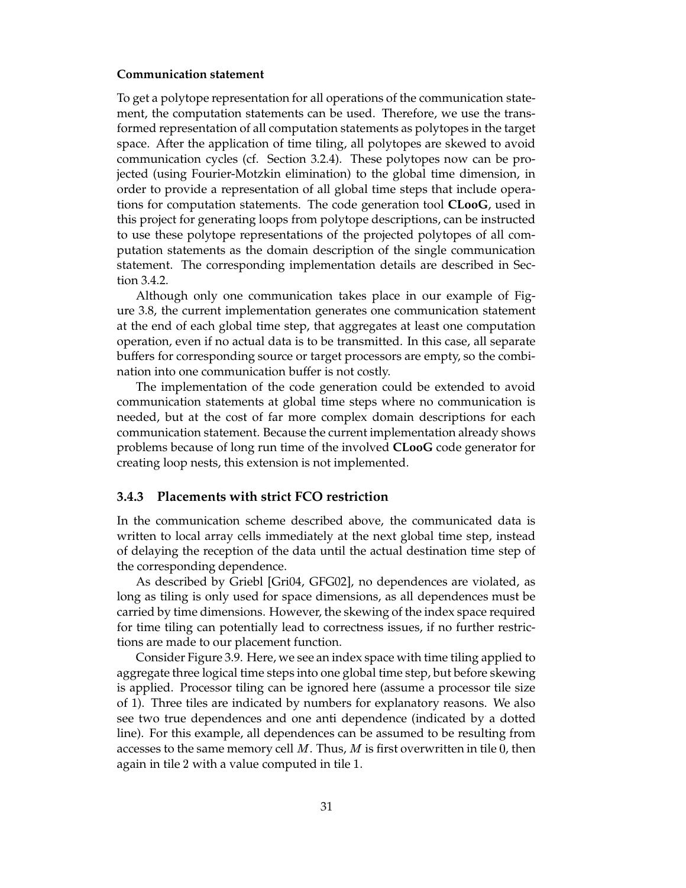**Communication statement**

To get a polytope representation for all operations of the communication statement, the computation statements can be used. Therefore, we use the transformed representation of all computation statements as polytopes in the target space. After the application of time tiling, all polytopes are skewed to avoid communication cycles (cf. Section 3.2.4). These polytopes now can be projected (using Fourier-Motzkin elimination) to the global time dimension, in order to provide a representation of all global time steps that include operations for computation statements. The code generation tool **CLooG**, used in this project for generating loops from polytope descriptions, can be instructed to use these polytope representations of the projected polytopes of all computation statements as the domain description of the single communication statement. The corresponding implementation details are described in Section 3.4.2.

Although only one communication takes place in our example of Figure 3.8, the current implementation generates one communication statement at the end of each global time step, that aggregates at least one computation operation, even if no actual data is to be transmitted. In this case, all separate buffers for corresponding source or target processors are empty, so the combination into one communication buffer is not costly.

The implementation of the code generation could be extended to avoid communication statements at global time steps where no communication is needed, but at the cost of far more complex domain descriptions for each communication statement. Because the current implementation already shows problems because of long run time of the involved **CLooG** code generator for creating loop nests, this extension is not implemented.

### 3.4.3 Placements with strict FCO restriction

In the communication scheme described above, the communicated data is written to local array cells immediately at the next global time step, instead of delaying the reception of the data until the actual destination time step of the corresponding dependence.

As described by Griebl [Gri04, GFG02], no dependences are violated, as long as tiling is only used for space dimensions, as all dependences must be carried by time dimensions. However, the skewing of the index space required for time tiling can potentially lead to correctness issues, if no further restrictions are made to our placement function.

Consider Figure 3.9. Here, we see an index space with time tiling applied to aggregate three logical time steps into one global time step, but before skewing is applied. Processor tiling can be ignored here (assume a processor tile size of 1). Three tiles are indicated by numbers for explanatory reasons. We also see two true dependences and one anti dependence (indicated by a dotted line). For this example, all dependences can be assumed to be resulting from accesses to the same memory cell $M$. Thus, $M$ is first overwritten in tile 0, then again in tile 2 with a value computed in tile 1.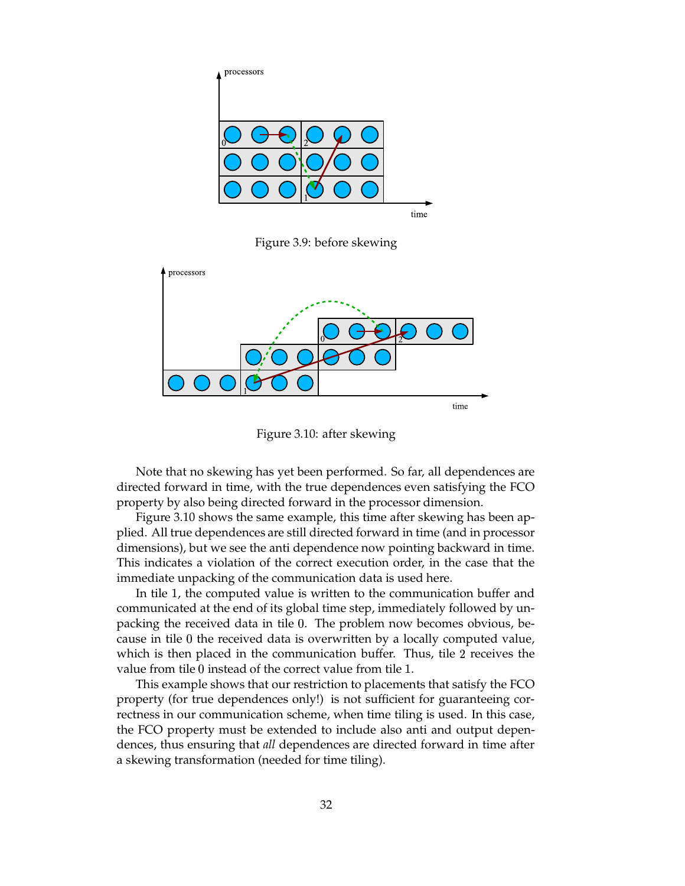Figure 3.9: before skewing

Figure 3.10: after skewing

Note that no skewing has yet been performed. So far, all dependences are directed forward in time, with the true dependences even satisfying the FCO property by also being directed forward in the processor dimension.

Figure 3.10 shows the same example, this time after skewing has been applied. All true dependences are still directed forward in time (and in processor dimensions), but we see the anti dependence now pointing backward in time. This indicates a violation of the correct execution order, in the case that the immediate unpacking of the communication data is used here.

In tile 1, the computed value is written to the communication buffer and communicated at the end of its global time step, immediately followed by unpacking the received data in tile 0. The problem now becomes obvious, because in tile 0 the received data is overwritten by a locally computed value, which is then placed in the communication buffer. Thus, tile 2 receives the value from tile 0 instead of the correct value from tile 1.

This example shows that our restriction to placements that satisfy the FCO property (for true dependences only!) is not sufficient for guaranteeing correctness in our communication scheme, when time tiling is used. In this case, the FCO property must be extended to include also anti and output dependences, thus ensuring that *all* dependences are directed forward in time after a skewing transformation (needed for time tiling).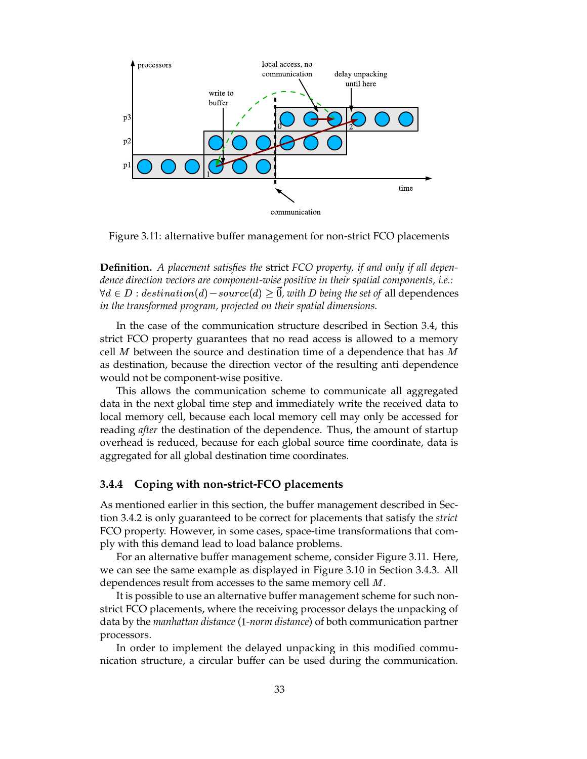Figure 3.11: alternative buffer management for non-strict FCO placements

**Definition.** *A placement satisfies the* strict *FCO property, if and only if all dependence direction vectors are component-wise positive in their spatial components, i.e.:* $\forall d \in D : destination(d) - source(d) \geq \vec{0}$*, with* $D$ *being the set of* all dependences *in the transformed program, projected on their spatial dimensions.*

In the case of the communication structure described in Section 3.4, this strict FCO property guarantees that no read access is allowed to a memory cell $M$ between the source and destination time of a dependence that has $M$ as destination, because the direction vector of the resulting anti dependence would not be component-wise positive.

This allows the communication scheme to communicate all aggregated data in the next global time step and immediately write the received data to local memory cell, because each local memory cell may only be accessed for reading *after* the destination of the dependence. Thus, the amount of startup overhead is reduced, because for each global source time coordinate, data is aggregated for all global destination time coordinates.

### 3.4.4 Coping with non-strict-FCO placements

As mentioned earlier in this section, the buffer management described in Section 3.4.2 is only guaranteed to be correct for placements that satisfy the *strict* FCO property. However, in some cases, space-time transformations that comply with this demand lead to load balance problems.

For an alternative buffer management scheme, consider Figure 3.11. Here, we can see the same example as displayed in Figure 3.10 in Section 3.4.3. All dependences result from accesses to the same memory cell $M$.

It is possible to use an alternative buffer management scheme for such non-strict FCO placements, where the receiving processor delays the unpacking of data by the *manhattan distance* (1*-norm distance*) of both communication partner processors.

In order to implement the delayed unpacking in this modified communication structure, a circular buffer can be used during the communication.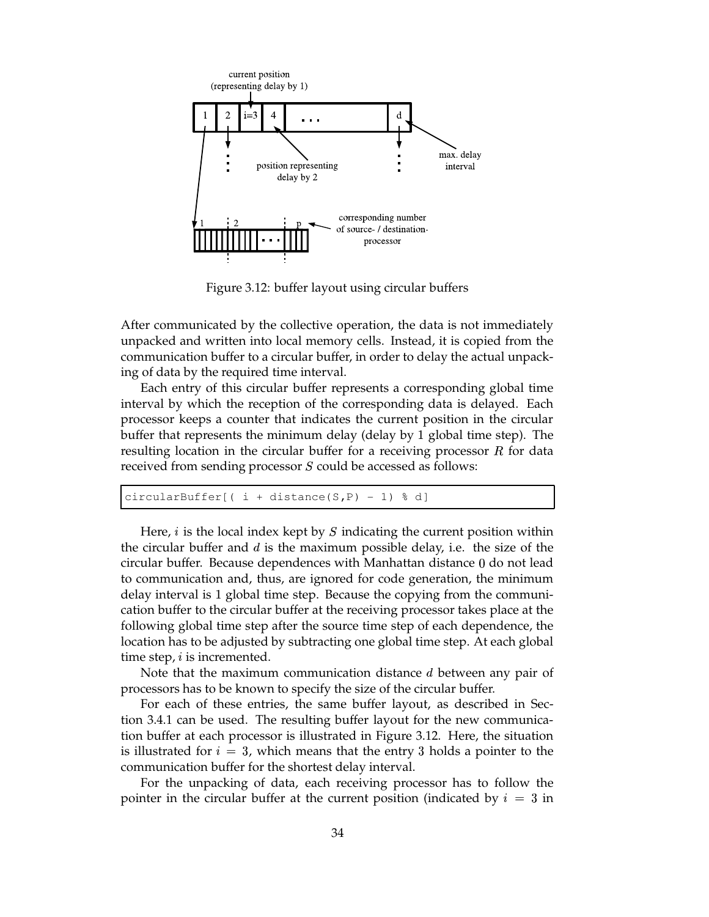Figure 3.12: buffer layout using circular buffers

After communicated by the collective operation, the data is not immediately unpacked and written into local memory cells. Instead, it is copied from the communication buffer to a circular buffer, in order to delay the actual unpacking of data by the required time interval.

Each entry of this circular buffer represents a corresponding global time interval by which the reception of the corresponding data is delayed. Each processor keeps a counter that indicates the current position in the circular buffer that represents the minimum delay (delay by 1 global time step). The resulting location in the circular buffer for a receiving processor $R$ for data received from sending processor $S$ could be accessed as follows:

```
circularBuffer[( i + distance(S,P) - 1) % d]
```

Here, $i$ is the local index kept by $S$ indicating the current position within the circular buffer and $d$ is the maximum possible delay, i.e. the size of the circular buffer. Because dependences with Manhattan distance 0 do not lead to communication and, thus, are ignored for code generation, the minimum delay interval is 1 global time step. Because the copying from the communication buffer to the circular buffer at the receiving processor takes place at the following global time step after the source time step of each dependence, the location has to be adjusted by subtracting one global time step. At each global time step, $i$ is incremented.

Note that the maximum communication distance $d$ between any pair of processors has to be known to specify the size of the circular buffer.

For each of these entries, the same buffer layout, as described in Section 3.4.1 can be used. The resulting buffer layout for the new communication buffer at each processor is illustrated in Figure 3.12. Here, the situation is illustrated for $i = 3$, which means that the entry 3 holds a pointer to the communication buffer for the shortest delay interval.

For the unpacking of data, each receiving processor has to follow the pointer in the circular buffer at the current position (indicated by $i = 3$ in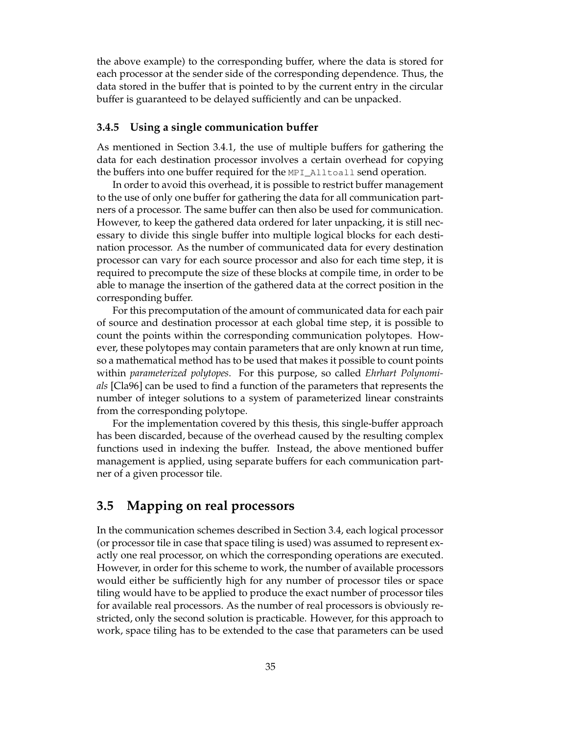the above example) to the corresponding buffer, where the data is stored for each processor at the sender side of the corresponding dependence. Thus, the data stored in the buffer that is pointed to by the current entry in the circular buffer is guaranteed to be delayed sufficiently and can be unpacked.

### 3.4.5 Using a single communication buffer

As mentioned in Section 3.4.1, the use of multiple buffers for gathering the data for each destination processor involves a certain overhead for copying the buffers into one buffer required for the `MPI_Alltoall` send operation.

In order to avoid this overhead, it is possible to restrict buffer management to the use of only one buffer for gathering the data for all communication partners of a processor. The same buffer can then also be used for communication. However, to keep the gathered data ordered for later unpacking, it is still necessary to divide this single buffer into multiple logical blocks for each destination processor. As the number of communicated data for every destination processor can vary for each source processor and also for each time step, it is required to precompute the size of these blocks at compile time, in order to be able to manage the insertion of the gathered data at the correct position in the corresponding buffer.

For this precomputation of the amount of communicated data for each pair of source and destination processor at each global time step, it is possible to count the points within the corresponding communication polytopes. However, these polytopes may contain parameters that are only known at run time, so a mathematical method has to be used that makes it possible to count points within *parameterized polytopes*. For this purpose, so called *Ehrhart Polynomials* [Cla96] can be used to find a function of the parameters that represents the number of integer solutions to a system of parameterized linear constraints from the corresponding polytope.

For the implementation covered by this thesis, this single-buffer approach has been discarded, because of the overhead caused by the resulting complex functions used in indexing the buffer. Instead, the above mentioned buffer management is applied, using separate buffers for each communication partner of a given processor tile.

## 3.5 Mapping on real processors

In the communication schemes described in Section 3.4, each logical processor (or processor tile in case that space tiling is used) was assumed to represent exactly one real processor, on which the corresponding operations are executed. However, in order for this scheme to work, the number of available processors would either be sufficiently high for any number of processor tiles or space tiling would have to be applied to produce the exact number of processor tiles for available real processors. As the number of real processors is obviously restricted, only the second solution is practicable. However, for this approach to work, space tiling has to be extended to the case that parameters can be used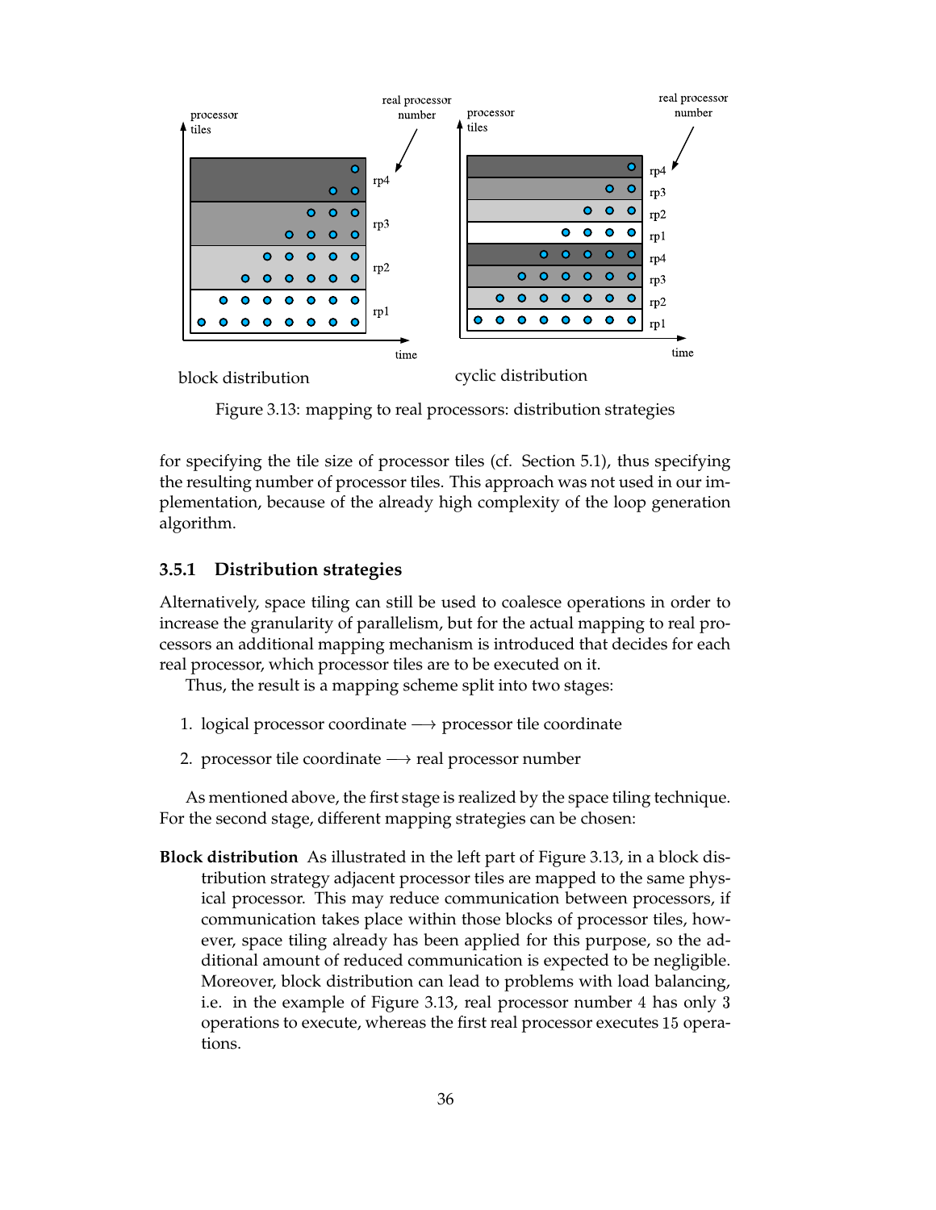block distribution

cyclic distribution

Figure 3.13: mapping to real processors: distribution strategies

for specifying the tile size of processor tiles (cf. Section 5.1), thus specifying the resulting number of processor tiles. This approach was not used in our implementation, because of the already high complexity of the loop generation algorithm.

### 3.5.1 Distribution strategies

Alternatively, space tiling can still be used to coalesce operations in order to increase the granularity of parallelism, but for the actual mapping to real processors an additional mapping mechanism is introduced that decides for each real processor, which processor tiles are to be executed on it.

Thus, the result is a mapping scheme split into two stages:

1. logical processor coordinate $\longrightarrow$ processor tile coordinate
2. processor tile coordinate $\longrightarrow$ real processor number

As mentioned above, the first stage is realized by the space tiling technique. For the second stage, different mapping strategies can be chosen:

**Block distribution** As illustrated in the left part of Figure 3.13, in a block distribution strategy adjacent processor tiles are mapped to the same physical processor. This may reduce communication between processors, if communication takes place within those blocks of processor tiles, however, space tiling already has been applied for this purpose, so the additional amount of reduced communication is expected to be negligible. Moreover, block distribution can lead to problems with load balancing, i.e. in the example of Figure 3.13, real processor number 4 has only 3 operations to execute, whereas the first real processor executes 15 operations.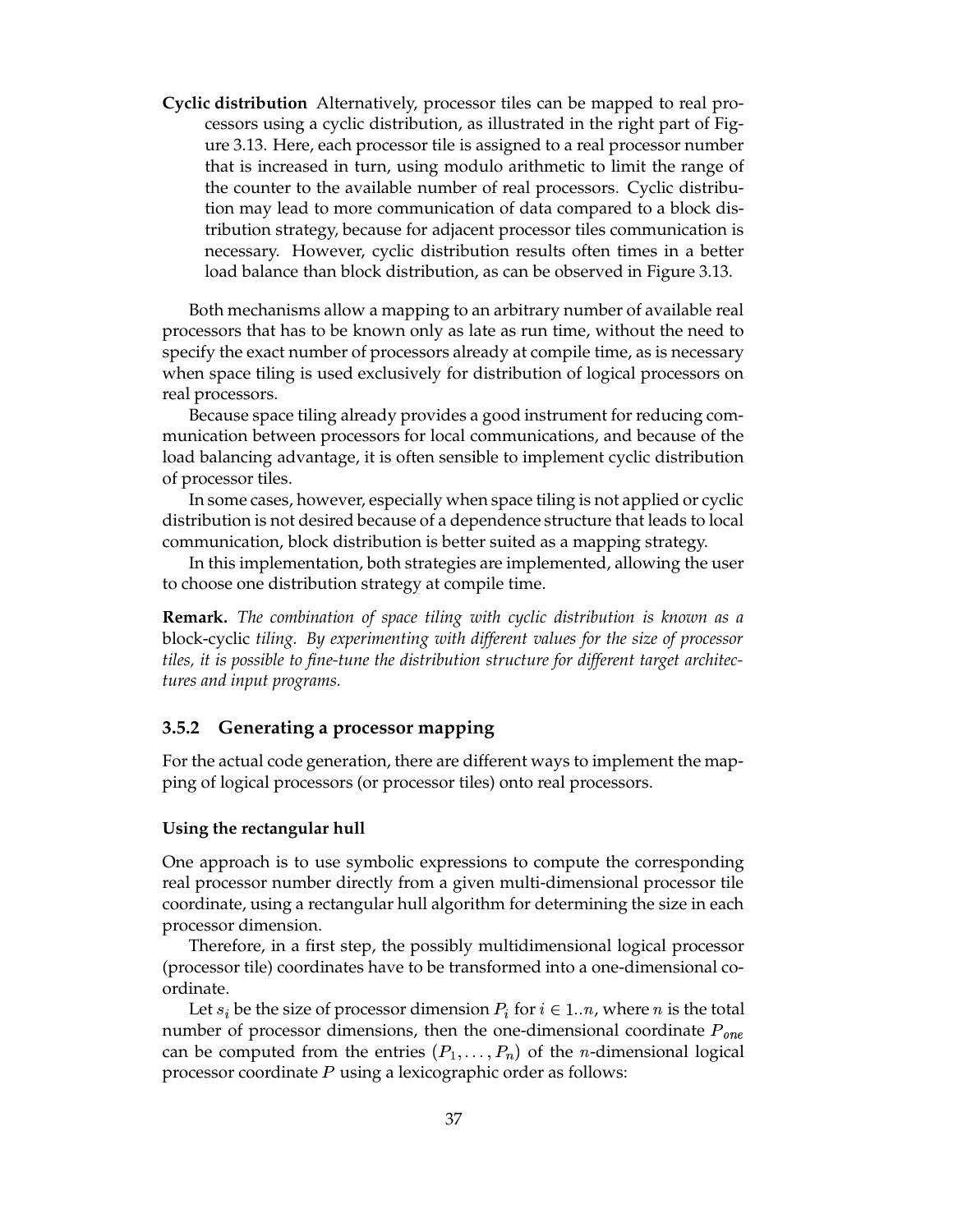**Cyclic distribution** Alternatively, processor tiles can be mapped to real processors using a cyclic distribution, as illustrated in the right part of Figure 3.13. Here, each processor tile is assigned to a real processor number that is increased in turn, using modulo arithmetic to limit the range of the counter to the available number of real processors. Cyclic distribution may lead to more communication of data compared to a block distribution strategy, because for adjacent processor tiles communication is necessary. However, cyclic distribution results often times in a better load balance than block distribution, as can be observed in Figure 3.13.

Both mechanisms allow a mapping to an arbitrary number of available real processors that has to be known only as late as run time, without the need to specify the exact number of processors already at compile time, as is necessary when space tiling is used exclusively for distribution of logical processors on real processors.

Because space tiling already provides a good instrument for reducing communication between processors for local communications, and because of the load balancing advantage, it is often sensible to implement cyclic distribution of processor tiles.

In some cases, however, especially when space tiling is not applied or cyclic distribution is not desired because of a dependence structure that leads to local communication, block distribution is better suited as a mapping strategy.

In this implementation, both strategies are implemented, allowing the user to choose one distribution strategy at compile time.

**Remark.** *The combination of space tiling with cyclic distribution is known as a* block-cyclic *tiling. By experimenting with different values for the size of processor tiles, it is possible to fine-tune the distribution structure for different target architectures and input programs.*

### 3.5.2 Generating a processor mapping

For the actual code generation, there are different ways to implement the mapping of logical processors (or processor tiles) onto real processors.

#### Using the rectangular hull

One approach is to use symbolic expressions to compute the corresponding real processor number directly from a given multi-dimensional processor tile coordinate, using a rectangular hull algorithm for determining the size in each processor dimension.

Therefore, in a first step, the possibly multidimensional logical processor (processor tile) coordinates have to be transformed into a one-dimensional coordinate.

Let $s_i$ be the size of processor dimension $P_i$ for $i \in 1..n$, where $n$ is the total number of processor dimensions, then the one-dimensional coordinate $P_{one}$ can be computed from the entries $(P_1, \ldots, P_n)$ of the $n$-dimensional logical processor coordinate $P$ using a lexicographic order as follows: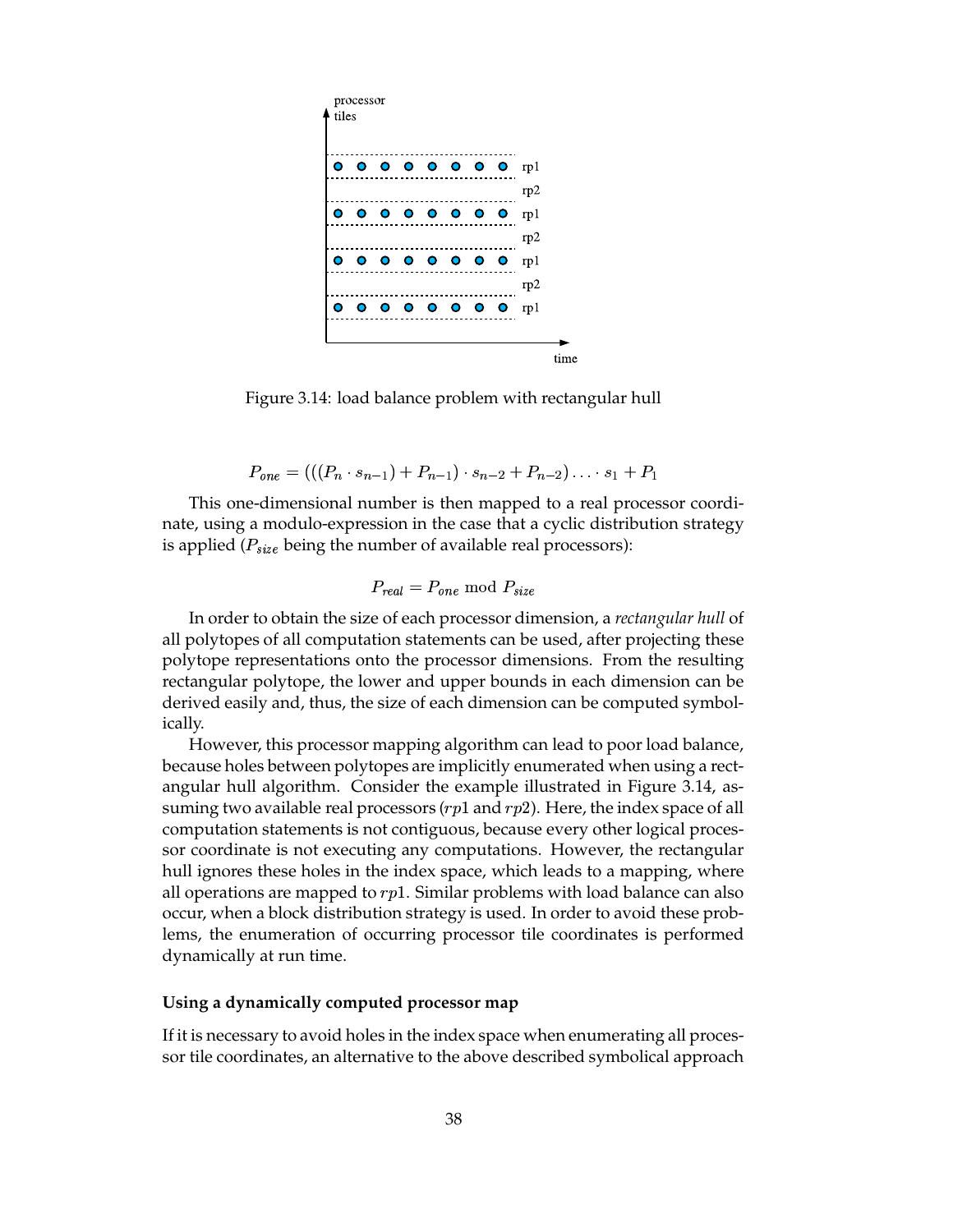Figure 3.14: load balance problem with rectangular hull

$$P_{one} = (((P_n \cdot s_{n-1}) + P_{n-1}) \cdot s_{n-2} + P_{n-2}) \ldots \cdot s_1 + P_1$$

This one-dimensional number is then mapped to a real processor coordinate, using a modulo-expression in the case that a cyclic distribution strategy is applied ($P_{size}$ being the number of available real processors):

$$P_{real} = P_{one} \bmod P_{size}$$

In order to obtain the size of each processor dimension, a *rectangular hull* of all polytopes of all computation statements can be used, after projecting these polytope representations onto the processor dimensions. From the resulting rectangular polytope, the lower and upper bounds in each dimension can be derived easily and, thus, the size of each dimension can be computed symbolically.

However, this processor mapping algorithm can lead to poor load balance, because holes between polytopes are implicitly enumerated when using a rectangular hull algorithm. Consider the example illustrated in Figure 3.14, assuming two available real processors ($rp1$ and $rp2$). Here, the index space of all computation statements is not contiguous, because every other logical processor coordinate is not executing any computations. However, the rectangular hull ignores these holes in the index space, which leads to a mapping, where all operations are mapped to $rp1$. Similar problems with load balance can also occur, when a block distribution strategy is used. In order to avoid these problems, the enumeration of occurring processor tile coordinates is performed dynamically at run time.

**Using a dynamically computed processor map**

If it is necessary to avoid holes in the index space when enumerating all processor tile coordinates, an alternative to the above described symbolical approach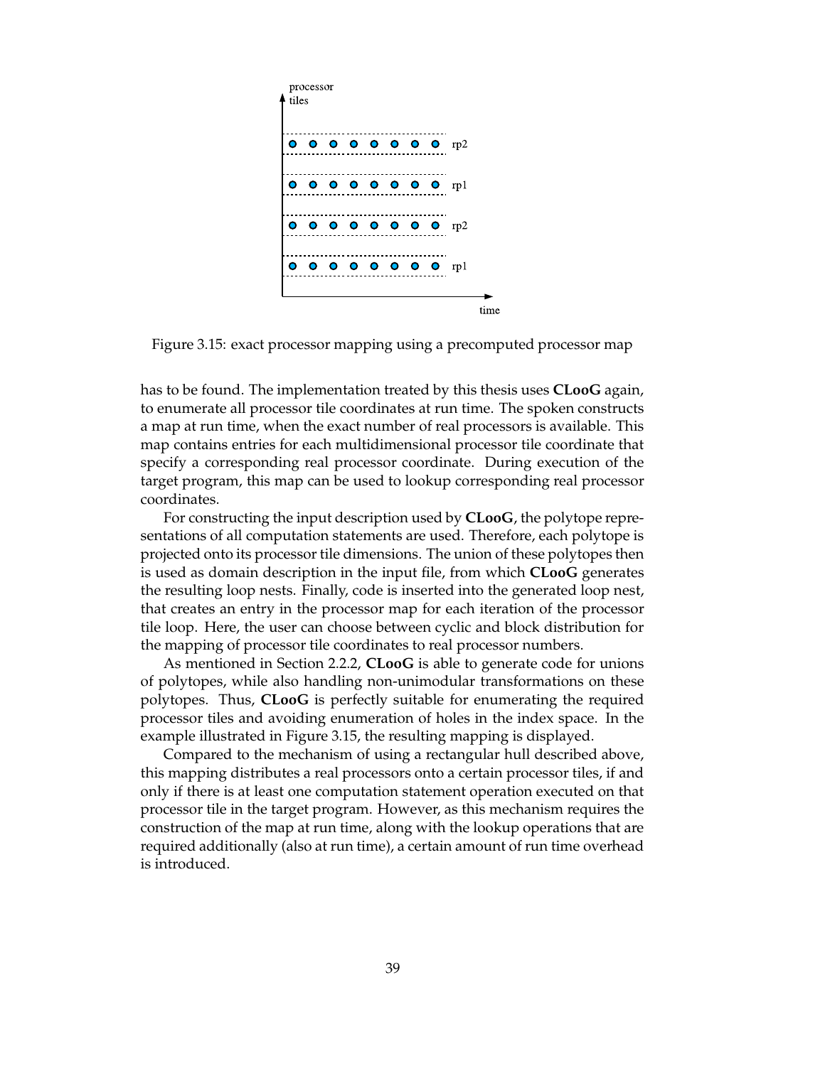Figure 3.15: exact processor mapping using a precomputed processor map

has to be found. The implementation treated by this thesis uses **CLooG** again, to enumerate all processor tile coordinates at run time. The spoken constructs a map at run time, when the exact number of real processors is available. This map contains entries for each multidimensional processor tile coordinate that specify a corresponding real processor coordinate. During execution of the target program, this map can be used to lookup corresponding real processor coordinates.

For constructing the input description used by **CLooG**, the polytope representations of all computation statements are used. Therefore, each polytope is projected onto its processor tile dimensions. The union of these polytopes then is used as domain description in the input file, from which **CLooG** generates the resulting loop nests. Finally, code is inserted into the generated loop nest, that creates an entry in the processor map for each iteration of the processor tile loop. Here, the user can choose between cyclic and block distribution for the mapping of processor tile coordinates to real processor numbers.

As mentioned in Section 2.2.2, **CLooG** is able to generate code for unions of polytopes, while also handling non-unimodular transformations on these polytopes. Thus, **CLooG** is perfectly suitable for enumerating the required processor tiles and avoiding enumeration of holes in the index space. In the example illustrated in Figure 3.15, the resulting mapping is displayed.

Compared to the mechanism of using a rectangular hull described above, this mapping distributes a real processors onto a certain processor tiles, if and only if there is at least one computation statement operation executed on that processor tile in the target program. However, as this mechanism requires the construction of the map at run time, along with the lookup operations that are required additionally (also at run time), a certain amount of run time overhead is introduced.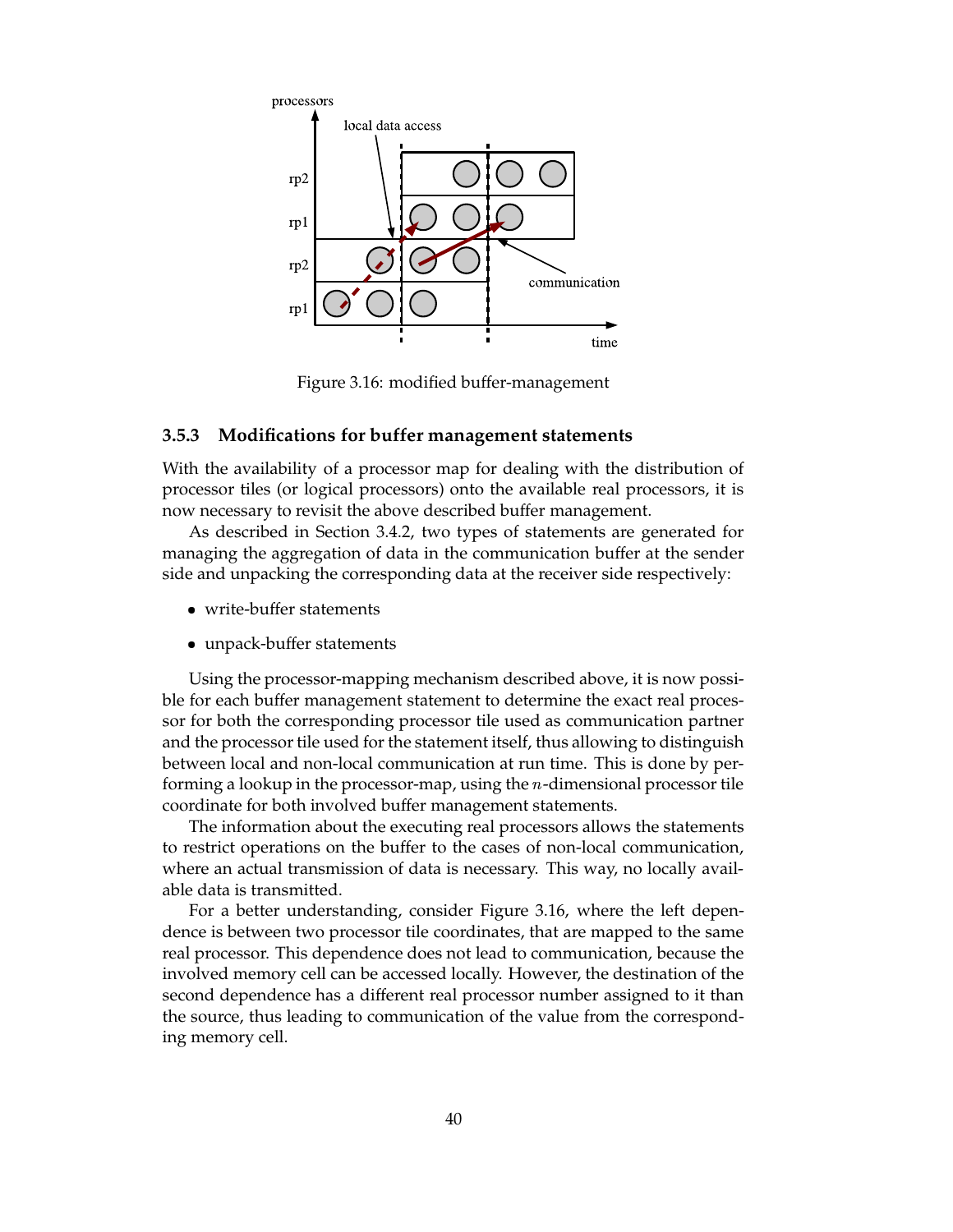Figure 3.16: modified buffer-management

### 3.5.3 Modifications for buffer management statements

With the availability of a processor map for dealing with the distribution of processor tiles (or logical processors) onto the available real processors, it is now necessary to revisit the above described buffer management.

As described in Section 3.4.2, two types of statements are generated for managing the aggregation of data in the communication buffer at the sender side and unpacking the corresponding data at the receiver side respectively:

- write-buffer statements
- unpack-buffer statements

Using the processor-mapping mechanism described above, it is now possible for each buffer management statement to determine the exact real processor for both the corresponding processor tile used as communication partner and the processor tile used for the statement itself, thus allowing to distinguish between local and non-local communication at run time. This is done by performing a lookup in the processor-map, using the $n$-dimensional processor tile coordinate for both involved buffer management statements.

The information about the executing real processors allows the statements to restrict operations on the buffer to the cases of non-local communication, where an actual transmission of data is necessary. This way, no locally available data is transmitted.

For a better understanding, consider Figure 3.16, where the left dependence is between two processor tile coordinates, that are mapped to the same real processor. This dependence does not lead to communication, because the involved memory cell can be accessed locally. However, the destination of the second dependence has a different real processor number assigned to it than the source, thus leading to communication of the value from the corresponding memory cell.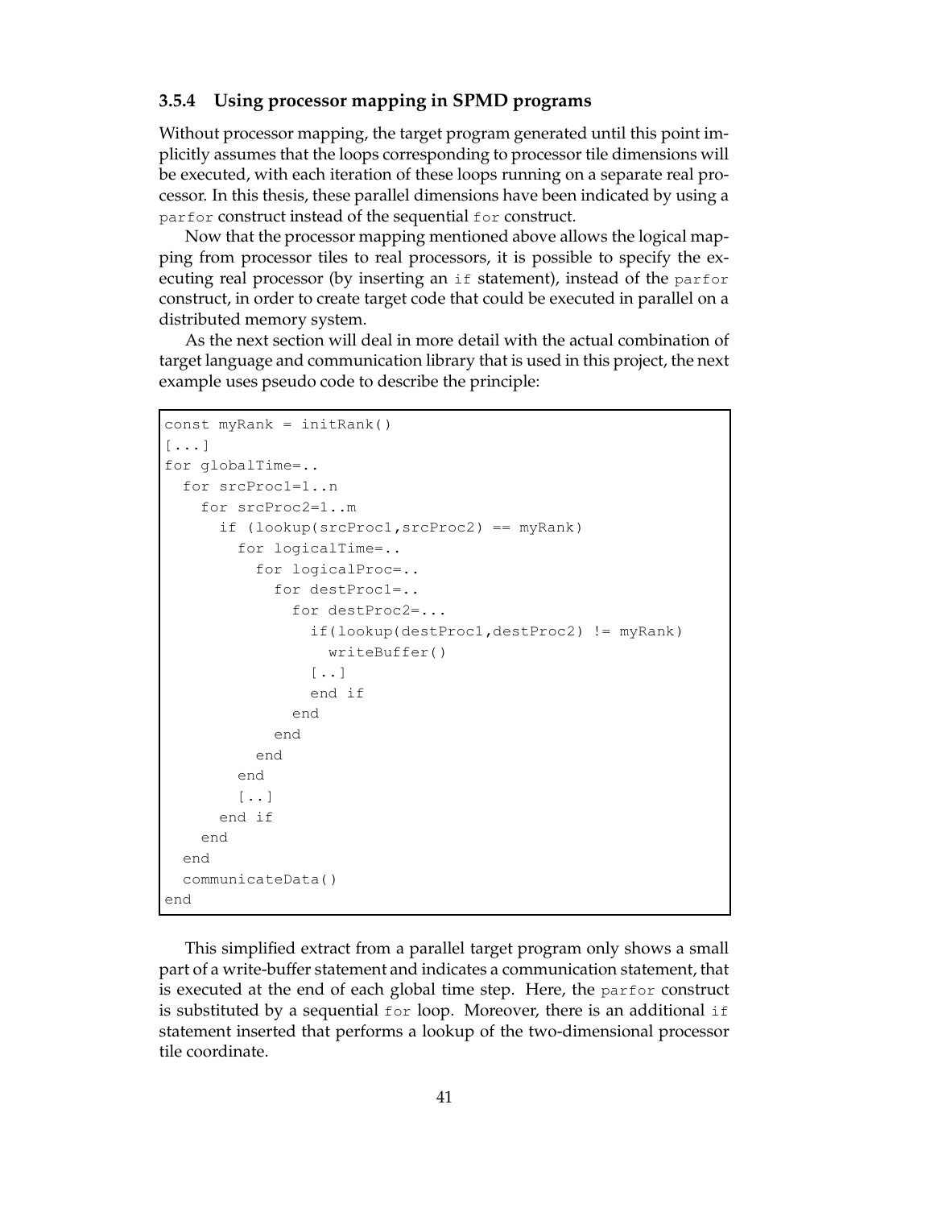### 3.5.4 Using processor mapping in SPMD programs

Without processor mapping, the target program generated until this point implicitly assumes that the loops corresponding to processor tile dimensions will be executed, with each iteration of these loops running on a separate real processor. In this thesis, these parallel dimensions have been indicated by using a `parfor` construct instead of the sequential `for` construct.

Now that the processor mapping mentioned above allows the logical mapping from processor tiles to real processors, it is possible to specify the executing real processor (by inserting an `if` statement), instead of the `parfor` construct, in order to create target code that could be executed in parallel on a distributed memory system.

As the next section will deal in more detail with the actual combination of target language and communication library that is used in this project, the next example uses pseudo code to describe the principle:

```
const myRank = initRank()
[...]
for globalTime=..
  for srcProc1=1..n
    for srcProc2=1..m
      if (lookup(srcProc1,srcProc2) == myRank)
        for logicalTime=..
          for logicalProc=..
            for destProc1=..
              for destProc2=...
                if(lookup(destProc1,destProc2) != myRank)
                  writeBuffer()
                [..]
                end if
              end
            end
          end
        end
        [..]
      end if
    end
  end
  communicateData()
end
```

This simplified extract from a parallel target program only shows a small part of a write-buffer statement and indicates a communication statement, that is executed at the end of each global time step. Here, the `parfor` construct is substituted by a sequential `for` loop. Moreover, there is an additional `if` statement inserted that performs a lookup of the two-dimensional processor tile coordinate.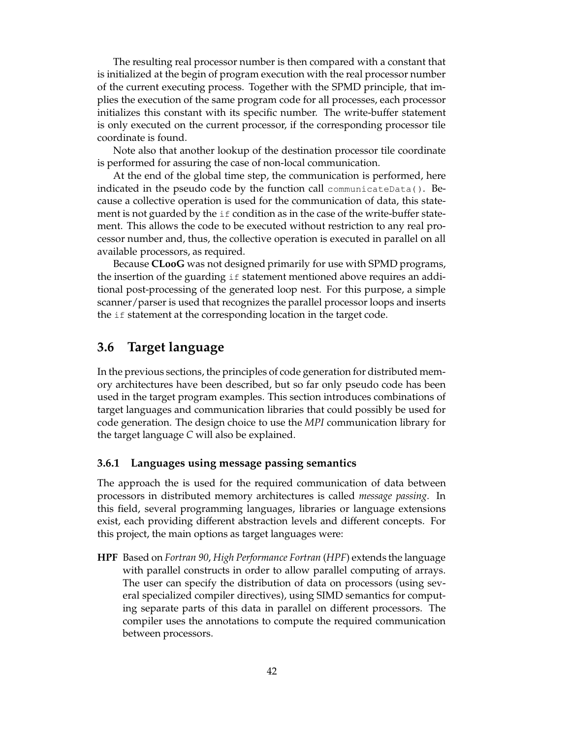The resulting real processor number is then compared with a constant that is initialized at the begin of program execution with the real processor number of the current executing process. Together with the SPMD principle, that implies the execution of the same program code for all processes, each processor initializes this constant with its specific number. The write-buffer statement is only executed on the current processor, if the corresponding processor tile coordinate is found.

Note also that another lookup of the destination processor tile coordinate is performed for assuring the case of non-local communication.

At the end of the global time step, the communication is performed, here indicated in the pseudo code by the function call `communicateData()`. Because a collective operation is used for the communication of data, this statement is not guarded by the `if` condition as in the case of the write-buffer statement. This allows the code to be executed without restriction to any real processor number and, thus, the collective operation is executed in parallel on all available processors, as required.

Because **CLooG** was not designed primarily for use with SPMD programs, the insertion of the guarding `if` statement mentioned above requires an additional post-processing of the generated loop nest. For this purpose, a simple scanner/parser is used that recognizes the parallel processor loops and inserts the `if` statement at the corresponding location in the target code.

## 3.6 Target language

In the previous sections, the principles of code generation for distributed memory architectures have been described, but so far only pseudo code has been used in the target program examples. This section introduces combinations of target languages and communication libraries that could possibly be used for code generation. The design choice to use the *MPI* communication library for the target language *C* will also be explained.

### 3.6.1 Languages using message passing semantics

The approach the is used for the required communication of data between processors in distributed memory architectures is called *message passing*. In this field, several programming languages, libraries or language extensions exist, each providing different abstraction levels and different concepts. For this project, the main options as target languages were:

**HPF** Based on *Fortran 90*, *High Performance Fortran* (*HPF*) extends the language with parallel constructs in order to allow parallel computing of arrays. The user can specify the distribution of data on processors (using several specialized compiler directives), using SIMD semantics for computing separate parts of this data in parallel on different processors. The compiler uses the annotations to compute the required communication between processors.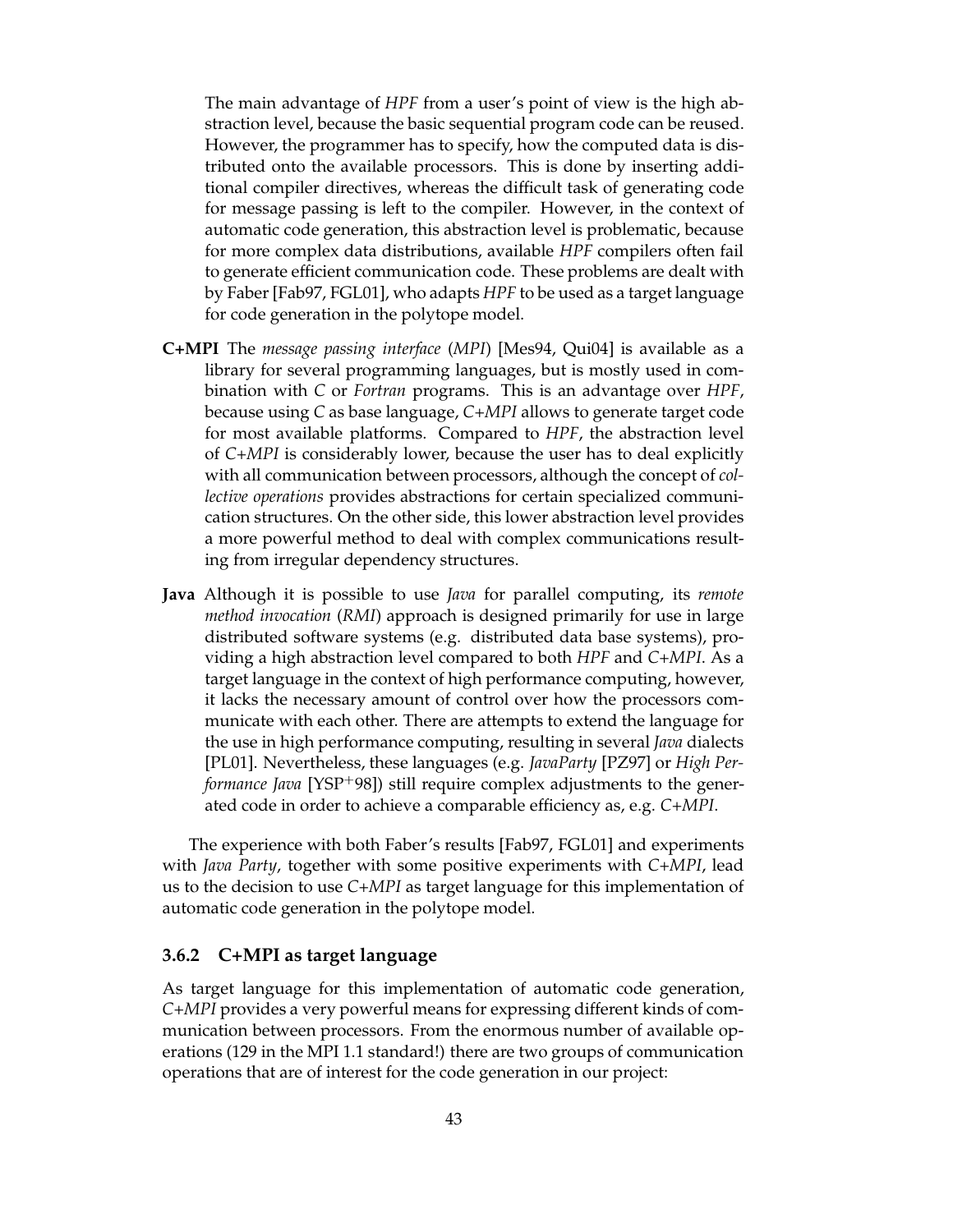The main advantage of *HPF* from a user's point of view is the high abstraction level, because the basic sequential program code can be reused. However, the programmer has to specify, how the computed data is distributed onto the available processors. This is done by inserting additional compiler directives, whereas the difficult task of generating code for message passing is left to the compiler. However, in the context of automatic code generation, this abstraction level is problematic, because for more complex data distributions, available *HPF* compilers often fail to generate efficient communication code. These problems are dealt with by Faber [Fab97, FGL01], who adapts *HPF* to be used as a target language for code generation in the polytope model.

**C+MPI** The *message passing interface* (*MPI*) [Mes94, Qui04] is available as a library for several programming languages, but is mostly used in combination with *C* or *Fortran* programs. This is an advantage over *HPF*, because using *C* as base language, *C+MPI* allows to generate target code for most available platforms. Compared to *HPF*, the abstraction level of *C+MPI* is considerably lower, because the user has to deal explicitly with all communication between processors, although the concept of *collective operations* provides abstractions for certain specialized communication structures. On the other side, this lower abstraction level provides a more powerful method to deal with complex communications resulting from irregular dependency structures.

**Java** Although it is possible to use *Java* for parallel computing, its *remote method invocation* (*RMI*) approach is designed primarily for use in large distributed software systems (e.g. distributed data base systems), providing a high abstraction level compared to both *HPF* and *C+MPI*. As a target language in the context of high performance computing, however, it lacks the necessary amount of control over how the processors communicate with each other. There are attempts to extend the language for the use in high performance computing, resulting in several *Java* dialects [PL01]. Nevertheless, these languages (e.g. *JavaParty* [PZ97] or *High Performance Java* [YSP+98]) still require complex adjustments to the generated code in order to achieve a comparable efficiency as, e.g. *C+MPI*.

The experience with both Faber's results [Fab97, FGL01] and experiments with *Java Party*, together with some positive experiments with *C+MPI*, lead us to the decision to use *C+MPI* as target language for this implementation of automatic code generation in the polytope model.

### 3.6.2 C+MPI as target language

As target language for this implementation of automatic code generation, *C+MPI* provides a very powerful means for expressing different kinds of communication between processors. From the enormous number of available operations (129 in the MPI 1.1 standard!) there are two groups of communication operations that are of interest for the code generation in our project: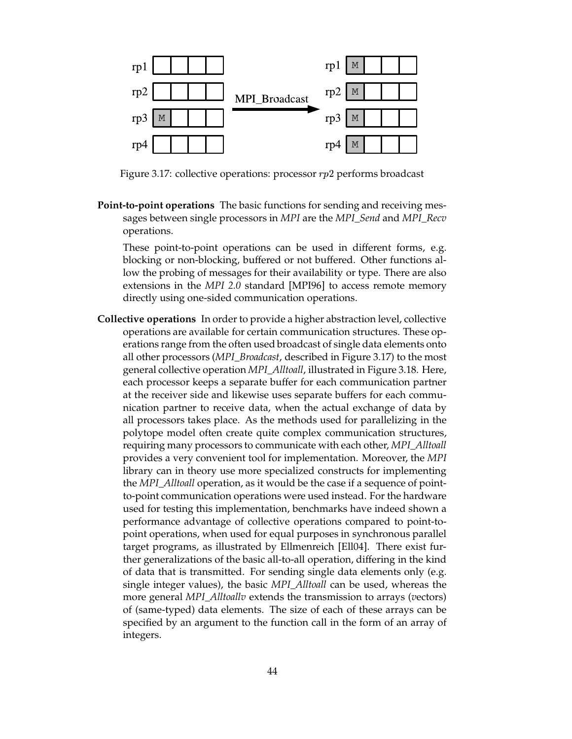Figure 3.17: collective operations: processor $rp2$ performs broadcast

**Point-to-point operations** The basic functions for sending and receiving messages between single processors in *MPI* are the *MPI_Send* and *MPI_Recv* operations.

These point-to-point operations can be used in different forms, e.g. blocking or non-blocking, buffered or not buffered. Other functions allow the probing of messages for their availability or type. There are also extensions in the *MPI 2.0* standard [MPI96] to access remote memory directly using one-sided communication operations.

**Collective operations** In order to provide a higher abstraction level, collective operations are available for certain communication structures. These operations range from the often used broadcast of single data elements onto all other processors (*MPI_Broadcast*, described in Figure 3.17) to the most general collective operation *MPI_Alltoall*, illustrated in Figure 3.18. Here, each processor keeps a separate buffer for each communication partner at the receiver side and likewise uses separate buffers for each communication partner to receive data, when the actual exchange of data by all processors takes place. As the methods used for parallelizing in the polytope model often create quite complex communication structures, requiring many processors to communicate with each other, *MPI_Alltoall* provides a very convenient tool for implementation. Moreover, the *MPI* library can in theory use more specialized constructs for implementing the *MPI_Alltoall* operation, as it would be the case if a sequence of point-to-point communication operations were used instead. For the hardware used for testing this implementation, benchmarks have indeed shown a performance advantage of collective operations compared to point-to-point operations, when used for equal purposes in synchronous parallel target programs, as illustrated by Ellmenreich [Ell04]. There exist further generalizations of the basic all-to-all operation, differing in the kind of data that is transmitted. For sending single data elements only (e.g. single integer values), the basic *MPI_Alltoall* can be used, whereas the more general *MPI_Alltoallv* extends the transmission to arrays (*v*ectors) of (same-typed) data elements. The size of each of these arrays can be specified by an argument to the function call in the form of an array of integers.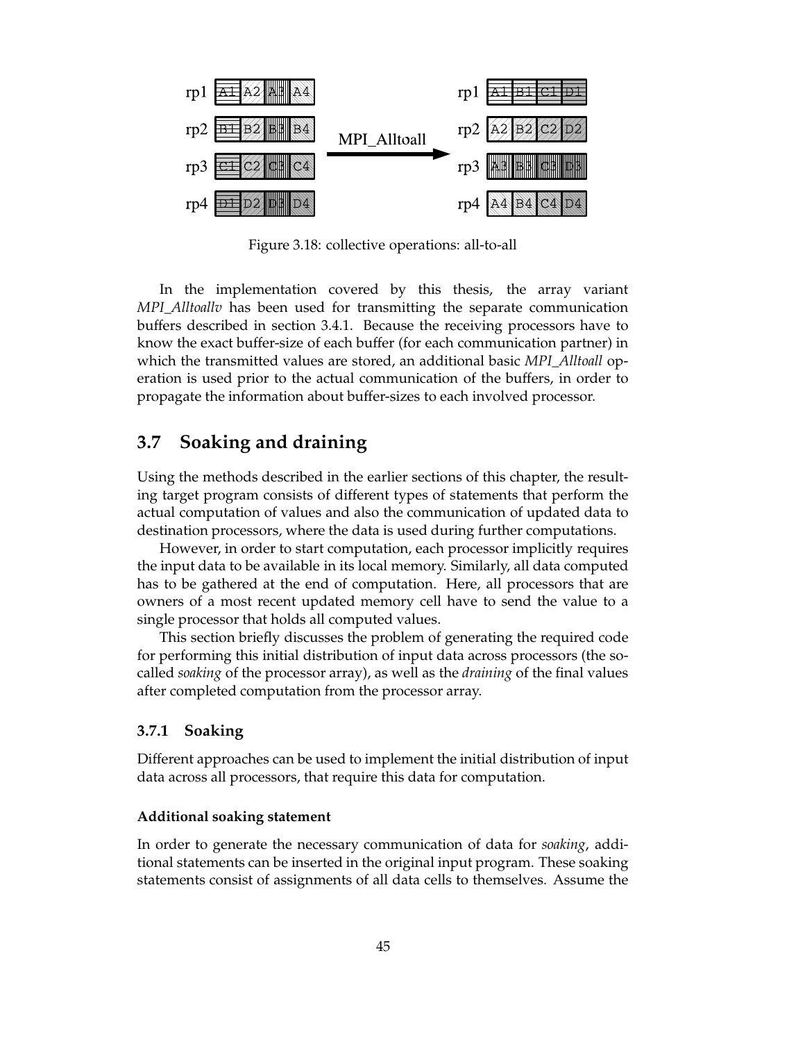Figure 3.18: collective operations: all-to-all

In the implementation covered by this thesis, the array variant *MPI_Alltoallv* has been used for transmitting the separate communication buffers described in section 3.4.1. Because the receiving processors have to know the exact buffer-size of each buffer (for each communication partner) in which the transmitted values are stored, an additional basic *MPI_Alltoall* operation is used prior to the actual communication of the buffers, in order to propagate the information about buffer-sizes to each involved processor.

## 3.7 Soaking and draining

Using the methods described in the earlier sections of this chapter, the resulting target program consists of different types of statements that perform the actual computation of values and also the communication of updated data to destination processors, where the data is used during further computations.

However, in order to start computation, each processor implicitly requires the input data to be available in its local memory. Similarly, all data computed has to be gathered at the end of computation. Here, all processors that are owners of a most recent updated memory cell have to send the value to a single processor that holds all computed values.

This section briefly discusses the problem of generating the required code for performing this initial distribution of input data across processors (the so-called *soaking* of the processor array), as well as the *draining* of the final values after completed computation from the processor array.

### 3.7.1 Soaking

Different approaches can be used to implement the initial distribution of input data across all processors, that require this data for computation.

#### Additional soaking statement

In order to generate the necessary communication of data for *soaking*, additional statements can be inserted in the original input program. These soaking statements consist of assignments of all data cells to themselves. Assume the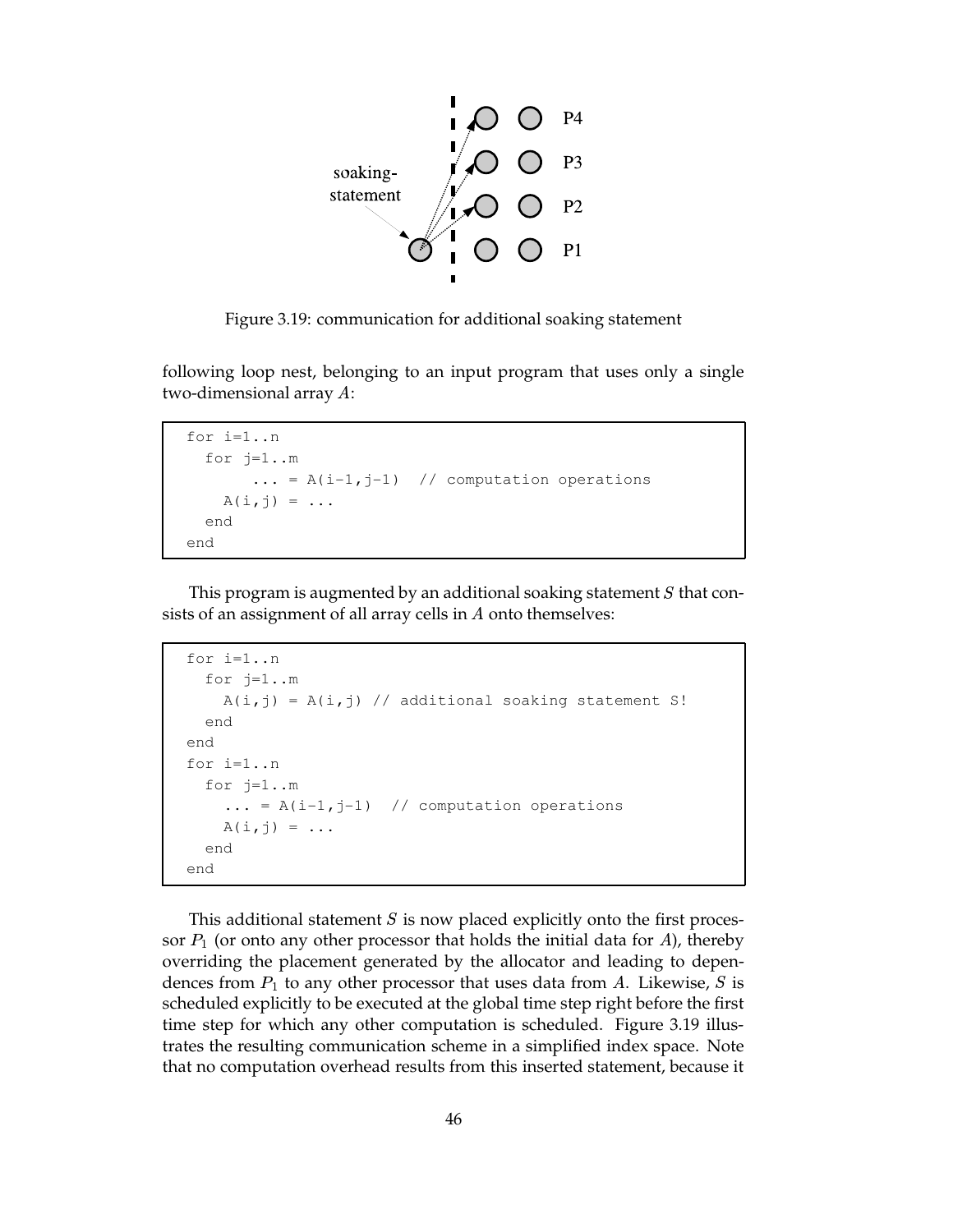Figure 3.19: communication for additional soaking statement

following loop nest, belonging to an input program that uses only a single two-dimensional array $A$:

```
for i=1..n
  for j=1..m
       ... = A(i-1,j-1)  // computation operations
    A(i,j) = ...
  end
end
```

This program is augmented by an additional soaking statement $S$ that consists of an assignment of all array cells in $A$ onto themselves:

```
for i=1..n
  for j=1..m
    A(i,j) = A(i,j) // additional soaking statement S!
  end
end
for i=1..n
  for j=1..m
    ... = A(i-1,j-1)  // computation operations
    A(i,j) = ...
  end
end
```

This additional statement $S$ is now placed explicitly onto the first processor $P_1$ (or onto any other processor that holds the initial data for $A$), thereby overriding the placement generated by the allocator and leading to dependences from $P_1$ to any other processor that uses data from $A$. Likewise, $S$ is scheduled explicitly to be executed at the global time step right before the first time step for which any other computation is scheduled. Figure 3.19 illustrates the resulting communication scheme in a simplified index space. Note that no computation overhead results from this inserted statement, because it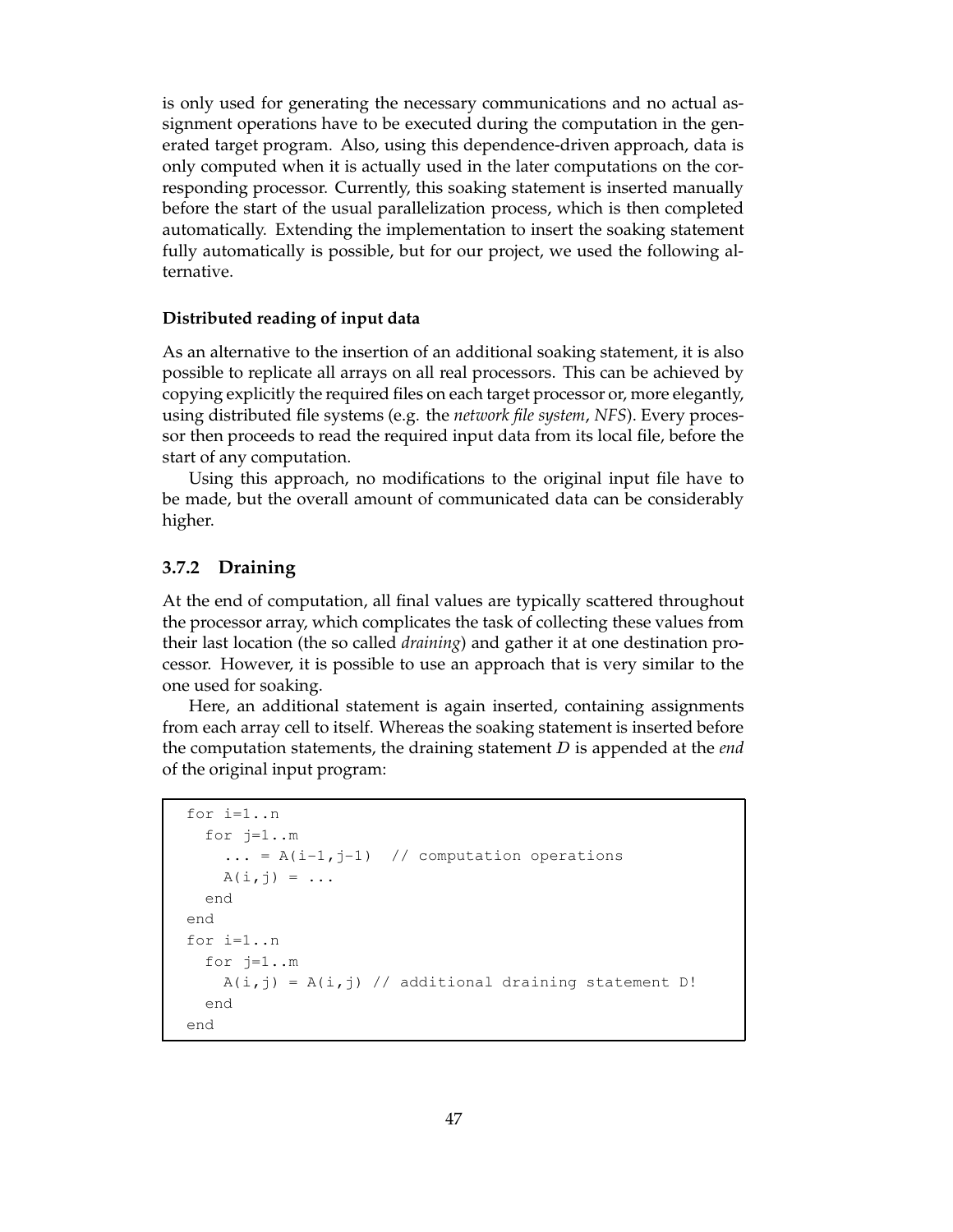is only used for generating the necessary communications and no actual assignment operations have to be executed during the computation in the generated target program. Also, using this dependence-driven approach, data is only computed when it is actually used in the later computations on the corresponding processor. Currently, this soaking statement is inserted manually before the start of the usual parallelization process, which is then completed automatically. Extending the implementation to insert the soaking statement fully automatically is possible, but for our project, we used the following alternative.

**Distributed reading of input data**

As an alternative to the insertion of an additional soaking statement, it is also possible to replicate all arrays on all real processors. This can be achieved by copying explicitly the required files on each target processor or, more elegantly, using distributed file systems (e.g. the *network file system*, *NFS*). Every processor then proceeds to read the required input data from its local file, before the start of any computation.

Using this approach, no modifications to the original input file have to be made, but the overall amount of communicated data can be considerably higher.

### 3.7.2 Draining

At the end of computation, all final values are typically scattered throughout the processor array, which complicates the task of collecting these values from their last location (the so called *draining*) and gather it at one destination processor. However, it is possible to use an approach that is very similar to the one used for soaking.

Here, an additional statement is again inserted, containing assignments from each array cell to itself. Whereas the soaking statement is inserted before the computation statements, the draining statement $D$ is appended at the *end* of the original input program:

```
for i=1..n
  for j=1..m
    ... = A(i-1,j-1)  // computation operations
    A(i,j) = ...
  end
end
for i=1..n
  for j=1..m
    A(i,j) = A(i,j) // additional draining statement D!
  end
end
```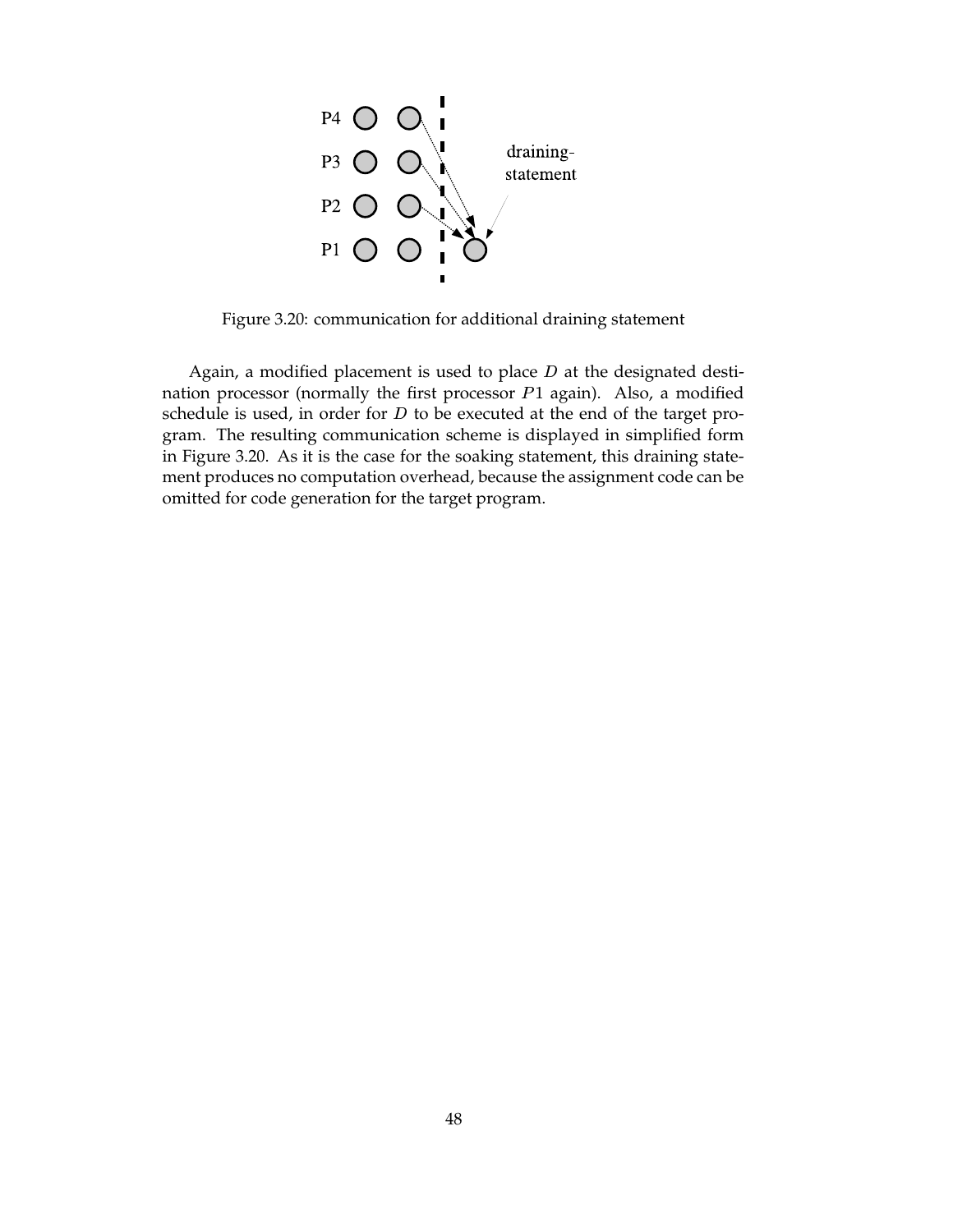Figure 3.20: communication for additional draining statement

Again, a modified placement is used to place $D$ at the designated destination processor (normally the first processor $P1$ again). Also, a modified schedule is used, in order for $D$ to be executed at the end of the target program. The resulting communication scheme is displayed in simplified form in Figure 3.20. As it is the case for the soaking statement, this draining statement produces no computation overhead, because the assignment code can be omitted for code generation for the target program.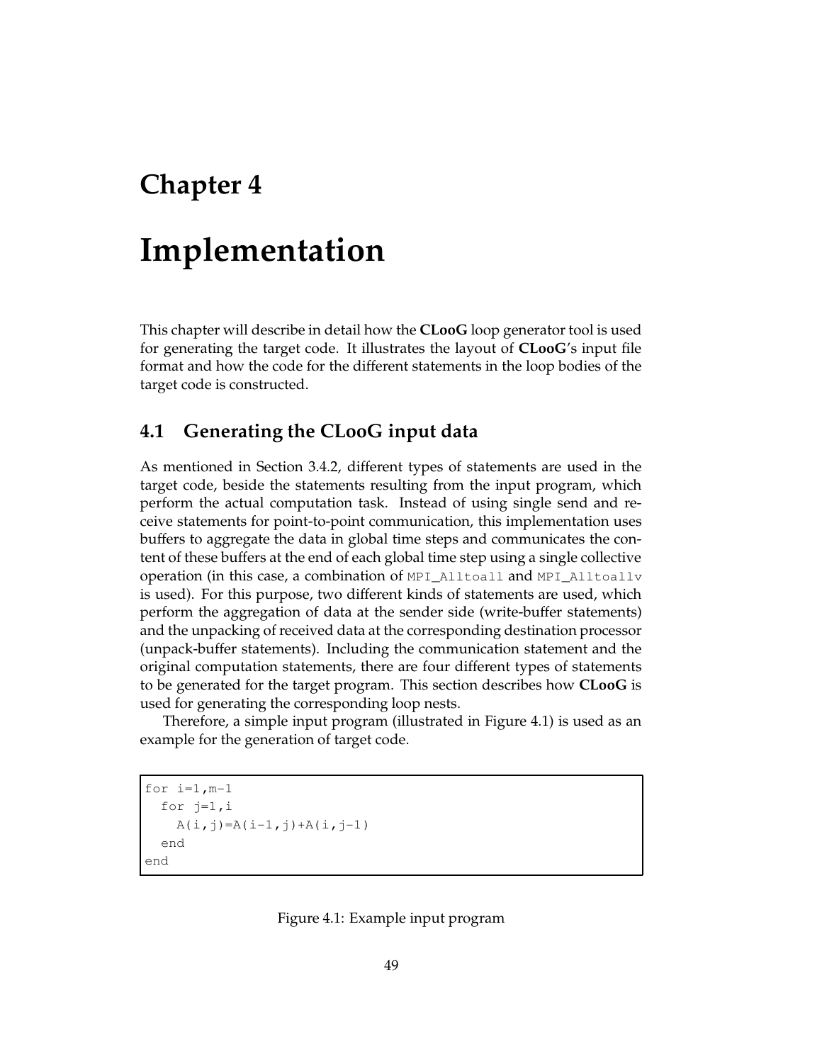# Chapter 4

# Implementation

This chapter will describe in detail how the **CLooG** loop generator tool is used for generating the target code. It illustrates the layout of **CLooG**'s input file format and how the code for the different statements in the loop bodies of the target code is constructed.

## 4.1 Generating the CLooG input data

As mentioned in Section 3.4.2, different types of statements are used in the target code, beside the statements resulting from the input program, which perform the actual computation task. Instead of using single send and receive statements for point-to-point communication, this implementation uses buffers to aggregate the data in global time steps and communicates the content of these buffers at the end of each global time step using a single collective operation (in this case, a combination of `MPI_Alltoall` and `MPI_Alltoallv` is used). For this purpose, two different kinds of statements are used, which perform the aggregation of data at the sender side (write-buffer statements) and the unpacking of received data at the corresponding destination processor (unpack-buffer statements). Including the communication statement and the original computation statements, there are four different types of statements to be generated for the target program. This section describes how **CLooG** is used for generating the corresponding loop nests.

Therefore, a simple input program (illustrated in Figure 4.1) is used as an example for the generation of target code.

```
for i=1,m-1
  for j=1,i
    A(i,j)=A(i-1,j)+A(i,j-1)
  end
end
```

Figure 4.1: Example input program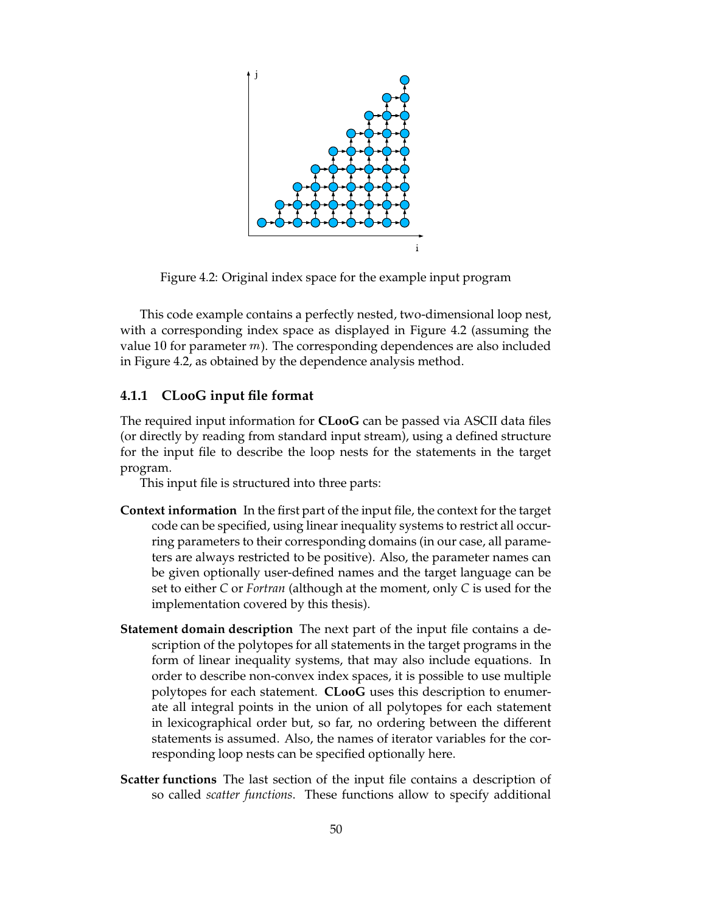Figure 4.2: Original index space for the example input program

This code example contains a perfectly nested, two-dimensional loop nest, with a corresponding index space as displayed in Figure 4.2 (assuming the value 10 for parameter $m$). The corresponding dependences are also included in Figure 4.2, as obtained by the dependence analysis method.

### 4.1.1 CLooG input file format

The required input information for **CLooG** can be passed via ASCII data files (or directly by reading from standard input stream), using a defined structure for the input file to describe the loop nests for the statements in the target program.

This input file is structured into three parts:

**Context information** In the first part of the input file, the context for the target code can be specified, using linear inequality systems to restrict all occurring parameters to their corresponding domains (in our case, all parameters are always restricted to be positive). Also, the parameter names can be given optionally user-defined names and the target language can be set to either *C* or *Fortran* (although at the moment, only *C* is used for the implementation covered by this thesis).

**Statement domain description** The next part of the input file contains a description of the polytopes for all statements in the target programs in the form of linear inequality systems, that may also include equations. In order to describe non-convex index spaces, it is possible to use multiple polytopes for each statement. **CLooG** uses this description to enumerate all integral points in the union of all polytopes for each statement in lexicographical order but, so far, no ordering between the different statements is assumed. Also, the names of iterator variables for the corresponding loop nests can be specified optionally here.

**Scatter functions** The last section of the input file contains a description of so called *scatter functions*. These functions allow to specify additional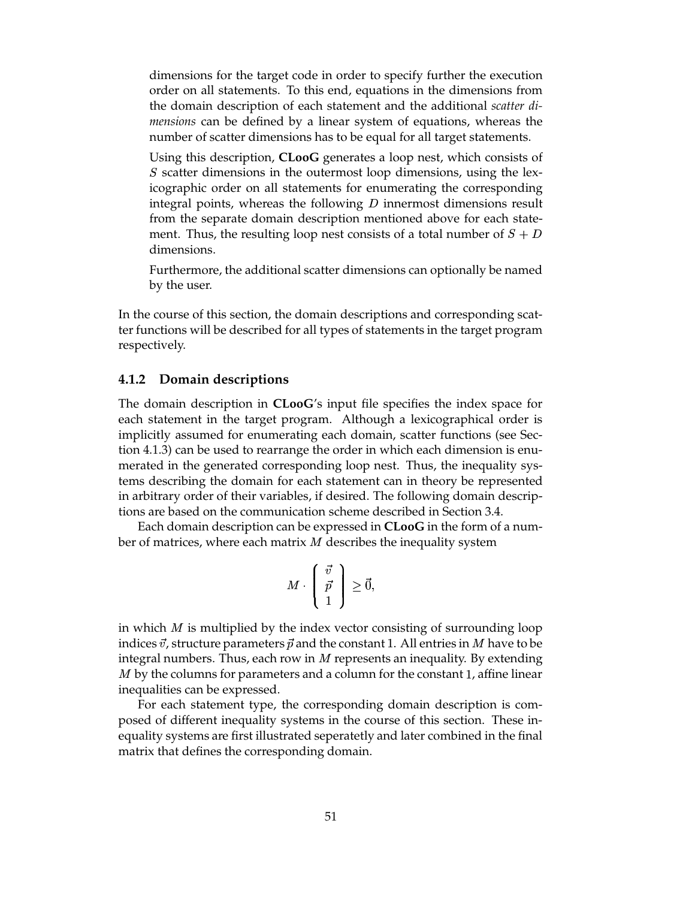dimensions for the target code in order to specify further the execution order on all statements. To this end, equations in the dimensions from the domain description of each statement and the additional *scatter dimensions* can be defined by a linear system of equations, whereas the number of scatter dimensions has to be equal for all target statements.

Using this description, **CLooG** generates a loop nest, which consists of $S$ scatter dimensions in the outermost loop dimensions, using the lexicographic order on all statements for enumerating the corresponding integral points, whereas the following $D$ innermost dimensions result from the separate domain description mentioned above for each statement. Thus, the resulting loop nest consists of a total number of $S + D$ dimensions.

Furthermore, the additional scatter dimensions can optionally be named by the user.

In the course of this section, the domain descriptions and corresponding scatter functions will be described for all types of statements in the target program respectively.

### 4.1.2 Domain descriptions

The domain description in **CLooG**'s input file specifies the index space for each statement in the target program. Although a lexicographical order is implicitly assumed for enumerating each domain, scatter functions (see Section 4.1.3) can be used to rearrange the order in which each dimension is enumerated in the generated corresponding loop nest. Thus, the inequality systems describing the domain for each statement can in theory be represented in arbitrary order of their variables, if desired. The following domain descriptions are based on the communication scheme described in Section 3.4.

Each domain description can be expressed in **CLooG** in the form of a number of matrices, where each matrix $M$ describes the inequality system

$$M \cdot \begin{pmatrix} \vec{v} \\ \vec{p} \\ 1 \end{pmatrix} \geq \vec{0},$$

in which $M$ is multiplied by the index vector consisting of surrounding loop indices $\vec{v}$, structure parameters $\vec{p}$ and the constant 1. All entries in $M$ have to be integral numbers. Thus, each row in $M$ represents an inequality. By extending $M$ by the columns for parameters and a column for the constant 1, affine linear inequalities can be expressed.

For each statement type, the corresponding domain description is composed of different inequality systems in the course of this section. These inequality systems are first illustrated seperatetly and later combined in the final matrix that defines the corresponding domain.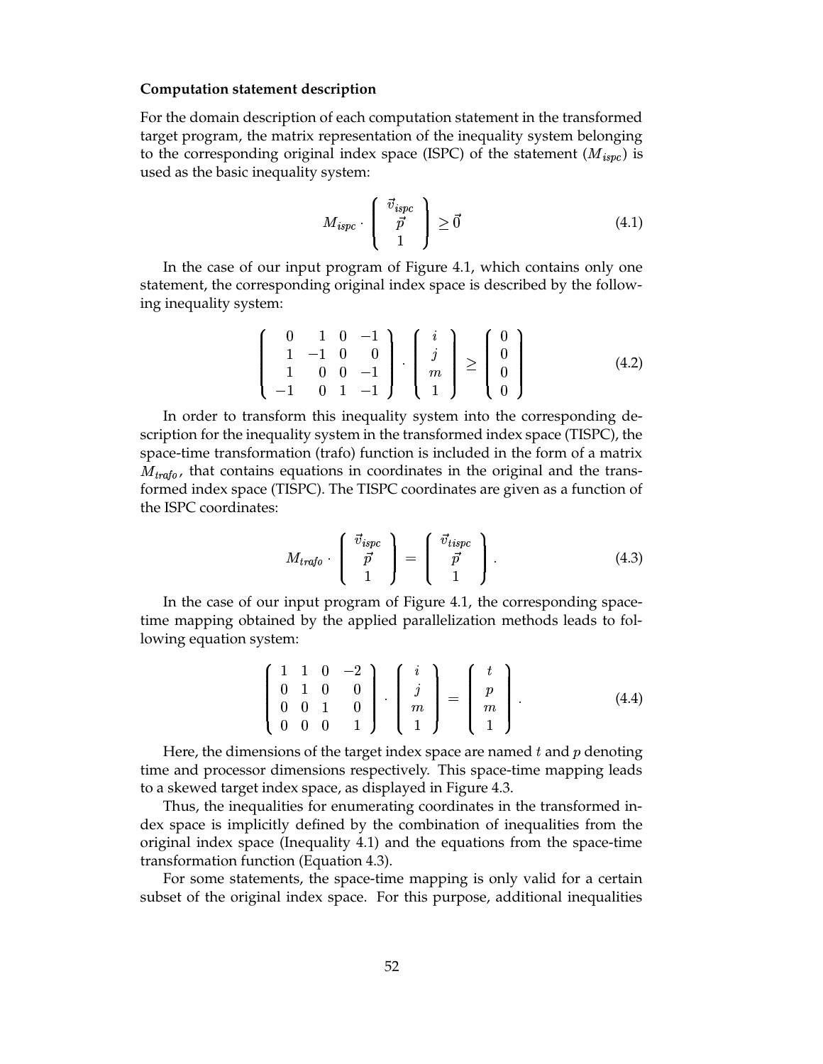**Computation statement description**

For the domain description of each computation statement in the transformed target program, the matrix representation of the inequality system belonging to the corresponding original index space (ISPC) of the statement ($M_{ispc}$) is used as the basic inequality system:

$$M_{ispc} \cdot \begin{pmatrix} \vec{v}_{ispc} \\ \vec{p} \\ 1 \end{pmatrix} \geq \vec{0} \tag{4.1}$$

In the case of our input program of Figure 4.1, which contains only one statement, the corresponding original index space is described by the following inequality system:

$$\begin{pmatrix} 0 & 1 & 0 & -1 \\ 1 & -1 & 0 & 0 \\ 1 & 0 & 0 & -1 \\ -1 & 0 & 1 & -1 \end{pmatrix} \cdot \begin{pmatrix} i \\ j \\ m \\ 1 \end{pmatrix} \geq \begin{pmatrix} 0 \\ 0 \\ 0 \\ 0 \end{pmatrix} \tag{4.2}$$

In order to transform this inequality system into the corresponding description for the inequality system in the transformed index space (TISPC), the space-time transformation (trafo) function is included in the form of a matrix $M_{trafo}$, that contains equations in coordinates in the original and the transformed index space (TISPC). The TISPC coordinates are given as a function of the ISPC coordinates:

$$M_{trafo} \cdot \begin{pmatrix} \vec{v}_{ispc} \\ \vec{p} \\ 1 \end{pmatrix} = \begin{pmatrix} \vec{v}_{tispc} \\ \vec{p} \\ 1 \end{pmatrix}. \tag{4.3}$$

In the case of our input program of Figure 4.1, the corresponding space-time mapping obtained by the applied parallelization methods leads to following equation system:

$$\begin{pmatrix} 1 & 1 & 0 & -2 \\ 0 & 1 & 0 & 0 \\ 0 & 0 & 1 & 0 \\ 0 & 0 & 0 & 1 \end{pmatrix} \cdot \begin{pmatrix} i \\ j \\ m \\ 1 \end{pmatrix} = \begin{pmatrix} t \\ p \\ m \\ 1 \end{pmatrix}. \tag{4.4}$$

Here, the dimensions of the target index space are named $t$ and $p$ denoting time and processor dimensions respectively. This space-time mapping leads to a skewed target index space, as displayed in Figure 4.3.

Thus, the inequalities for enumerating coordinates in the transformed index space is implicitly defined by the combination of inequalities from the original index space (Inequality 4.1) and the equations from the space-time transformation function (Equation 4.3).

For some statements, the space-time mapping is only valid for a certain subset of the original index space. For this purpose, additional inequalities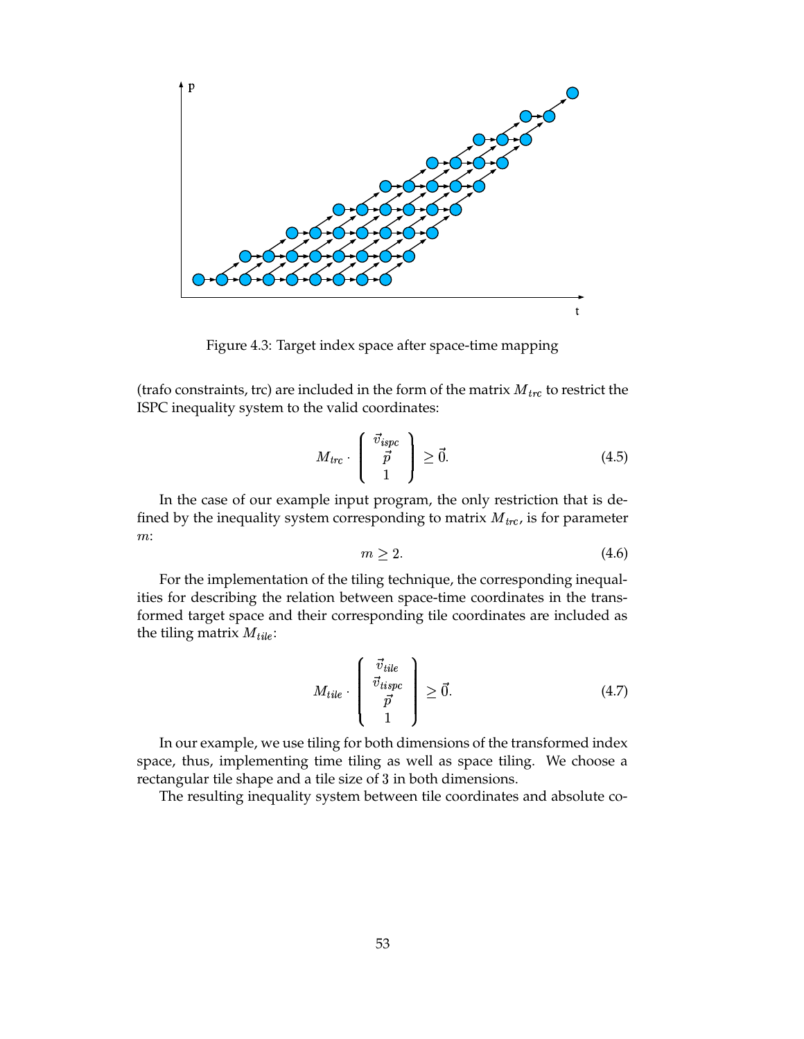Figure 4.3: Target index space after space-time mapping

(trafo constraints, trc) are included in the form of the matrix $M_{trc}$ to restrict the ISPC inequality system to the valid coordinates:

$$M_{trc} \cdot \begin{pmatrix} \vec{v}_{ispc} \\ \vec{p} \\ 1 \end{pmatrix} \geq \vec{0}. \tag{4.5}$$

In the case of our example input program, the only restriction that is defined by the inequality system corresponding to matrix $M_{trc}$, is for parameter $m$:

$$m \geq 2. \tag{4.6}$$

For the implementation of the tiling technique, the corresponding inequalities for describing the relation between space-time coordinates in the transformed target space and their corresponding tile coordinates are included as the tiling matrix $M_{tile}$:

$$M_{tile} \cdot \begin{pmatrix} \vec{v}_{tile} \\ \vec{v}_{tispc} \\ \vec{p} \\ 1 \end{pmatrix} \geq \vec{0}. \tag{4.7}$$

In our example, we use tiling for both dimensions of the transformed index space, thus, implementing time tiling as well as space tiling. We choose a rectangular tile shape and a tile size of 3 in both dimensions.

The resulting inequality system between tile coordinates and absolute co-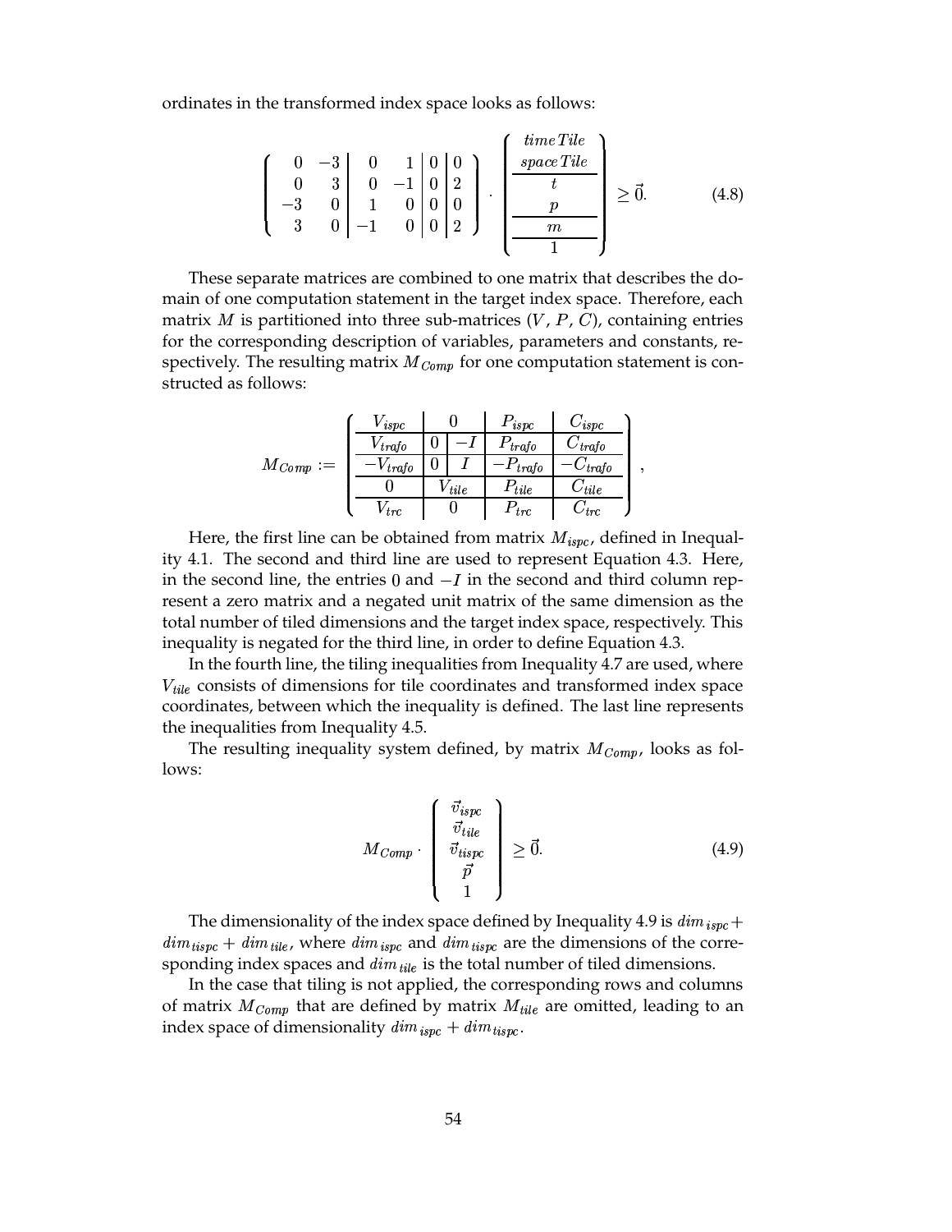ordinates in the transformed index space looks as follows:

$$
\left(\begin{array}{rr|rr|r|r}
0 & -3 & 0 & 1 & 0 & 0 \\
0 & 3 & 0 & -1 & 0 & 2 \\
-3 & 0 & 1 & 0 & 0 & 0 \\
3 & 0 & -1 & 0 & 0 & 2
\end{array}\right) \cdot \left(\begin{array}{c}
timeTile \\
spaceTile \\
\hline
t \\
p \\
\hline
m \\
\hline
1
\end{array}\right) \geq \vec{0}. \tag{4.8}
$$

These separate matrices are combined to one matrix that describes the domain of one computation statement in the target index space. Therefore, each matrix $M$ is partitioned into three sub-matrices ($V$, $P$, $C$), containing entries for the corresponding description of variables, parameters and constants, respectively. The resulting matrix $M_{Comp}$ for one computation statement is constructed as follows:

$$
M_{Comp} := \left(\begin{array}{c|cc|c|c}
V_{ispc} & \multicolumn{2}{c|}{0} & P_{ispc} & C_{ispc} \\
\hline
V_{trafo} & 0 & -I & P_{trafo} & C_{trafo} \\
\hline
-V_{trafo} & 0 & I & -P_{trafo} & -C_{trafo} \\
\hline
0 & \multicolumn{2}{c|}{V_{tile}} & P_{tile} & C_{tile} \\
\hline
V_{trc} & \multicolumn{2}{c|}{0} & P_{trc} & C_{trc}
\end{array}\right),
$$

Here, the first line can be obtained from matrix $M_{ispc}$, defined in Inequality 4.1. The second and third line are used to represent Equation 4.3. Here, in the second line, the entries $0$ and $-I$ in the second and third column represent a zero matrix and a negated unit matrix of the same dimension as the total number of tiled dimensions and the target index space, respectively. This inequality is negated for the third line, in order to define Equation 4.3.

In the fourth line, the tiling inequalities from Inequality 4.7 are used, where $V_{tile}$ consists of dimensions for tile coordinates and transformed index space coordinates, between which the inequality is defined. The last line represents the inequalities from Inequality 4.5.

The resulting inequality system defined, by matrix $M_{Comp}$, looks as follows:

$$
M_{Comp} \cdot \left(\begin{array}{c}
\vec{v}_{ispc} \\
\vec{v}_{tile} \\
\vec{v}_{tispc} \\
\vec{p} \\
1
\end{array}\right) \geq \vec{0}. \tag{4.9}
$$

The dimensionality of the index space defined by Inequality 4.9 is $dim_{ispc} + dim_{tispc} + dim_{tile}$, where $dim_{ispc}$ and $dim_{tispc}$ are the dimensions of the corresponding index spaces and $dim_{tile}$ is the total number of tiled dimensions.

In the case that tiling is not applied, the corresponding rows and columns of matrix $M_{Comp}$ that are defined by matrix $M_{tile}$ are omitted, leading to an index space of dimensionality $dim_{ispc} + dim_{tispc}$.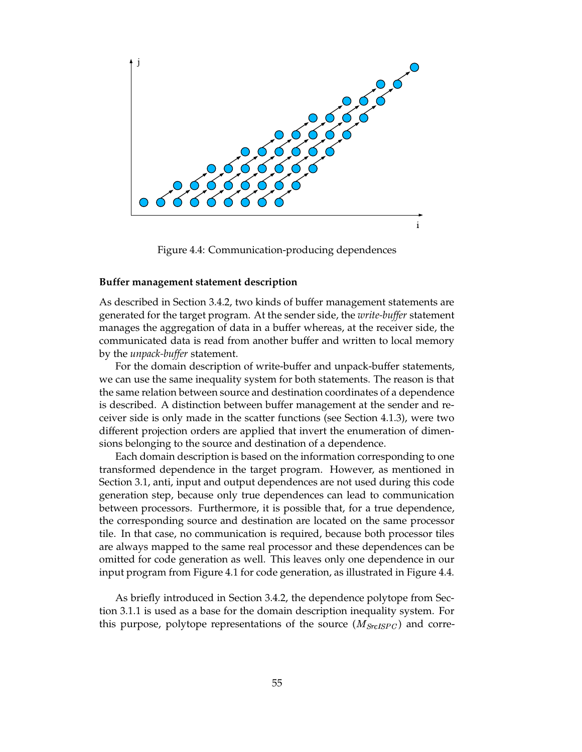Figure 4.4: Communication-producing dependences

**Buffer management statement description**

As described in Section 3.4.2, two kinds of buffer management statements are generated for the target program. At the sender side, the *write-buffer* statement manages the aggregation of data in a buffer whereas, at the receiver side, the communicated data is read from another buffer and written to local memory by the *unpack-buffer* statement.

For the domain description of write-buffer and unpack-buffer statements, we can use the same inequality system for both statements. The reason is that the same relation between source and destination coordinates of a dependence is described. A distinction between buffer management at the sender and receiver side is only made in the scatter functions (see Section 4.1.3), were two different projection orders are applied that invert the enumeration of dimensions belonging to the source and destination of a dependence.

Each domain description is based on the information corresponding to one transformed dependence in the target program. However, as mentioned in Section 3.1, anti, input and output dependences are not used during this code generation step, because only true dependences can lead to communication between processors. Furthermore, it is possible that, for a true dependence, the corresponding source and destination are located on the same processor tile. In that case, no communication is required, because both processor tiles are always mapped to the same real processor and these dependences can be omitted for code generation as well. This leaves only one dependence in our input program from Figure 4.1 for code generation, as illustrated in Figure 4.4.

As briefly introduced in Section 3.4.2, the dependence polytope from Section 3.1.1 is used as a base for the domain description inequality system. For this purpose, polytope representations of the source ($M_{SrcISPC}$) and corre-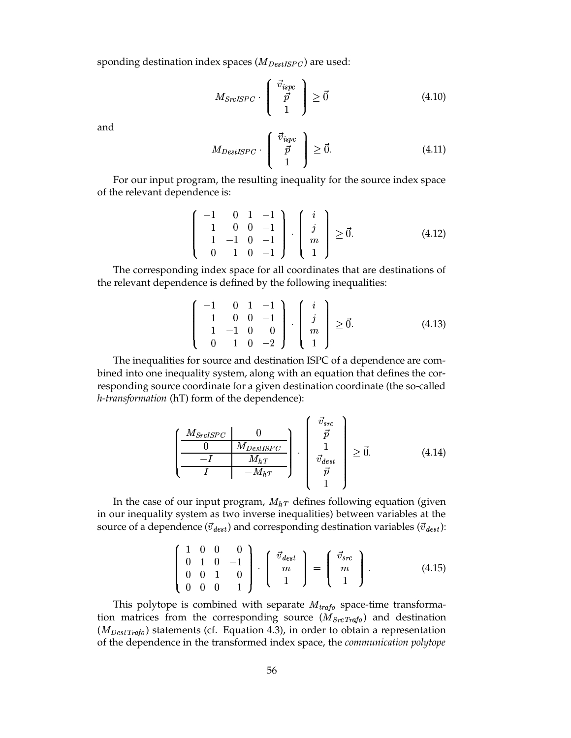sponding destination index spaces ($M_{DestISPC}$) are used:

$$M_{SrcISPC} \cdot \begin{pmatrix} \vec{v}_{ispc} \\ \vec{p} \\ 1 \end{pmatrix} \geq \vec{0} \tag{4.10}$$

and

$$M_{DestISPC} \cdot \begin{pmatrix} \vec{v}_{ispc} \\ \vec{p} \\ 1 \end{pmatrix} \geq \vec{0}. \tag{4.11}$$

For our input program, the resulting inequality for the source index space of the relevant dependence is:

$$\begin{pmatrix} -1 & 0 & 1 & -1 \\ 1 & 0 & 0 & -1 \\ 1 & -1 & 0 & -1 \\ 0 & 1 & 0 & -1 \end{pmatrix} \cdot \begin{pmatrix} i \\ j \\ m \\ 1 \end{pmatrix} \geq \vec{0}. \tag{4.12}$$

The corresponding index space for all coordinates that are destinations of the relevant dependence is defined by the following inequalities:

$$\begin{pmatrix} -1 & 0 & 1 & -1 \\ 1 & 0 & 0 & -1 \\ 1 & -1 & 0 & 0 \\ 0 & 1 & 0 & -2 \end{pmatrix} \cdot \begin{pmatrix} i \\ j \\ m \\ 1 \end{pmatrix} \geq \vec{0}. \tag{4.13}$$

The inequalities for source and destination ISPC of a dependence are combined into one inequality system, along with an equation that defines the corresponding source coordinate for a given destination coordinate (the so-called *h-transformation* (hT) form of the dependence):

$$\left(\begin{array}{c|c} M_{SrcISPC} & 0 \\ \hline 0 & M_{DestISPC} \\ \hline -I & M_{hT} \\ \hline I & -M_{hT} \end{array}\right) \cdot \begin{pmatrix} \vec{v}_{src} \\ \vec{p} \\ 1 \\ \vec{v}_{dest} \\ \vec{p} \\ 1 \end{pmatrix} \geq \vec{0}. \tag{4.14}$$

In the case of our input program, $M_{hT}$ defines following equation (given in our inequality system as two inverse inequalities) between variables at the source of a dependence ($\vec{v}_{dest}$) and corresponding destination variables ($\vec{v}_{dest}$):

$$\begin{pmatrix} 1 & 0 & 0 & 0 \\ 0 & 1 & 0 & -1 \\ 0 & 0 & 1 & 0 \\ 0 & 0 & 0 & 1 \end{pmatrix} \cdot \begin{pmatrix} \vec{v}_{dest} \\ m \\ 1 \end{pmatrix} = \begin{pmatrix} \vec{v}_{src} \\ m \\ 1 \end{pmatrix}. \tag{4.15}$$

This polytope is combined with separate $M_{trafo}$ space-time transformation matrices from the corresponding source ($M_{SrcTrafo}$) and destination ($M_{DestTrafo}$) statements (cf. Equation 4.3), in order to obtain a representation of the dependence in the transformed index space, the *communication polytope*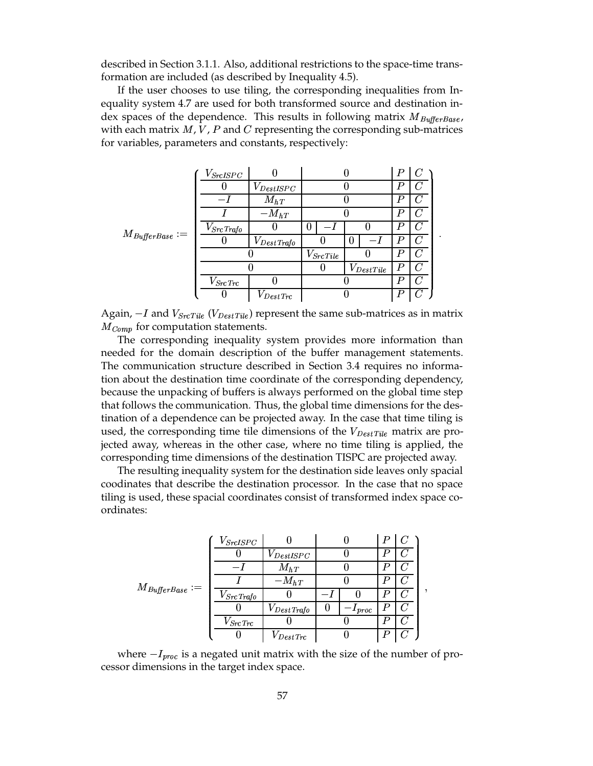described in Section 3.1.1. Also, additional restrictions to the space-time transformation are included (as described by Inequality 4.5).

If the user chooses to use tiling, the corresponding inequalities from Inequality system 4.7 are used for both transformed source and destination index spaces of the dependence. This results in following matrix $M_{BufferBase}$, with each matrix $M$, $V$, $P$ and $C$ representing the corresponding sub-matrices for variables, parameters and constants, respectively:

$$M_{BufferBase} := \left( \begin{array}{c|c|cc|cc|c|c}
V_{SrcISPC} & 0 & \multicolumn{4}{c|}{0} & P & C \\
\hline
0 & V_{DestISPC} & \multicolumn{4}{c|}{0} & P & C \\
\hline
-I & M_{hT} & \multicolumn{4}{c|}{0} & P & C \\
\hline
I & -M_{hT} & \multicolumn{4}{c|}{0} & P & C \\
\hline
V_{SrcTrafo} & 0 & 0 & -I & \multicolumn{2}{c|}{0} & P & C \\
\hline
0 & V_{DestTrafo} & \multicolumn{2}{c|}{0} & 0 & -I & P & C \\
\hline
\multicolumn{2}{c|}{0} & \multicolumn{2}{c|}{V_{SrcTile}} & \multicolumn{2}{c|}{0} & P & C \\
\hline
\multicolumn{2}{c|}{0} & \multicolumn{2}{c|}{0} & \multicolumn{2}{c|}{V_{DestTile}} & P & C \\
\hline
V_{SrcTrc} & 0 & \multicolumn{4}{c|}{0} & P & C \\
\hline
0 & V_{DestTrc} & \multicolumn{4}{c|}{0} & P & C
\end{array} \right).$$

Again, $-I$ and $V_{SrcTile}$ ($V_{DestTile}$) represent the same sub-matrices as in matrix $M_{Comp}$ for computation statements.

The corresponding inequality system provides more information than needed for the domain description of the buffer management statements. The communication structure described in Section 3.4 requires no information about the destination time coordinate of the corresponding dependency, because the unpacking of buffers is always performed on the global time step that follows the communication. Thus, the global time dimensions for the destination of a dependence can be projected away. In the case that time tiling is used, the corresponding time tile dimensions of the $V_{DestTile}$ matrix are projected away, whereas in the other case, where no time tiling is applied, the corresponding time dimensions of the destination TISPC are projected away.

The resulting inequality system for the destination side leaves only spacial coodinates that describe the destination processor. In the case that no space tiling is used, these spacial coordinates consist of transformed index space coordinates:

$$M_{BufferBase} := \left( \begin{array}{c|c|c|c|c|c}
V_{SrcISPC} & 0 & \multicolumn{2}{c|}{0} & P & C \\
\hline
0 & V_{DestISPC} & \multicolumn{2}{c|}{0} & P & C \\
\hline
-I & M_{hT} & \multicolumn{2}{c|}{0} & P & C \\
\hline
I & -M_{hT} & \multicolumn{2}{c|}{0} & P & C \\
\hline
V_{SrcTrafo} & 0 & -I & 0 & P & C \\
\hline
0 & V_{DestTrafo} & 0 & -I_{proc} & P & C \\
\hline
V_{SrcTrc} & 0 & \multicolumn{2}{c|}{0} & P & C \\
\hline
0 & V_{DestTrc} & \multicolumn{2}{c|}{0} & P & C
\end{array} \right),$$

where $-I_{proc}$ is a negated unit matrix with the size of the number of processor dimensions in the target index space.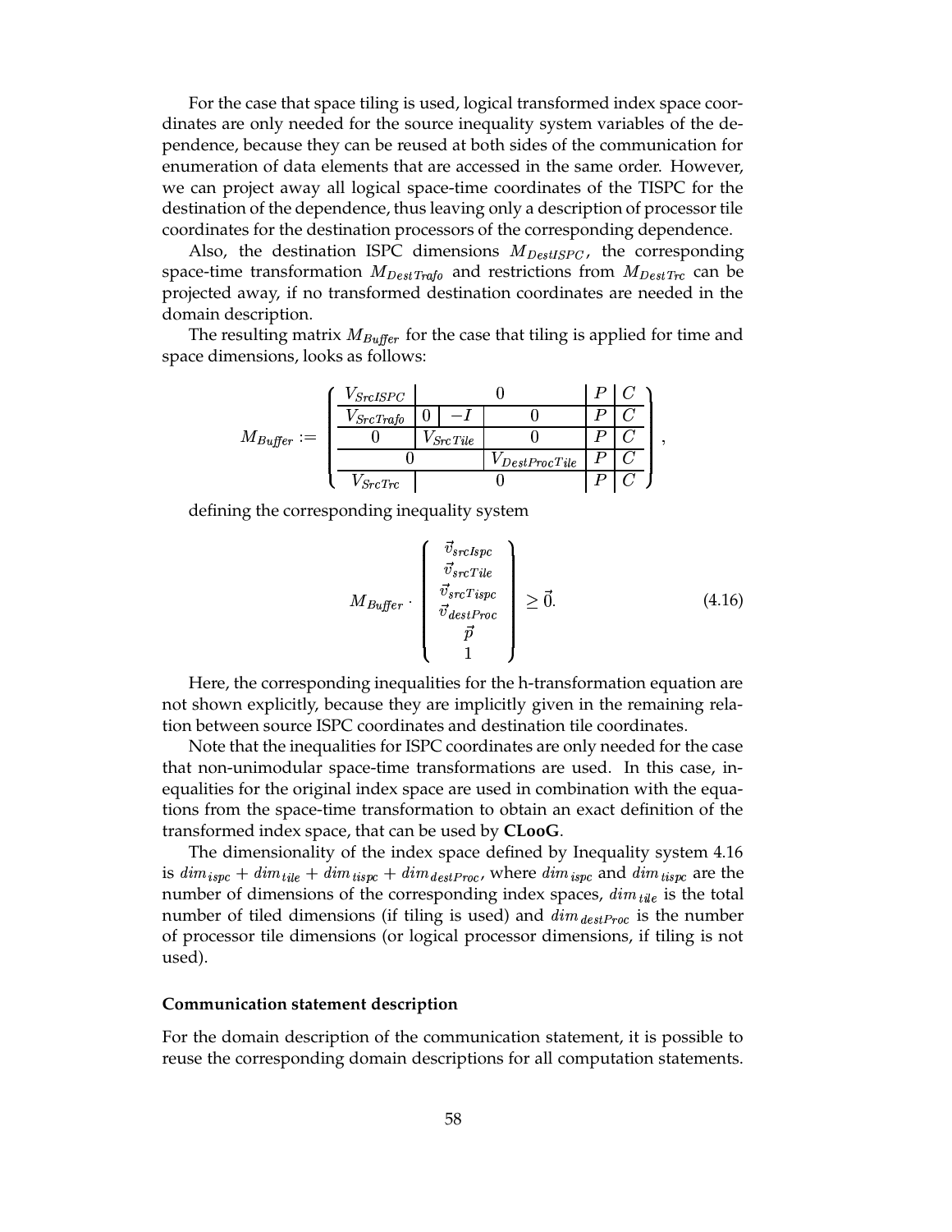For the case that space tiling is used, logical transformed index space coordinates are only needed for the source inequality system variables of the dependence, because they can be reused at both sides of the communication for enumeration of data elements that are accessed in the same order. However, we can project away all logical space-time coordinates of the TISPC for the destination of the dependence, thus leaving only a description of processor tile coordinates for the destination processors of the corresponding dependence.

Also, the destination ISPC dimensions $M_{DestISPC}$, the corresponding space-time transformation $M_{DestTrafo}$ and restrictions from $M_{DestTrc}$ can be projected away, if no transformed destination coordinates are needed in the domain description.

The resulting matrix $M_{Buffer}$ for the case that tiling is applied for time and space dimensions, looks as follows:

$$
M_{Buffer} := \left( \begin{array}{c|c|c|c|c|c}
V_{SrcISPC} & \multicolumn{3}{c|}{0} & P & C \\
\hline
V_{SrcTrafo} & 0 & -I & 0 & P & C \\
\hline
0 & \multicolumn{2}{c|}{V_{SrcTile}} & 0 & P & C \\
\hline
\multicolumn{3}{c|}{0} & V_{DestProcTile} & P & C \\
\hline
V_{SrcTrc} & \multicolumn{3}{c|}{0} & P & C
\end{array} \right),
$$

defining the corresponding inequality system

$$
M_{Buffer} \cdot \left( \begin{array}{c} \vec{v}_{srcIspc} \\ \vec{v}_{srcTile} \\ \vec{v}_{srcTispc} \\ \vec{v}_{destProc} \\ \vec{p} \\ 1 \end{array} \right) \geq \vec{0}. \tag{4.16}
$$

Here, the corresponding inequalities for the h-transformation equation are not shown explicitly, because they are implicitly given in the remaining relation between source ISPC coordinates and destination tile coordinates.

Note that the inequalities for ISPC coordinates are only needed for the case that non-unimodular space-time transformations are used. In this case, inequalities for the original index space are used in combination with the equations from the space-time transformation to obtain an exact definition of the transformed index space, that can be used by **CLooG**.

The dimensionality of the index space defined by Inequality system 4.16 is $dim_{ispc} + dim_{tile} + dim_{tispc} + dim_{destProc}$, where $dim_{ispc}$ and $dim_{tispc}$ are the number of dimensions of the corresponding index spaces, $dim_{tile}$ is the total number of tiled dimensions (if tiling is used) and $dim_{destProc}$ is the number of processor tile dimensions (or logical processor dimensions, if tiling is not used).

#### Communication statement description

For the domain description of the communication statement, it is possible to reuse the corresponding domain descriptions for all computation statements.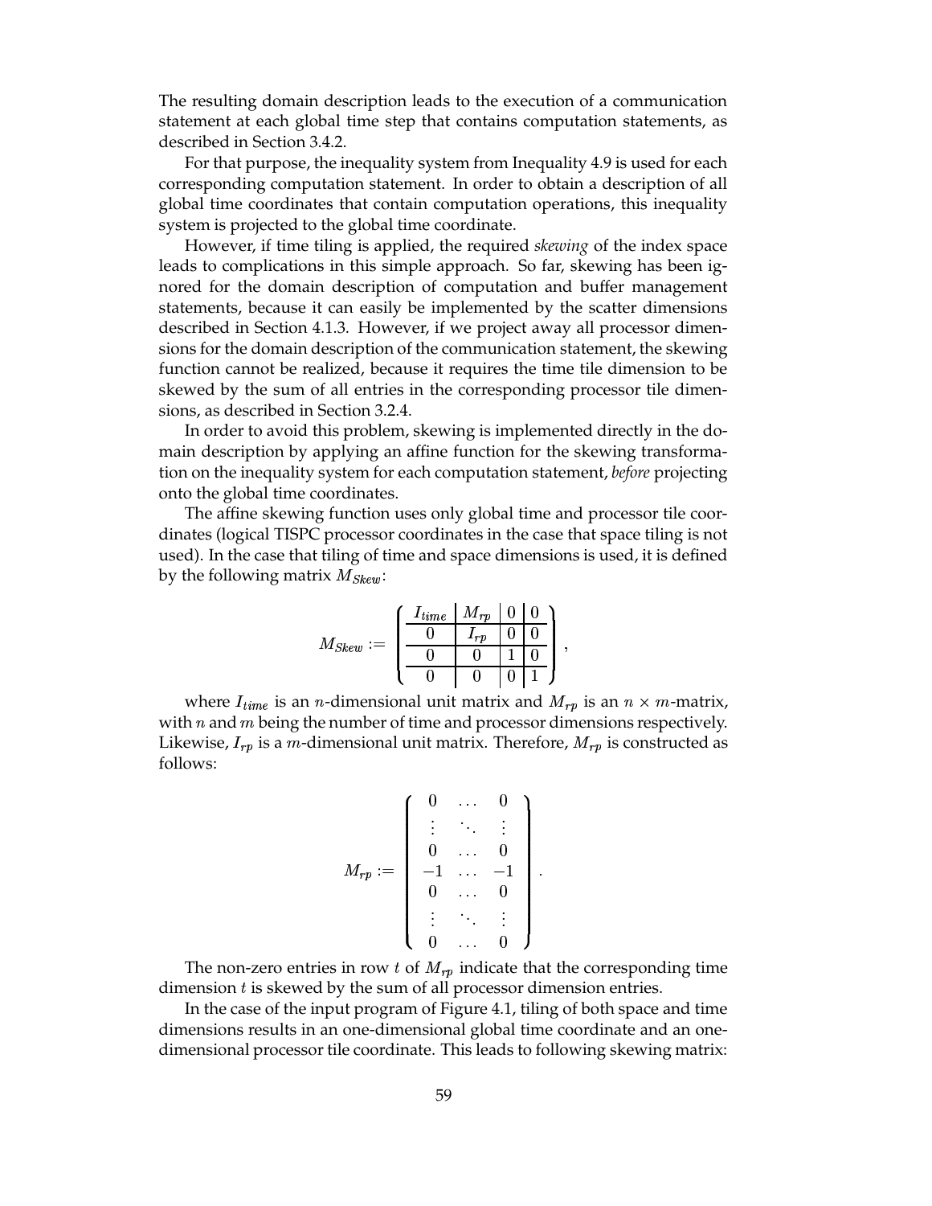The resulting domain description leads to the execution of a communication statement at each global time step that contains computation statements, as described in Section 3.4.2.

For that purpose, the inequality system from Inequality 4.9 is used for each corresponding computation statement. In order to obtain a description of all global time coordinates that contain computation operations, this inequality system is projected to the global time coordinate.

However, if time tiling is applied, the required *skewing* of the index space leads to complications in this simple approach. So far, skewing has been ignored for the domain description of computation and buffer management statements, because it can easily be implemented by the scatter dimensions described in Section 4.1.3. However, if we project away all processor dimensions for the domain description of the communication statement, the skewing function cannot be realized, because it requires the time tile dimension to be skewed by the sum of all entries in the corresponding processor tile dimensions, as described in Section 3.2.4.

In order to avoid this problem, skewing is implemented directly in the domain description by applying an affine function for the skewing transformation on the inequality system for each computation statement, *before* projecting onto the global time coordinates.

The affine skewing function uses only global time and processor tile coordinates (logical TISPC processor coordinates in the case that space tiling is not used). In the case that tiling of time and space dimensions is used, it is defined by the following matrix $M_{Skew}$:

$$M_{Skew} := \left( \begin{array}{c|c|c|c} I_{time} & M_{rp} & 0 & 0 \\ \hline 0 & I_{rp} & 0 & 0 \\ \hline 0 & 0 & 1 & 0 \\ \hline 0 & 0 & 0 & 1 \end{array} \right),$$

where $I_{time}$ is an $n$-dimensional unit matrix and $M_{rp}$ is an $n \times m$-matrix, with $n$ and $m$ being the number of time and processor dimensions respectively. Likewise, $I_{rp}$ is a $m$-dimensional unit matrix. Therefore, $M_{rp}$ is constructed as follows:

$$M_{rp} := \left( \begin{array}{ccc} 0 & \dots & 0 \\ \vdots & \ddots & \vdots \\ 0 & \dots & 0 \\ -1 & \dots & -1 \\ 0 & \dots & 0 \\ \vdots & \ddots & \vdots \\ 0 & \dots & 0 \end{array} \right).$$

The non-zero entries in row $t$ of $M_{rp}$ indicate that the corresponding time dimension $t$ is skewed by the sum of all processor dimension entries.

In the case of the input program of Figure 4.1, tiling of both space and time dimensions results in an one-dimensional global time coordinate and an one-dimensional processor tile coordinate. This leads to following skewing matrix: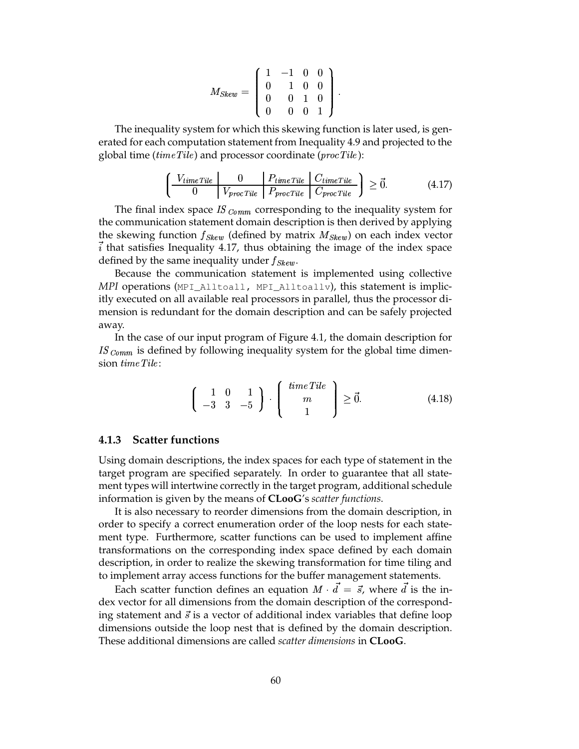$$
M_{Skew} = \left( \begin{array}{cccc} 1 & -1 & 0 & 0 \\ 0 & 1 & 0 & 0 \\ 0 & 0 & 1 & 0 \\ 0 & 0 & 0 & 1 \end{array} \right).
$$

The inequality system for which this skewing function is later used, is generated for each computation statement from Inequality 4.9 and projected to the global time ($timeTile$) and processor coordinate ($procTile$):

$$
\left( \begin{array}{c|c|c|c} V_{timeTile} & 0 & P_{timeTile} & C_{timeTile} \\ \hline 0 & V_{procTile} & P_{procTile} & C_{procTile} \end{array} \right) \geq \vec{0}. \qquad (4.17)
$$

The final index space $IS_{Comm}$ corresponding to the inequality system for the communication statement domain description is then derived by applying the skewing function $f_{Skew}$ (defined by matrix $M_{Skew}$) on each index vector $\vec{i}$ that satisfies Inequality 4.17, thus obtaining the image of the index space defined by the same inequality under $f_{Skew}$.

Because the communication statement is implemented using collective *MPI* operations (`MPI_Alltoall, MPI_Alltoallv`), this statement is implicitly executed on all available real processors in parallel, thus the processor dimension is redundant for the domain description and can be safely projected away.

In the case of our input program of Figure 4.1, the domain description for $IS_{Comm}$ is defined by following inequality system for the global time dimension $timeTile$:

$$
\left( \begin{array}{ccc} 1 & 0 & 1 \\ -3 & 3 & -5 \end{array} \right) \cdot \left( \begin{array}{c} timeTile \\ m \\ 1 \end{array} \right) \geq \vec{0}. \qquad (4.18)
$$

### 4.1.3 Scatter functions

Using domain descriptions, the index spaces for each type of statement in the target program are specified separately. In order to guarantee that all statement types will intertwine correctly in the target program, additional schedule information is given by the means of **CLooG**'s *scatter functions*.

It is also necessary to reorder dimensions from the domain description, in order to specify a correct enumeration order of the loop nests for each statement type. Furthermore, scatter functions can be used to implement affine transformations on the corresponding index space defined by each domain description, in order to realize the skewing transformation for time tiling and to implement array access functions for the buffer management statements.

Each scatter function defines an equation $M \cdot \vec{d} = \vec{s}$, where $\vec{d}$ is the index vector for all dimensions from the domain description of the corresponding statement and $\vec{s}$ is a vector of additional index variables that define loop dimensions outside the loop nest that is defined by the domain description. These additional dimensions are called *scatter dimensions* in **CLooG**.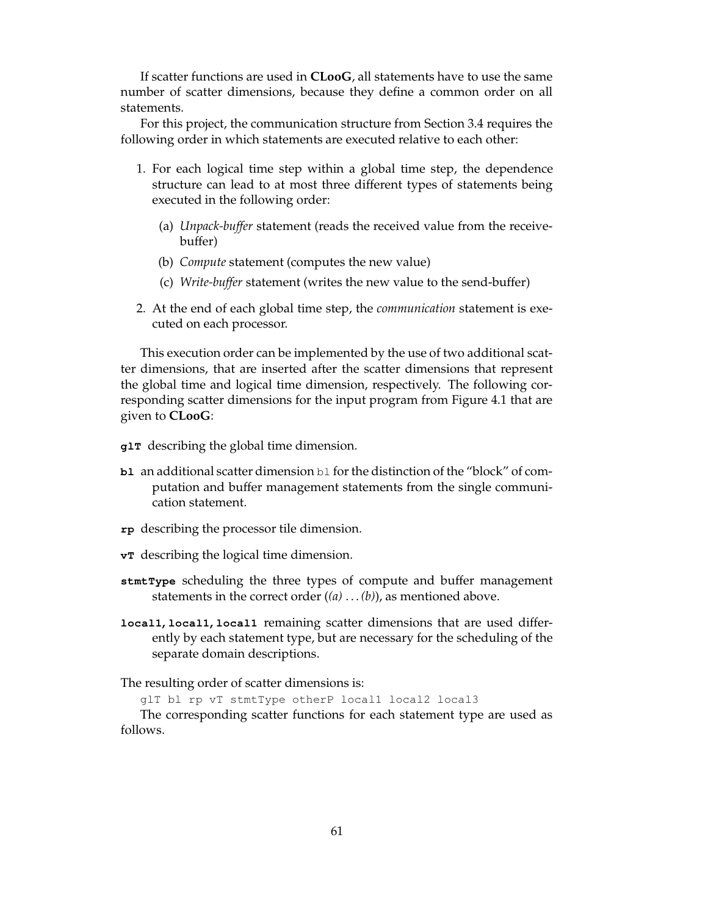If scatter functions are used in **CLooG**, all statements have to use the same number of scatter dimensions, because they define a common order on all statements.

For this project, the communication structure from Section 3.4 requires the following order in which statements are executed relative to each other:

1. For each logical time step within a global time step, the dependence structure can lead to at most three different types of statements being executed in the following order:
   (a) *Unpack-buffer* statement (reads the received value from the receive-buffer)
   (b) *Compute* statement (computes the new value)
   (c) *Write-buffer* statement (writes the new value to the send-buffer)
2. At the end of each global time step, the *communication* statement is executed on each processor.

This execution order can be implemented by the use of two additional scatter dimensions, that are inserted after the scatter dimensions that represent the global time and logical time dimension, respectively. The following corresponding scatter dimensions for the input program from Figure 4.1 that are given to **CLooG**:

**glT** describing the global time dimension.

**bl** an additional scatter dimension `bl` for the distinction of the "block" of computation and buffer management statements from the single communication statement.

**rp** describing the processor tile dimension.

**vT** describing the logical time dimension.

**stmtType** scheduling the three types of compute and buffer management statements in the correct order (*(a)* ... *(b)*), as mentioned above.

**local1, local1, local1** remaining scatter dimensions that are used differently by each statement type, but are necessary for the scheduling of the separate domain descriptions.

The resulting order of scatter dimensions is:

```
glT bl rp vT stmtType otherP local1 local2 local3
```

The corresponding scatter functions for each statement type are used as follows.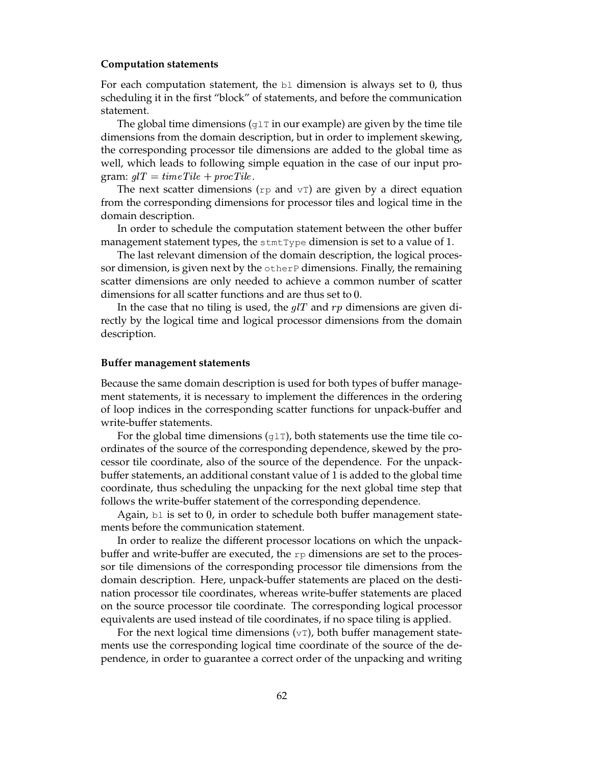**Computation statements**

For each computation statement, the `bl` dimension is always set to 0, thus scheduling it in the first "block" of statements, and before the communication statement.

The global time dimensions (`glT` in our example) are given by the time tile dimensions from the domain description, but in order to implement skewing, the corresponding processor tile dimensions are added to the global time as well, which leads to following simple equation in the case of our input program: $glT = timeTile + procTile$.

The next scatter dimensions (`rp` and `vT`) are given by a direct equation from the corresponding dimensions for processor tiles and logical time in the domain description.

In order to schedule the computation statement between the other buffer management statement types, the `stmtType` dimension is set to a value of 1.

The last relevant dimension of the domain description, the logical processor dimension, is given next by the `otherP` dimensions. Finally, the remaining scatter dimensions are only needed to achieve a common number of scatter dimensions for all scatter functions and are thus set to 0.

In the case that no tiling is used, the $glT$ and $rp$ dimensions are given directly by the logical time and logical processor dimensions from the domain description.

**Buffer management statements**

Because the same domain description is used for both types of buffer management statements, it is necessary to implement the differences in the ordering of loop indices in the corresponding scatter functions for unpack-buffer and write-buffer statements.

For the global time dimensions (`glT`), both statements use the time tile coordinates of the source of the corresponding dependence, skewed by the processor tile coordinate, also of the source of the dependence. For the unpack-buffer statements, an additional constant value of 1 is added to the global time coordinate, thus scheduling the unpacking for the next global time step that follows the write-buffer statement of the corresponding dependence.

Again, `bl` is set to 0, in order to schedule both buffer management statements before the communication statement.

In order to realize the different processor locations on which the unpack-buffer and write-buffer are executed, the `rp` dimensions are set to the processor tile dimensions of the corresponding processor tile dimensions from the domain description. Here, unpack-buffer statements are placed on the destination processor tile coordinates, whereas write-buffer statements are placed on the source processor tile coordinate. The corresponding logical processor equivalents are used instead of tile coordinates, if no space tiling is applied.

For the next logical time dimensions (`vT`), both buffer management statements use the corresponding logical time coordinate of the source of the dependence, in order to guarantee a correct order of the unpacking and writing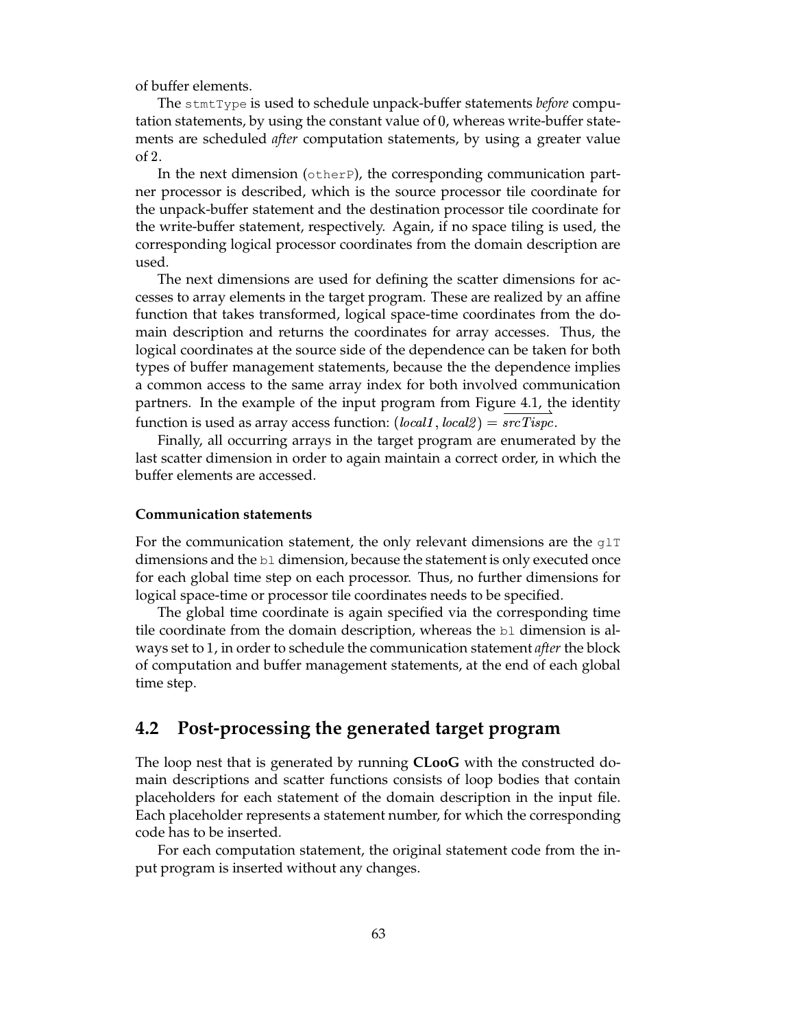of buffer elements.

The `stmtType` is used to schedule unpack-buffer statements *before* computation statements, by using the constant value of 0, whereas write-buffer statements are scheduled *after* computation statements, by using a greater value of 2.

In the next dimension (`otherP`), the corresponding communication partner processor is described, which is the source processor tile coordinate for the unpack-buffer statement and the destination processor tile coordinate for the write-buffer statement, respectively. Again, if no space tiling is used, the corresponding logical processor coordinates from the domain description are used.

The next dimensions are used for defining the scatter dimensions for accesses to array elements in the target program. These are realized by an affine function that takes transformed, logical space-time coordinates from the domain description and returns the coordinates for array accesses. Thus, the logical coordinates at the source side of the dependence can be taken for both types of buffer management statements, because the the dependence implies a common access to the same array index for both involved communication partners. In the example of the input program from Figure 4.1, the identity function is used as array access function: $(local1, local2) = \overrightarrow{srcTispc}$.

Finally, all occurring arrays in the target program are enumerated by the last scatter dimension in order to again maintain a correct order, in which the buffer elements are accessed.

#### Communication statements

For the communication statement, the only relevant dimensions are the `glT` dimensions and the `bl` dimension, because the statement is only executed once for each global time step on each processor. Thus, no further dimensions for logical space-time or processor tile coordinates needs to be specified.

The global time coordinate is again specified via the corresponding time tile coordinate from the domain description, whereas the `bl` dimension is always set to 1, in order to schedule the communication statement *after* the block of computation and buffer management statements, at the end of each global time step.

## 4.2 Post-processing the generated target program

The loop nest that is generated by running **CLooG** with the constructed domain descriptions and scatter functions consists of loop bodies that contain placeholders for each statement of the domain description in the input file. Each placeholder represents a statement number, for which the corresponding code has to be inserted.

For each computation statement, the original statement code from the input program is inserted without any changes.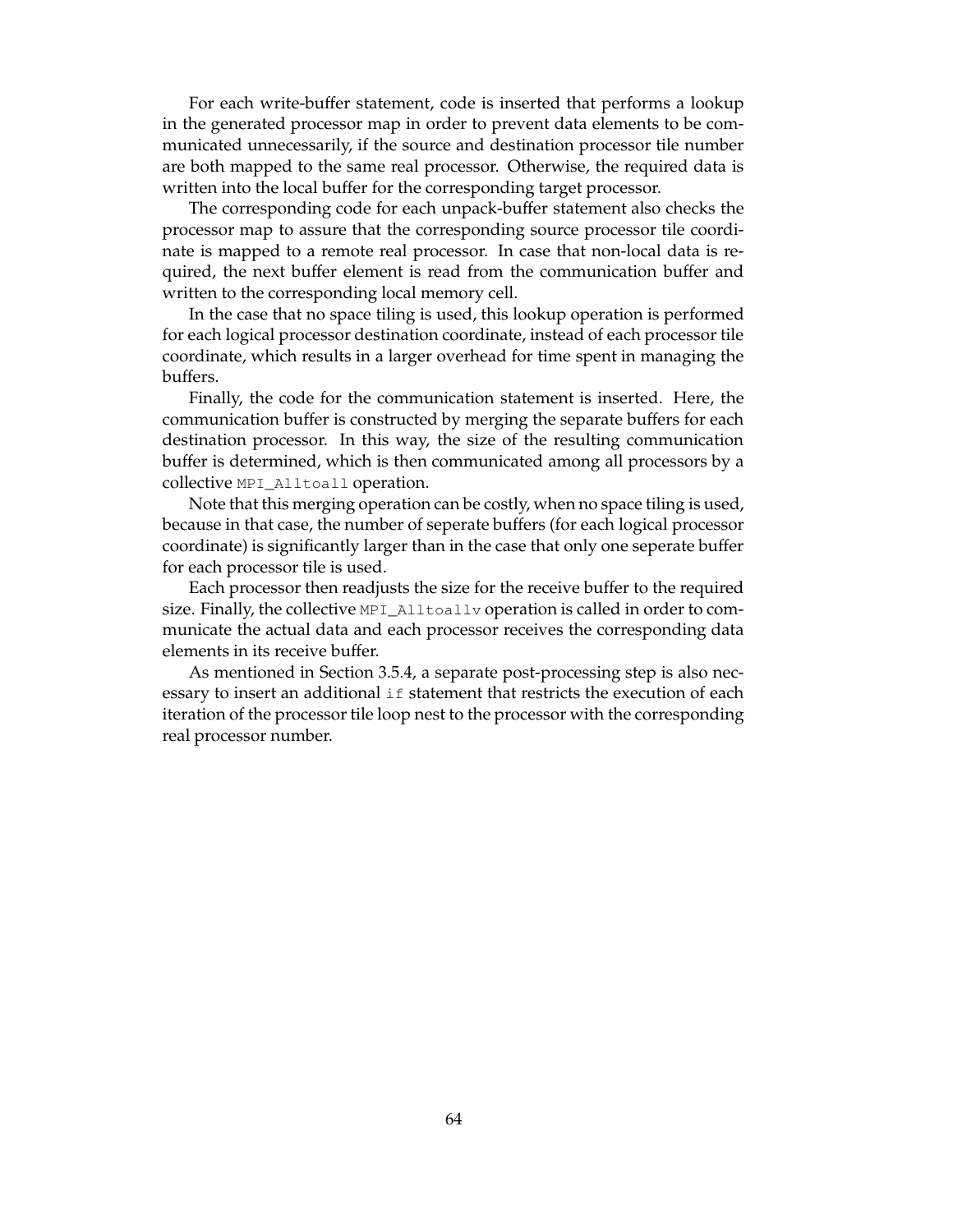For each write-buffer statement, code is inserted that performs a lookup in the generated processor map in order to prevent data elements to be communicated unnecessarily, if the source and destination processor tile number are both mapped to the same real processor. Otherwise, the required data is written into the local buffer for the corresponding target processor.

The corresponding code for each unpack-buffer statement also checks the processor map to assure that the corresponding source processor tile coordinate is mapped to a remote real processor. In case that non-local data is required, the next buffer element is read from the communication buffer and written to the corresponding local memory cell.

In the case that no space tiling is used, this lookup operation is performed for each logical processor destination coordinate, instead of each processor tile coordinate, which results in a larger overhead for time spent in managing the buffers.

Finally, the code for the communication statement is inserted. Here, the communication buffer is constructed by merging the separate buffers for each destination processor. In this way, the size of the resulting communication buffer is determined, which is then communicated among all processors by a collective `MPI_Alltoall` operation.

Note that this merging operation can be costly, when no space tiling is used, because in that case, the number of seperate buffers (for each logical processor coordinate) is significantly larger than in the case that only one seperate buffer for each processor tile is used.

Each processor then readjusts the size for the receive buffer to the required size. Finally, the collective `MPI_Alltoallv` operation is called in order to communicate the actual data and each processor receives the corresponding data elements in its receive buffer.

As mentioned in Section 3.5.4, a separate post-processing step is also necessary to insert an additional `if` statement that restricts the execution of each iteration of the processor tile loop nest to the processor with the corresponding real processor number.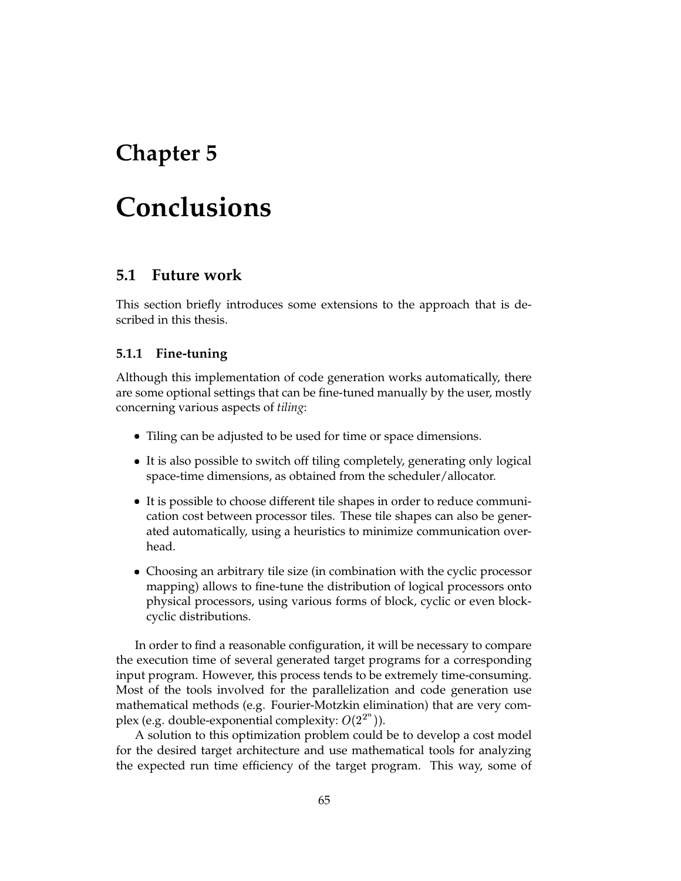# Chapter 5

# Conclusions

## 5.1 Future work

This section briefly introduces some extensions to the approach that is described in this thesis.

### 5.1.1 Fine-tuning

Although this implementation of code generation works automatically, there are some optional settings that can be fine-tuned manually by the user, mostly concerning various aspects of *tiling*:

- Tiling can be adjusted to be used for time or space dimensions.
- It is also possible to switch off tiling completely, generating only logical space-time dimensions, as obtained from the scheduler/allocator.
- It is possible to choose different tile shapes in order to reduce communication cost between processor tiles. These tile shapes can also be generated automatically, using a heuristics to minimize communication overhead.
- Choosing an arbitrary tile size (in combination with the cyclic processor mapping) allows to fine-tune the distribution of logical processors onto physical processors, using various forms of block, cyclic or even block-cyclic distributions.

In order to find a reasonable configuration, it will be necessary to compare the execution time of several generated target programs for a corresponding input program. However, this process tends to be extremely time-consuming. Most of the tools involved for the parallelization and code generation use mathematical methods (e.g. Fourier-Motzkin elimination) that are very complex (e.g. double-exponential complexity: $O(2^{2^n})$).

A solution to this optimization problem could be to develop a cost model for the desired target architecture and use mathematical tools for analyzing the expected run time efficiency of the target program. This way, some of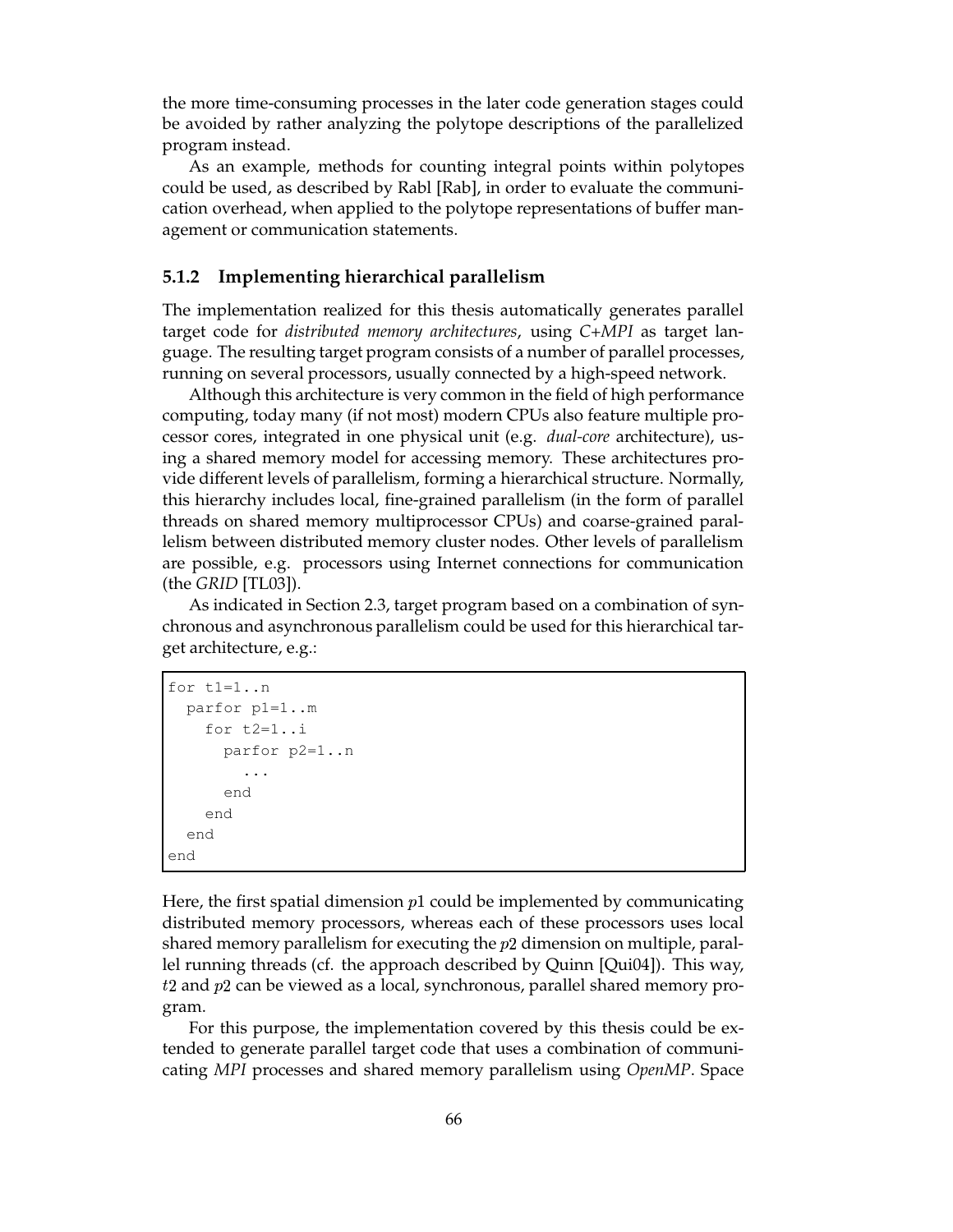the more time-consuming processes in the later code generation stages could be avoided by rather analyzing the polytope descriptions of the parallelized program instead.

As an example, methods for counting integral points within polytopes could be used, as described by Rabl [Rab], in order to evaluate the communication overhead, when applied to the polytope representations of buffer management or communication statements.

### 5.1.2 Implementing hierarchical parallelism

The implementation realized for this thesis automatically generates parallel target code for *distributed memory architectures*, using *C+MPI* as target language. The resulting target program consists of a number of parallel processes, running on several processors, usually connected by a high-speed network.

Although this architecture is very common in the field of high performance computing, today many (if not most) modern CPUs also feature multiple processor cores, integrated in one physical unit (e.g. *dual-core* architecture), using a shared memory model for accessing memory. These architectures provide different levels of parallelism, forming a hierarchical structure. Normally, this hierarchy includes local, fine-grained parallelism (in the form of parallel threads on shared memory multiprocessor CPUs) and coarse-grained parallelism between distributed memory cluster nodes. Other levels of parallelism are possible, e.g. processors using Internet connections for communication (the *GRID* [TL03]).

As indicated in Section 2.3, target program based on a combination of synchronous and asynchronous parallelism could be used for this hierarchical target architecture, e.g.:

```
for t1=1..n
  parfor p1=1..m
    for t2=1..i
      parfor p2=1..n
        ...
      end
    end
  end
end
```

Here, the first spatial dimension $p1$ could be implemented by communicating distributed memory processors, whereas each of these processors uses local shared memory parallelism for executing the $p2$ dimension on multiple, parallel running threads (cf. the approach described by Quinn [Qui04]). This way, $t2$ and $p2$ can be viewed as a local, synchronous, parallel shared memory program.

For this purpose, the implementation covered by this thesis could be extended to generate parallel target code that uses a combination of communicating *MPI* processes and shared memory parallelism using *OpenMP*. Space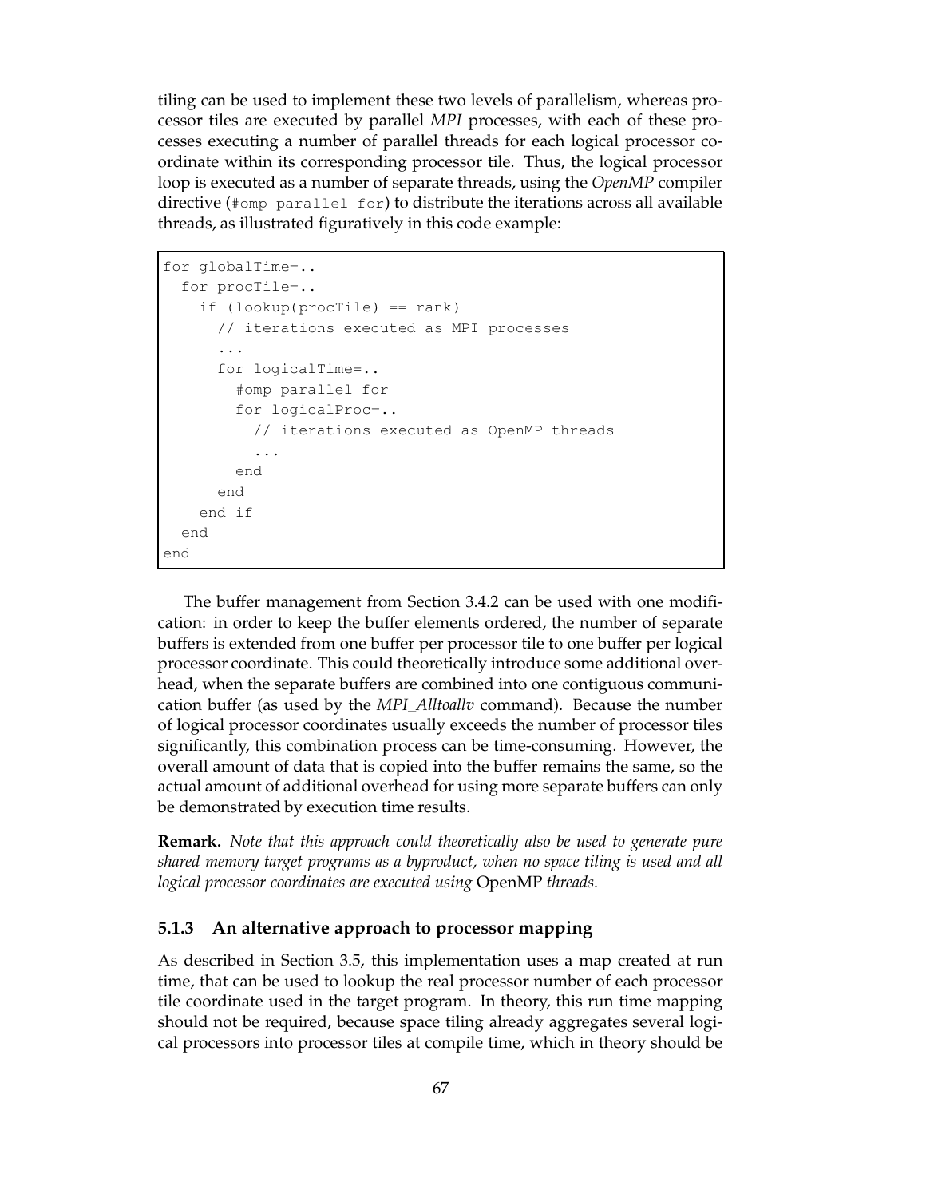tiling can be used to implement these two levels of parallelism, whereas processor tiles are executed by parallel *MPI* processes, with each of these processes executing a number of parallel threads for each logical processor coordinate within its corresponding processor tile. Thus, the logical processor loop is executed as a number of separate threads, using the *OpenMP* compiler directive (`#omp parallel for`) to distribute the iterations across all available threads, as illustrated figuratively in this code example:

```
for globalTime=..
  for procTile=..
    if (lookup(procTile) == rank)
      // iterations executed as MPI processes
      ...
      for logicalTime=..
        #omp parallel for
        for logicalProc=..
          // iterations executed as OpenMP threads
          ...
        end
      end
    end if
  end
end
```

The buffer management from Section 3.4.2 can be used with one modification: in order to keep the buffer elements ordered, the number of separate buffers is extended from one buffer per processor tile to one buffer per logical processor coordinate. This could theoretically introduce some additional overhead, when the separate buffers are combined into one contiguous communication buffer (as used by the *MPI_Alltoallv* command). Because the number of logical processor coordinates usually exceeds the number of processor tiles significantly, this combination process can be time-consuming. However, the overall amount of data that is copied into the buffer remains the same, so the actual amount of additional overhead for using more separate buffers can only be demonstrated by execution time results.

**Remark.** *Note that this approach could theoretically also be used to generate pure shared memory target programs as a byproduct, when no space tiling is used and all logical processor coordinates are executed using* OpenMP *threads.*

### 5.1.3 An alternative approach to processor mapping

As described in Section 3.5, this implementation uses a map created at run time, that can be used to lookup the real processor number of each processor tile coordinate used in the target program. In theory, this run time mapping should not be required, because space tiling already aggregates several logical processors into processor tiles at compile time, which in theory should be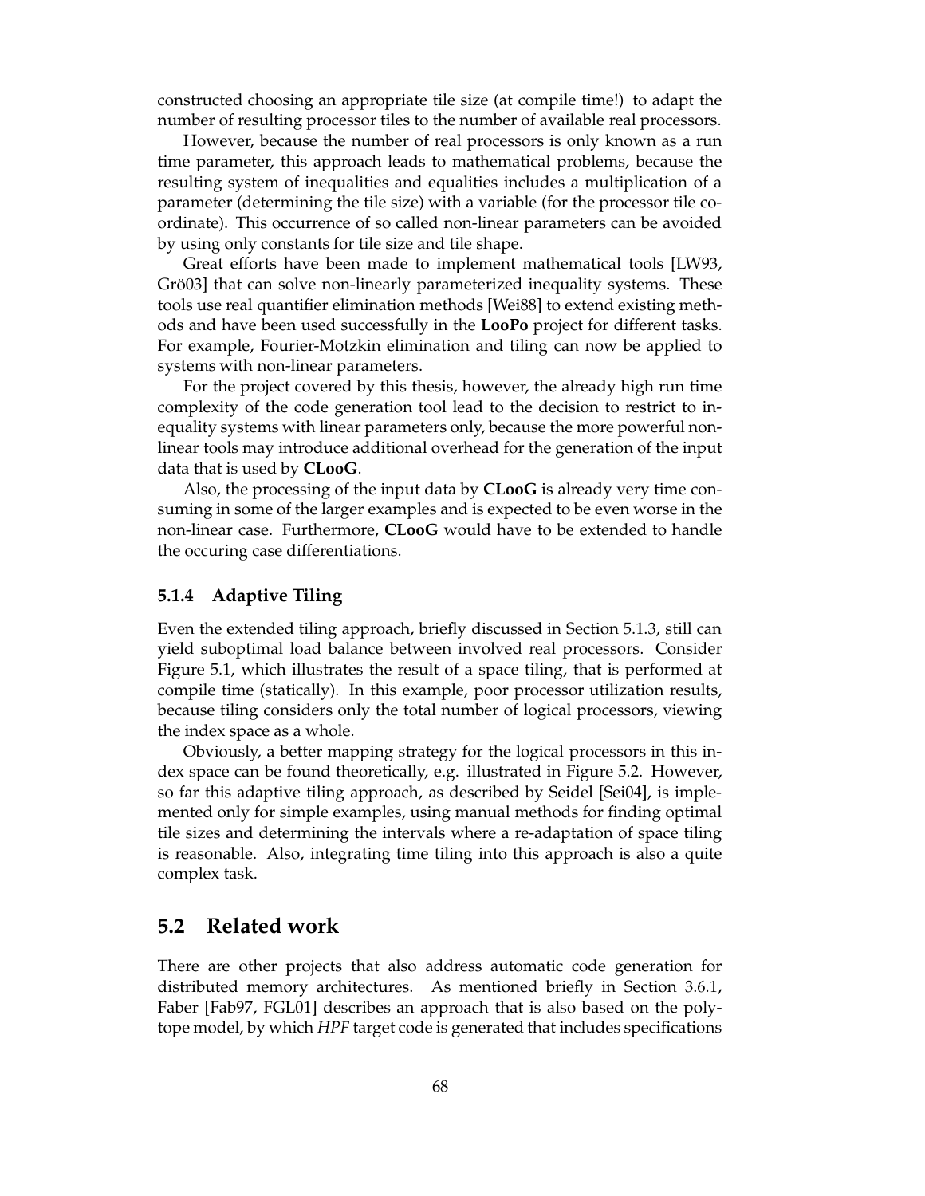constructed choosing an appropriate tile size (at compile time!) to adapt the number of resulting processor tiles to the number of available real processors.

However, because the number of real processors is only known as a run time parameter, this approach leads to mathematical problems, because the resulting system of inequalities and equalities includes a multiplication of a parameter (determining the tile size) with a variable (for the processor tile coordinate). This occurrence of so called non-linear parameters can be avoided by using only constants for tile size and tile shape.

Great efforts have been made to implement mathematical tools [LW93, Grö03] that can solve non-linearly parameterized inequality systems. These tools use real quantifier elimination methods [Wei88] to extend existing methods and have been used successfully in the **LooPo** project for different tasks. For example, Fourier-Motzkin elimination and tiling can now be applied to systems with non-linear parameters.

For the project covered by this thesis, however, the already high run time complexity of the code generation tool lead to the decision to restrict to inequality systems with linear parameters only, because the more powerful non-linear tools may introduce additional overhead for the generation of the input data that is used by **CLooG**.

Also, the processing of the input data by **CLooG** is already very time consuming in some of the larger examples and is expected to be even worse in the non-linear case. Furthermore, **CLooG** would have to be extended to handle the occuring case differentiations.

### 5.1.4 Adaptive Tiling

Even the extended tiling approach, briefly discussed in Section 5.1.3, still can yield suboptimal load balance between involved real processors. Consider Figure 5.1, which illustrates the result of a space tiling, that is performed at compile time (statically). In this example, poor processor utilization results, because tiling considers only the total number of logical processors, viewing the index space as a whole.

Obviously, a better mapping strategy for the logical processors in this index space can be found theoretically, e.g. illustrated in Figure 5.2. However, so far this adaptive tiling approach, as described by Seidel [Sei04], is implemented only for simple examples, using manual methods for finding optimal tile sizes and determining the intervals where a re-adaptation of space tiling is reasonable. Also, integrating time tiling into this approach is also a quite complex task.

## 5.2 Related work

There are other projects that also address automatic code generation for distributed memory architectures. As mentioned briefly in Section 3.6.1, Faber [Fab97, FGL01] describes an approach that is also based on the polytope model, by which *HPF* target code is generated that includes specifications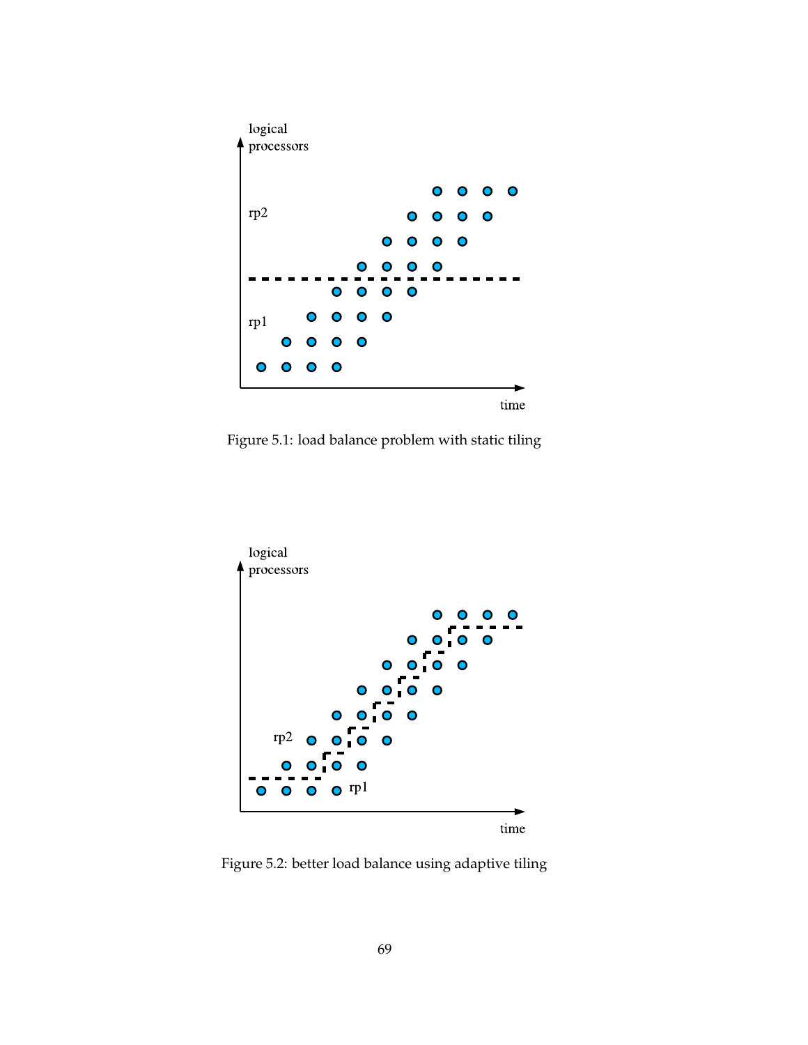Figure 5.1: load balance problem with static tiling

Figure 5.2: better load balance using adaptive tiling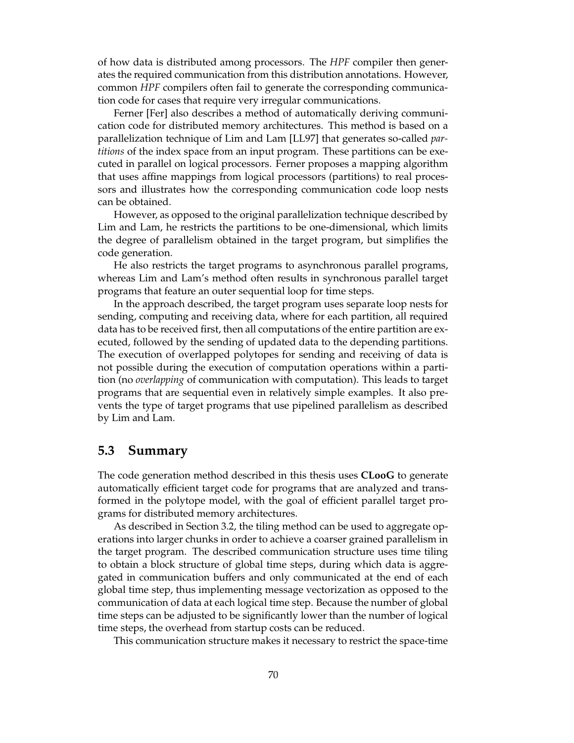of how data is distributed among processors. The *HPF* compiler then generates the required communication from this distribution annotations. However, common *HPF* compilers often fail to generate the corresponding communication code for cases that require very irregular communications.

Ferner [Fer] also describes a method of automatically deriving communication code for distributed memory architectures. This method is based on a parallelization technique of Lim and Lam [LL97] that generates so-called *partitions* of the index space from an input program. These partitions can be executed in parallel on logical processors. Ferner proposes a mapping algorithm that uses affine mappings from logical processors (partitions) to real processors and illustrates how the corresponding communication code loop nests can be obtained.

However, as opposed to the original parallelization technique described by Lim and Lam, he restricts the partitions to be one-dimensional, which limits the degree of parallelism obtained in the target program, but simplifies the code generation.

He also restricts the target programs to asynchronous parallel programs, whereas Lim and Lam's method often results in synchronous parallel target programs that feature an outer sequential loop for time steps.

In the approach described, the target program uses separate loop nests for sending, computing and receiving data, where for each partition, all required data has to be received first, then all computations of the entire partition are executed, followed by the sending of updated data to the depending partitions. The execution of overlapped polytopes for sending and receiving of data is not possible during the execution of computation operations within a partition (no *overlapping* of communication with computation). This leads to target programs that are sequential even in relatively simple examples. It also prevents the type of target programs that use pipelined parallelism as described by Lim and Lam.

## 5.3 Summary

The code generation method described in this thesis uses **CLooG** to generate automatically efficient target code for programs that are analyzed and transformed in the polytope model, with the goal of efficient parallel target programs for distributed memory architectures.

As described in Section 3.2, the tiling method can be used to aggregate operations into larger chunks in order to achieve a coarser grained parallelism in the target program. The described communication structure uses time tiling to obtain a block structure of global time steps, during which data is aggregated in communication buffers and only communicated at the end of each global time step, thus implementing message vectorization as opposed to the communication of data at each logical time step. Because the number of global time steps can be adjusted to be significantly lower than the number of logical time steps, the overhead from startup costs can be reduced.

This communication structure makes it necessary to restrict the space-time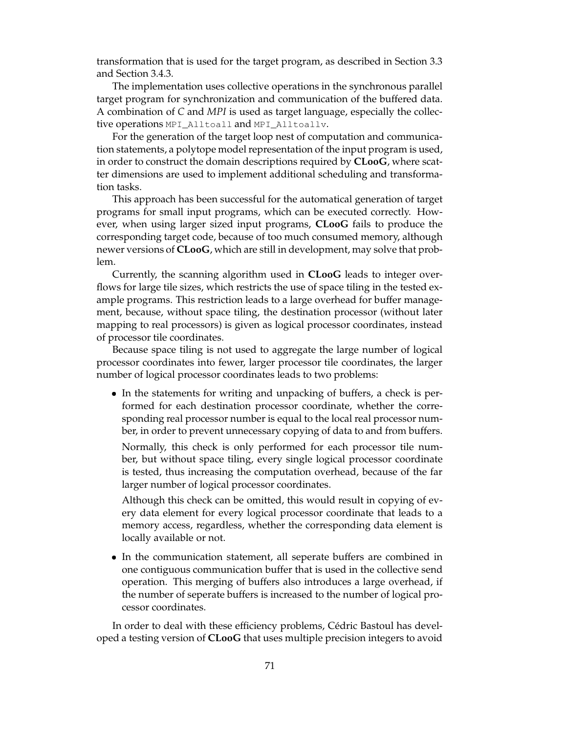transformation that is used for the target program, as described in Section 3.3 and Section 3.4.3.

The implementation uses collective operations in the synchronous parallel target program for synchronization and communication of the buffered data. A combination of *C* and *MPI* is used as target language, especially the collective operations `MPI_Alltoall` and `MPI_Alltoallv`.

For the generation of the target loop nest of computation and communication statements, a polytope model representation of the input program is used, in order to construct the domain descriptions required by **CLooG**, where scatter dimensions are used to implement additional scheduling and transformation tasks.

This approach has been successful for the automatical generation of target programs for small input programs, which can be executed correctly. However, when using larger sized input programs, **CLooG** fails to produce the corresponding target code, because of too much consumed memory, although newer versions of **CLooG**, which are still in development, may solve that problem.

Currently, the scanning algorithm used in **CLooG** leads to integer overflows for large tile sizes, which restricts the use of space tiling in the tested example programs. This restriction leads to a large overhead for buffer management, because, without space tiling, the destination processor (without later mapping to real processors) is given as logical processor coordinates, instead of processor tile coordinates.

Because space tiling is not used to aggregate the large number of logical processor coordinates into fewer, larger processor tile coordinates, the larger number of logical processor coordinates leads to two problems:

- In the statements for writing and unpacking of buffers, a check is performed for each destination processor coordinate, whether the corresponding real processor number is equal to the local real processor number, in order to prevent unnecessary copying of data to and from buffers.

  Normally, this check is only performed for each processor tile number, but without space tiling, every single logical processor coordinate is tested, thus increasing the computation overhead, because of the far larger number of logical processor coordinates.

  Although this check can be omitted, this would result in copying of every data element for every logical processor coordinate that leads to a memory access, regardless, whether the corresponding data element is locally available or not.

- In the communication statement, all seperate buffers are combined in one contiguous communication buffer that is used in the collective send operation. This merging of buffers also introduces a large overhead, if the number of seperate buffers is increased to the number of logical processor coordinates.

In order to deal with these efficiency problems, Cédric Bastoul has developed a testing version of **CLooG** that uses multiple precision integers to avoid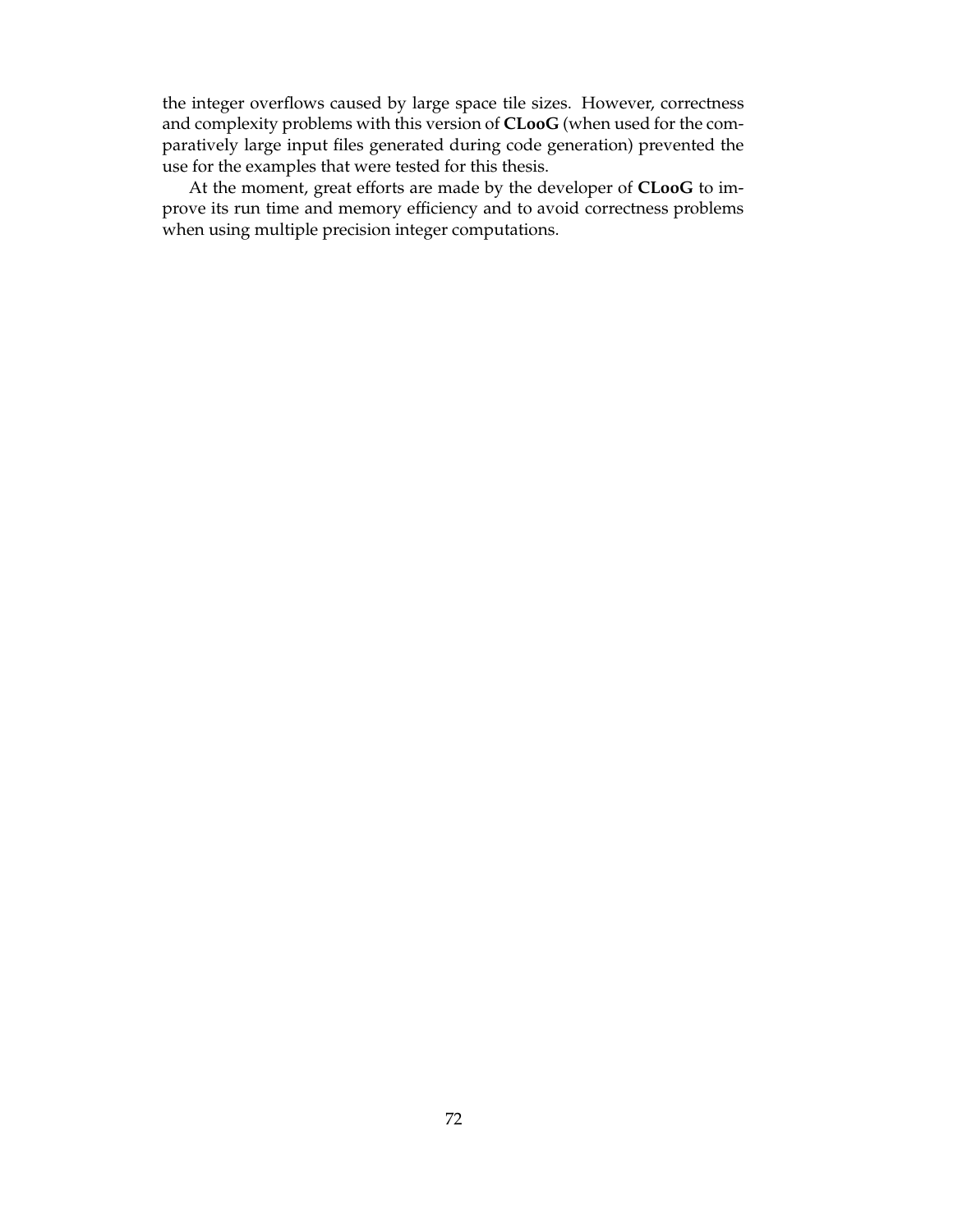the integer overflows caused by large space tile sizes. However, correctness and complexity problems with this version of **CLooG** (when used for the comparatively large input files generated during code generation) prevented the use for the examples that were tested for this thesis.

At the moment, great efforts are made by the developer of **CLooG** to improve its run time and memory efficiency and to avoid correctness problems when using multiple precision integer computations.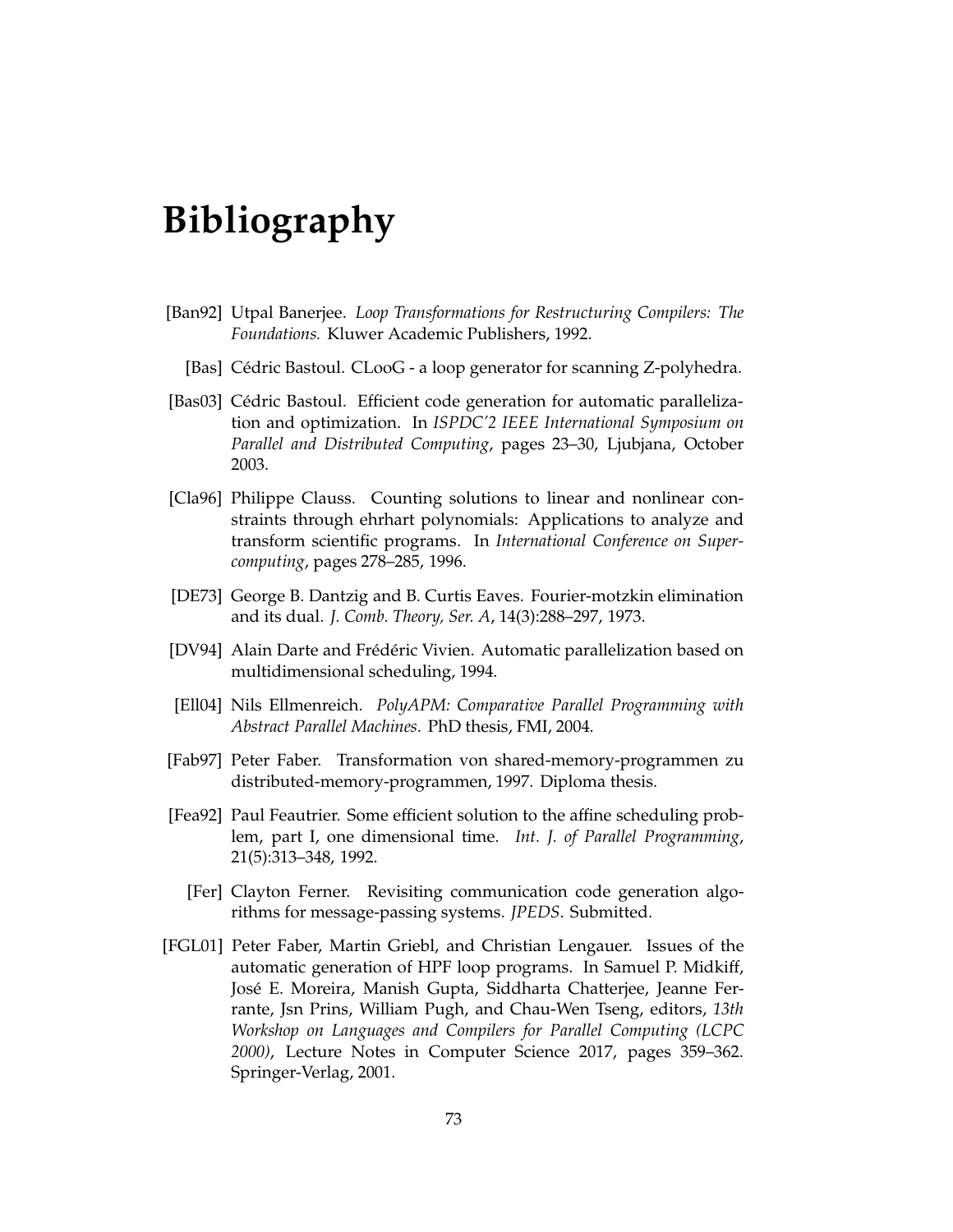# Bibliography

[Ban92] Utpal Banerjee. *Loop Transformations for Restructuring Compilers: The Foundations.* Kluwer Academic Publishers, 1992.

[Bas] Cédric Bastoul. CLooG - a loop generator for scanning Z-polyhedra.

[Bas03] Cédric Bastoul. Efficient code generation for automatic parallelization and optimization. In *ISPDC'2 IEEE International Symposium on Parallel and Distributed Computing*, pages 23–30, Ljubjana, October 2003.

[Cla96] Philippe Clauss. Counting solutions to linear and nonlinear constraints through ehrhart polynomials: Applications to analyze and transform scientific programs. In *International Conference on Supercomputing*, pages 278–285, 1996.

[DE73] George B. Dantzig and B. Curtis Eaves. Fourier-motzkin elimination and its dual. *J. Comb. Theory, Ser. A*, 14(3):288–297, 1973.

[DV94] Alain Darte and Frédéric Vivien. Automatic parallelization based on multidimensional scheduling, 1994.

[Ell04] Nils Ellmenreich. *PolyAPM: Comparative Parallel Programming with Abstract Parallel Machines*. PhD thesis, FMI, 2004.

[Fab97] Peter Faber. Transformation von shared-memory-programmen zu distributed-memory-programmen, 1997. Diploma thesis.

[Fea92] Paul Feautrier. Some efficient solution to the affine scheduling problem, part I, one dimensional time. *Int. J. of Parallel Programming*, 21(5):313–348, 1992.

[Fer] Clayton Ferner. Revisiting communication code generation algorithms for message-passing systems. *JPEDS*. Submitted.

[FGL01] Peter Faber, Martin Griebl, and Christian Lengauer. Issues of the automatic generation of HPF loop programs. In Samuel P. Midkiff, José E. Moreira, Manish Gupta, Siddharta Chatterjee, Jeanne Ferrante, Jsn Prins, William Pugh, and Chau-Wen Tseng, editors, *13th Workshop on Languages and Compilers for Parallel Computing (LCPC 2000)*, Lecture Notes in Computer Science 2017, pages 359–362. Springer-Verlag, 2001.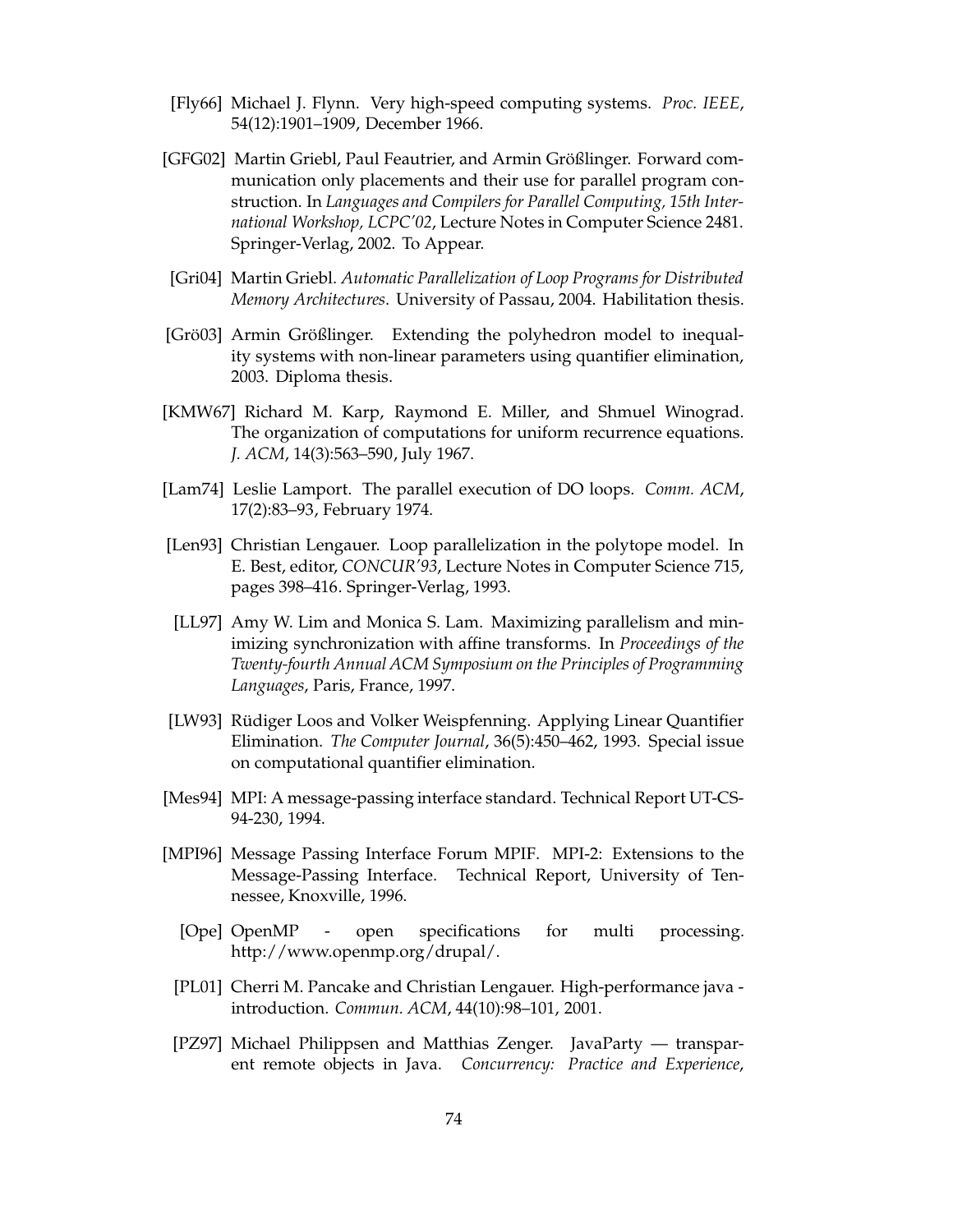[Fly66] Michael J. Flynn. Very high-speed computing systems. *Proc. IEEE*, 54(12):1901–1909, December 1966.

[GFG02] Martin Griebl, Paul Feautrier, and Armin Größlinger. Forward communication only placements and their use for parallel program construction. In *Languages and Compilers for Parallel Computing, 15th International Workshop, LCPC'02*, Lecture Notes in Computer Science 2481. Springer-Verlag, 2002. To Appear.

[Gri04] Martin Griebl. *Automatic Parallelization of Loop Programs for Distributed Memory Architectures*. University of Passau, 2004. Habilitation thesis.

[Grö03] Armin Größlinger. Extending the polyhedron model to inequality systems with non-linear parameters using quantifier elimination, 2003. Diploma thesis.

[KMW67] Richard M. Karp, Raymond E. Miller, and Shmuel Winograd. The organization of computations for uniform recurrence equations. *J. ACM*, 14(3):563–590, July 1967.

[Lam74] Leslie Lamport. The parallel execution of DO loops. *Comm. ACM*, 17(2):83–93, February 1974.

[Len93] Christian Lengauer. Loop parallelization in the polytope model. In E. Best, editor, *CONCUR'93*, Lecture Notes in Computer Science 715, pages 398–416. Springer-Verlag, 1993.

[LL97] Amy W. Lim and Monica S. Lam. Maximizing parallelism and minimizing synchronization with affine transforms. In *Proceedings of the Twenty-fourth Annual ACM Symposium on the Principles of Programming Languages*, Paris, France, 1997.

[LW93] Rüdiger Loos and Volker Weispfenning. Applying Linear Quantifier Elimination. *The Computer Journal*, 36(5):450–462, 1993. Special issue on computational quantifier elimination.

[Mes94] MPI: A message-passing interface standard. Technical Report UT-CS-94-230, 1994.

[MPI96] Message Passing Interface Forum MPIF. MPI-2: Extensions to the Message-Passing Interface. Technical Report, University of Tennessee, Knoxville, 1996.

[Ope] OpenMP - open specifications for multi processing. http://www.openmp.org/drupal/.

[PL01] Cherri M. Pancake and Christian Lengauer. High-performance java - introduction. *Commun. ACM*, 44(10):98–101, 2001.

[PZ97] Michael Philippsen and Matthias Zenger. JavaParty — transparent remote objects in Java. *Concurrency: Practice and Experience*,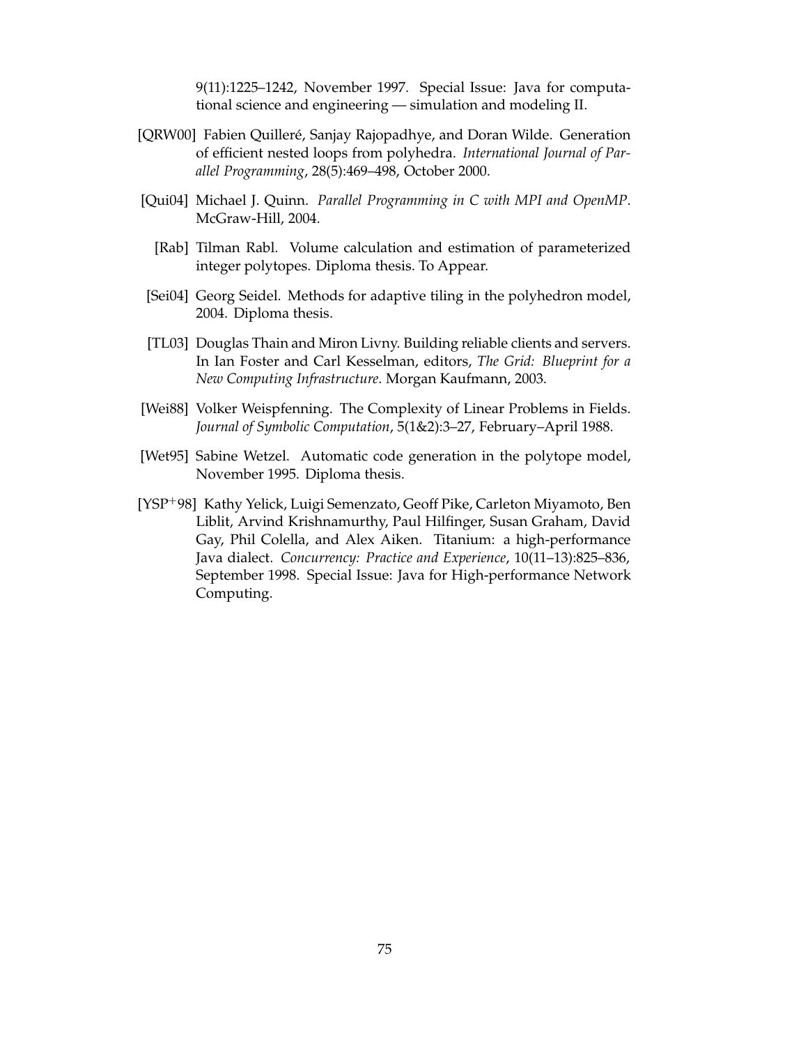9(11):1225–1242, November 1997. Special Issue: Java for computational science and engineering — simulation and modeling II.

[QRW00] Fabien Quilleré, Sanjay Rajopadhye, and Doran Wilde. Generation of efficient nested loops from polyhedra. *International Journal of Parallel Programming*, 28(5):469–498, October 2000.

[Qui04] Michael J. Quinn. *Parallel Programming in C with MPI and OpenMP*. McGraw-Hill, 2004.

[Rab] Tilman Rabl. Volume calculation and estimation of parameterized integer polytopes. Diploma thesis. To Appear.

[Sei04] Georg Seidel. Methods for adaptive tiling in the polyhedron model, 2004. Diploma thesis.

[TL03] Douglas Thain and Miron Livny. Building reliable clients and servers. In Ian Foster and Carl Kesselman, editors, *The Grid: Blueprint for a New Computing Infrastructure*. Morgan Kaufmann, 2003.

[Wei88] Volker Weispfenning. The Complexity of Linear Problems in Fields. *Journal of Symbolic Computation*, 5(1&2):3–27, February–April 1988.

[Wet95] Sabine Wetzel. Automatic code generation in the polytope model, November 1995. Diploma thesis.

[YSP+98] Kathy Yelick, Luigi Semenzato, Geoff Pike, Carleton Miyamoto, Ben Liblit, Arvind Krishnamurthy, Paul Hilfinger, Susan Graham, David Gay, Phil Colella, and Alex Aiken. Titanium: a high-performance Java dialect. *Concurrency: Practice and Experience*, 10(11–13):825–836, September 1998. Special Issue: Java for High-performance Network Computing.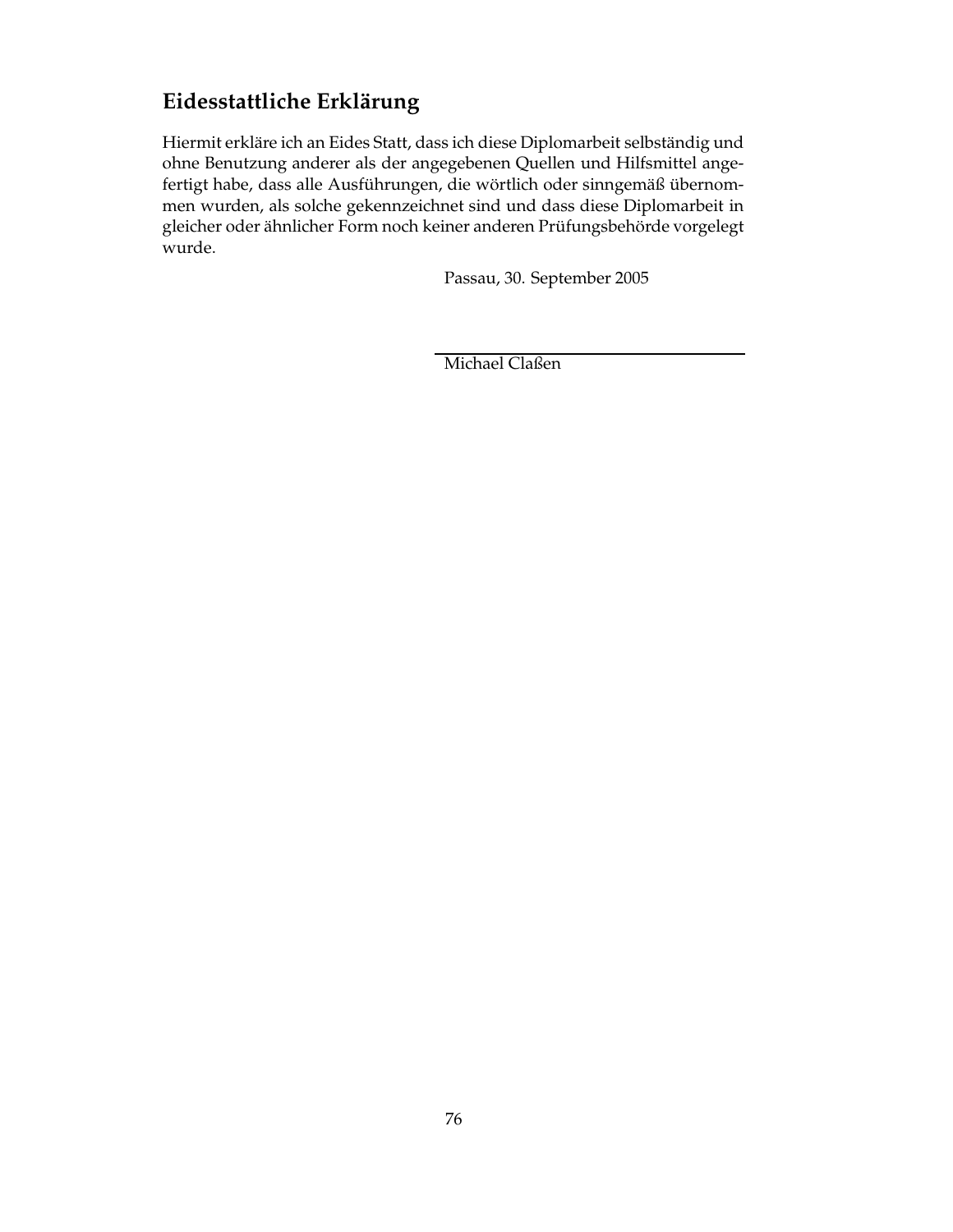## Eidesstattliche Erklärung

Hiermit erkläre ich an Eides Statt, dass ich diese Diplomarbeit selbständig und ohne Benutzung anderer als der angegebenen Quellen und Hilfsmittel angefertigt habe, dass alle Ausführungen, die wörtlich oder sinngemäß übernommen wurden, als solche gekennzeichnet sind und dass diese Diplomarbeit in gleicher oder ähnlicher Form noch keiner anderen Prüfungsbehörde vorgelegt wurde.

Passau, 30. September 2005

Michael Claßen